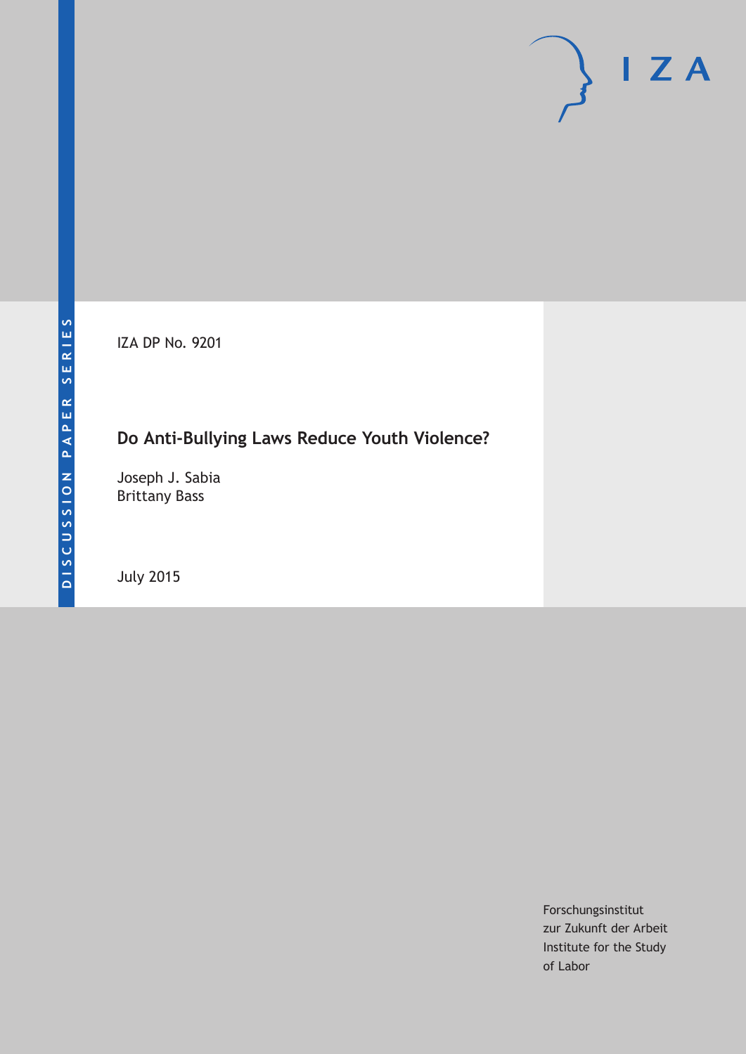DISCUSSION PAPER SERIES

IZA DP No. 9201

# Do Anti-Bullying Laws Reduce Youth Violence?

Joseph J. Sabia
Brittany Bass

July 2015

Forschungsinstitut
zur Zukunft der Arbeit
Institute for the Study
of Labor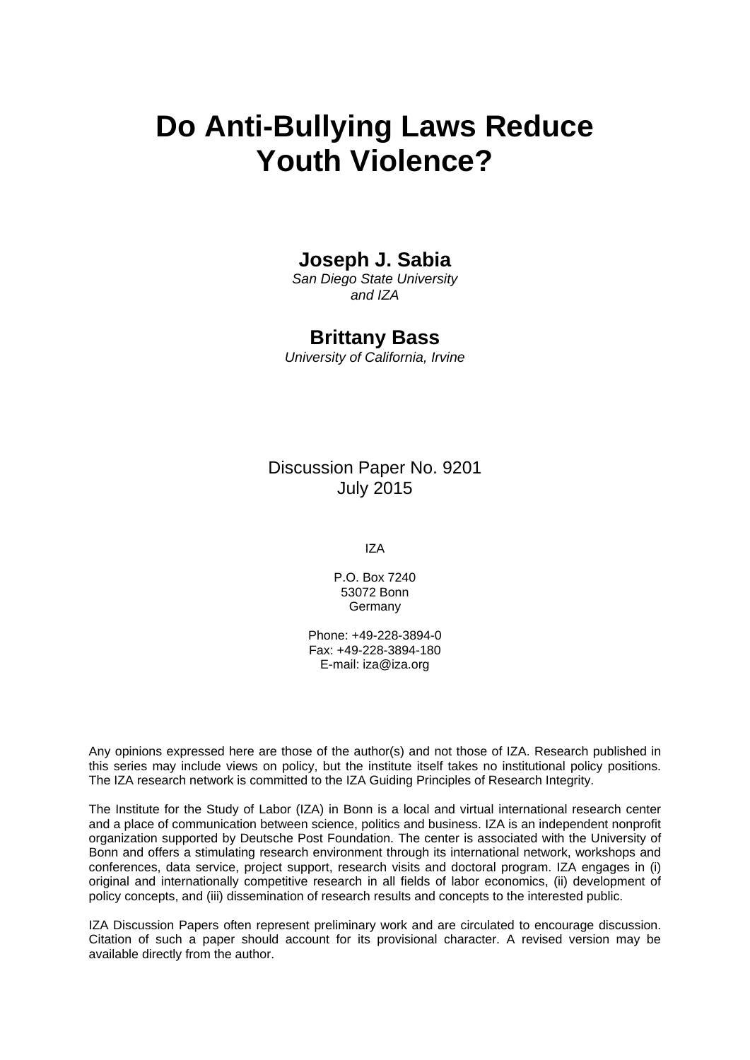# Do Anti-Bullying Laws Reduce Youth Violence?

**Joseph J. Sabia**

*San Diego State University and IZA*

**Brittany Bass**

*University of California, Irvine*

Discussion Paper No. 9201
July 2015

IZA

P.O. Box 7240
53072 Bonn
Germany

Phone: +49-228-3894-0
Fax: +49-228-3894-180
E-mail: iza@iza.org

Any opinions expressed here are those of the author(s) and not those of IZA. Research published in this series may include views on policy, but the institute itself takes no institutional policy positions. The IZA research network is committed to the IZA Guiding Principles of Research Integrity.

The Institute for the Study of Labor (IZA) in Bonn is a local and virtual international research center and a place of communication between science, politics and business. IZA is an independent nonprofit organization supported by Deutsche Post Foundation. The center is associated with the University of Bonn and offers a stimulating research environment through its international network, workshops and conferences, data service, project support, research visits and doctoral program. IZA engages in (i) original and internationally competitive research in all fields of labor economics, (ii) development of policy concepts, and (iii) dissemination of research results and concepts to the interested public.

IZA Discussion Papers often represent preliminary work and are circulated to encourage discussion. Citation of such a paper should account for its provisional character. A revised version may be available directly from the author.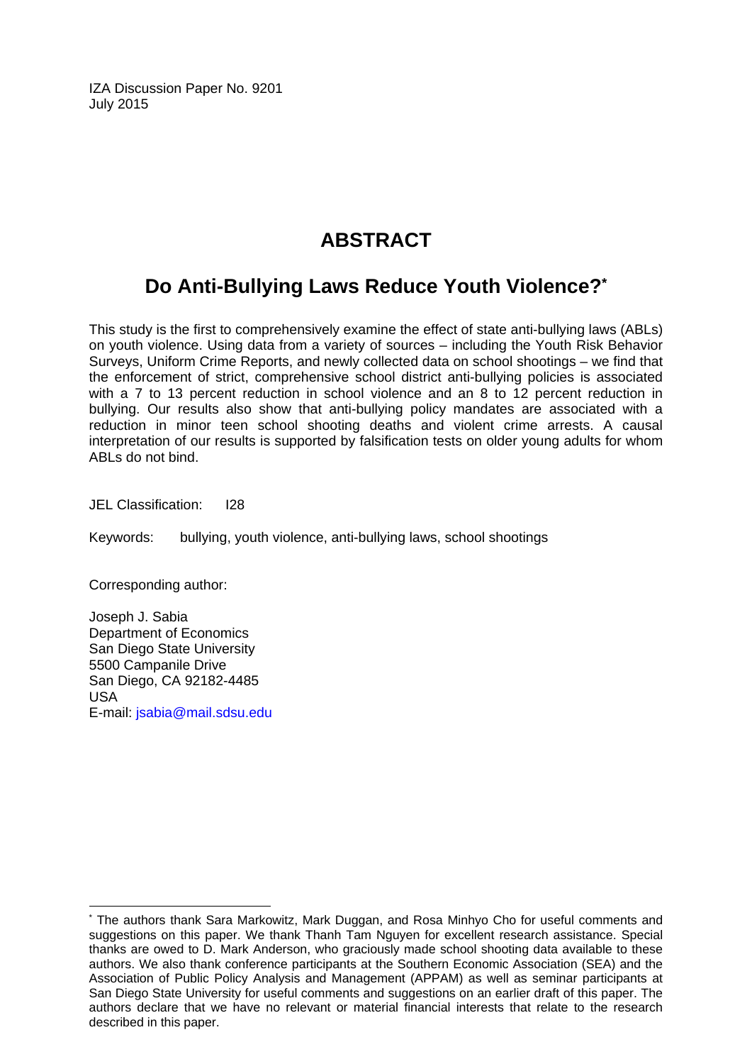IZA Discussion Paper No. 9201
July 2015

# ABSTRACT

## Do Anti-Bullying Laws Reduce Youth Violence?*

This study is the first to comprehensively examine the effect of state anti-bullying laws (ABLs) on youth violence. Using data from a variety of sources – including the Youth Risk Behavior Surveys, Uniform Crime Reports, and newly collected data on school shootings – we find that the enforcement of strict, comprehensive school district anti-bullying policies is associated with a 7 to 13 percent reduction in school violence and an 8 to 12 percent reduction in bullying. Our results also show that anti-bullying policy mandates are associated with a reduction in minor teen school shooting deaths and violent crime arrests. A causal interpretation of our results is supported by falsification tests on older young adults for whom ABLs do not bind.

JEL Classification: I28

Keywords: bullying, youth violence, anti-bullying laws, school shootings

Corresponding author:

Joseph J. Sabia
Department of Economics
San Diego State University
5500 Campanile Drive
San Diego, CA 92182-4485
USA
E-mail: jsabia@mail.sdsu.edu

---

* The authors thank Sara Markowitz, Mark Duggan, and Rosa Minhyo Cho for useful comments and suggestions on this paper. We thank Thanh Tam Nguyen for excellent research assistance. Special thanks are owed to D. Mark Anderson, who graciously made school shooting data available to these authors. We also thank conference participants at the Southern Economic Association (SEA) and the Association of Public Policy Analysis and Management (APPAM) as well as seminar participants at San Diego State University for useful comments and suggestions on an earlier draft of this paper. The authors declare that we have no relevant or material financial interests that relate to the research described in this paper.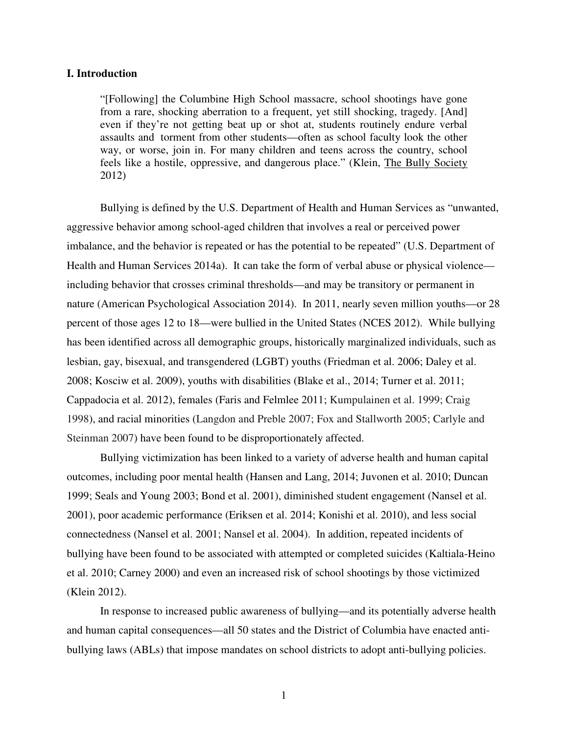## I. Introduction

> "[Following] the Columbine High School massacre, school shootings have gone from a rare, shocking aberration to a frequent, yet still shocking, tragedy. [And] even if they're not getting beat up or shot at, students routinely endure verbal assaults and torment from other students—often as school faculty look the other way, or worse, join in. For many children and teens across the country, school feels like a hostile, oppressive, and dangerous place." (Klein, The Bully Society 2012)

Bullying is defined by the U.S. Department of Health and Human Services as "unwanted, aggressive behavior among school-aged children that involves a real or perceived power imbalance, and the behavior is repeated or has the potential to be repeated" (U.S. Department of Health and Human Services 2014a). It can take the form of verbal abuse or physical violence—including behavior that crosses criminal thresholds—and may be transitory or permanent in nature (American Psychological Association 2014). In 2011, nearly seven million youths—or 28 percent of those ages 12 to 18—were bullied in the United States (NCES 2012). While bullying has been identified across all demographic groups, historically marginalized individuals, such as lesbian, gay, bisexual, and transgendered (LGBT) youths (Friedman et al. 2006; Daley et al. 2008; Kosciw et al. 2009), youths with disabilities (Blake et al., 2014; Turner et al. 2011; Cappadocia et al. 2012), females (Faris and Felmlee 2011; Kumpulainen et al. 1999; Craig 1998), and racial minorities (Langdon and Preble 2007; Fox and Stallworth 2005; Carlyle and Steinman 2007) have been found to be disproportionately affected.

Bullying victimization has been linked to a variety of adverse health and human capital outcomes, including poor mental health (Hansen and Lang, 2014; Juvonen et al. 2010; Duncan 1999; Seals and Young 2003; Bond et al. 2001), diminished student engagement (Nansel et al. 2001), poor academic performance (Eriksen et al. 2014; Konishi et al. 2010), and less social connectedness (Nansel et al. 2001; Nansel et al. 2004). In addition, repeated incidents of bullying have been found to be associated with attempted or completed suicides (Kaltiala-Heino et al. 2010; Carney 2000) and even an increased risk of school shootings by those victimized (Klein 2012).

In response to increased public awareness of bullying—and its potentially adverse health and human capital consequences—all 50 states and the District of Columbia have enacted anti-bullying laws (ABLs) that impose mandates on school districts to adopt anti-bullying policies.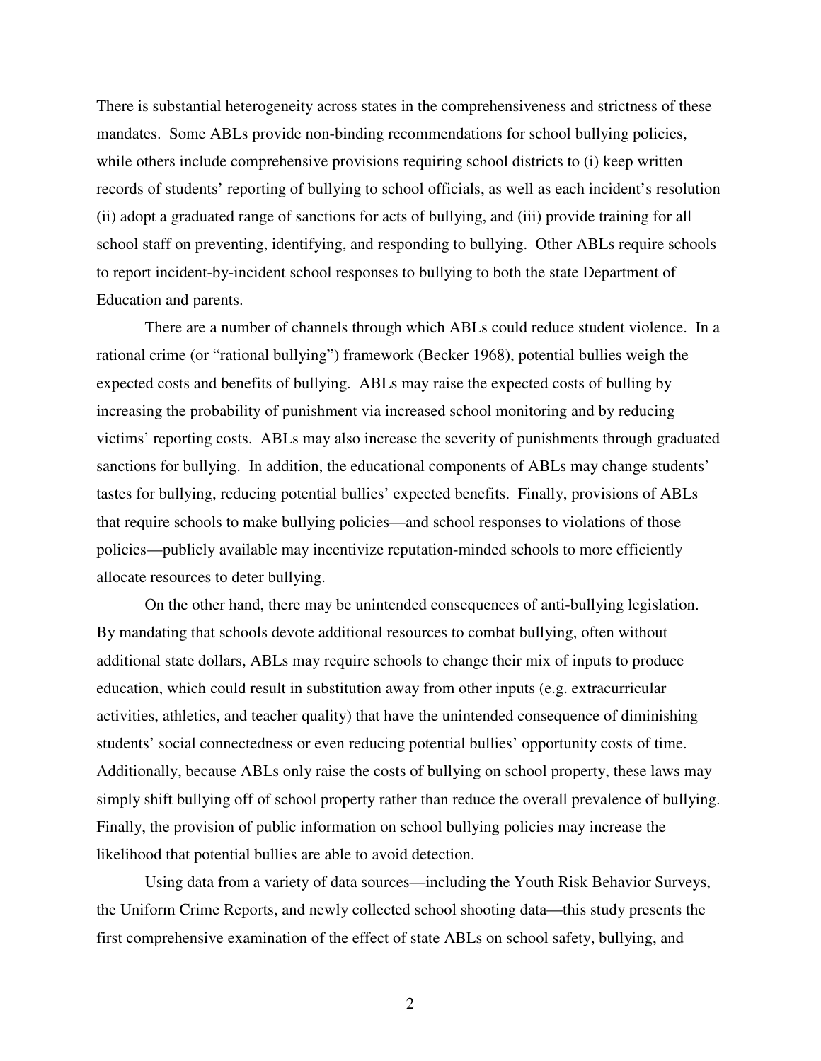There is substantial heterogeneity across states in the comprehensiveness and strictness of these mandates. Some ABLs provide non-binding recommendations for school bullying policies, while others include comprehensive provisions requiring school districts to (i) keep written records of students' reporting of bullying to school officials, as well as each incident's resolution (ii) adopt a graduated range of sanctions for acts of bullying, and (iii) provide training for all school staff on preventing, identifying, and responding to bullying. Other ABLs require schools to report incident-by-incident school responses to bullying to both the state Department of Education and parents.

There are a number of channels through which ABLs could reduce student violence. In a rational crime (or "rational bullying") framework (Becker 1968), potential bullies weigh the expected costs and benefits of bullying. ABLs may raise the expected costs of bulling by increasing the probability of punishment via increased school monitoring and by reducing victims' reporting costs. ABLs may also increase the severity of punishments through graduated sanctions for bullying. In addition, the educational components of ABLs may change students' tastes for bullying, reducing potential bullies' expected benefits. Finally, provisions of ABLs that require schools to make bullying policies—and school responses to violations of those policies—publicly available may incentivize reputation-minded schools to more efficiently allocate resources to deter bullying.

On the other hand, there may be unintended consequences of anti-bullying legislation. By mandating that schools devote additional resources to combat bullying, often without additional state dollars, ABLs may require schools to change their mix of inputs to produce education, which could result in substitution away from other inputs (e.g. extracurricular activities, athletics, and teacher quality) that have the unintended consequence of diminishing students' social connectedness or even reducing potential bullies' opportunity costs of time. Additionally, because ABLs only raise the costs of bullying on school property, these laws may simply shift bullying off of school property rather than reduce the overall prevalence of bullying. Finally, the provision of public information on school bullying policies may increase the likelihood that potential bullies are able to avoid detection.

Using data from a variety of data sources—including the Youth Risk Behavior Surveys, the Uniform Crime Reports, and newly collected school shooting data—this study presents the first comprehensive examination of the effect of state ABLs on school safety, bullying, and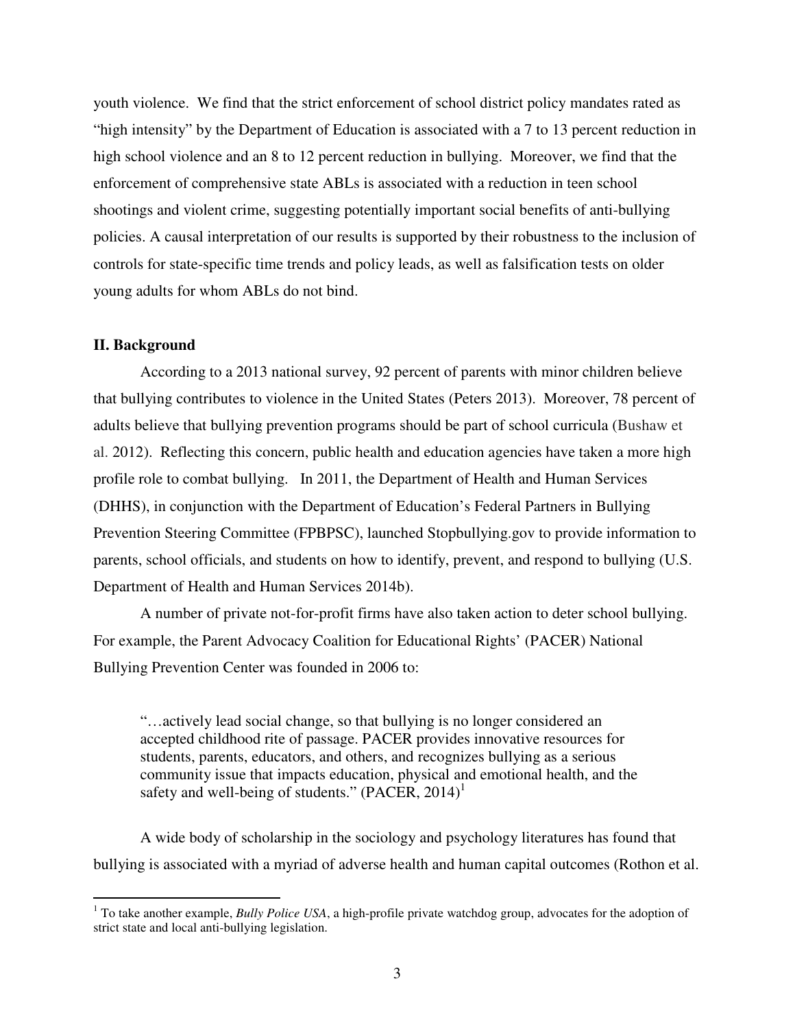youth violence. We find that the strict enforcement of school district policy mandates rated as "high intensity" by the Department of Education is associated with a 7 to 13 percent reduction in high school violence and an 8 to 12 percent reduction in bullying. Moreover, we find that the enforcement of comprehensive state ABLs is associated with a reduction in teen school shootings and violent crime, suggesting potentially important social benefits of anti-bullying policies. A causal interpretation of our results is supported by their robustness to the inclusion of controls for state-specific time trends and policy leads, as well as falsification tests on older young adults for whom ABLs do not bind.

## II. Background

According to a 2013 national survey, 92 percent of parents with minor children believe that bullying contributes to violence in the United States (Peters 2013). Moreover, 78 percent of adults believe that bullying prevention programs should be part of school curricula (Bushaw et al. 2012). Reflecting this concern, public health and education agencies have taken a more high profile role to combat bullying. In 2011, the Department of Health and Human Services (DHHS), in conjunction with the Department of Education's Federal Partners in Bullying Prevention Steering Committee (FPBPSC), launched Stopbullying.gov to provide information to parents, school officials, and students on how to identify, prevent, and respond to bullying (U.S. Department of Health and Human Services 2014b).

A number of private not-for-profit firms have also taken action to deter school bullying. For example, the Parent Advocacy Coalition for Educational Rights' (PACER) National Bullying Prevention Center was founded in 2006 to:

> "…actively lead social change, so that bullying is no longer considered an accepted childhood rite of passage. PACER provides innovative resources for students, parents, educators, and others, and recognizes bullying as a serious community issue that impacts education, physical and emotional health, and the safety and well-being of students." (PACER, 2014)[1]

A wide body of scholarship in the sociology and psychology literatures has found that bullying is associated with a myriad of adverse health and human capital outcomes (Rothon et al.

[1] To take another example, *Bully Police USA*, a high-profile private watchdog group, advocates for the adoption of strict state and local anti-bullying legislation.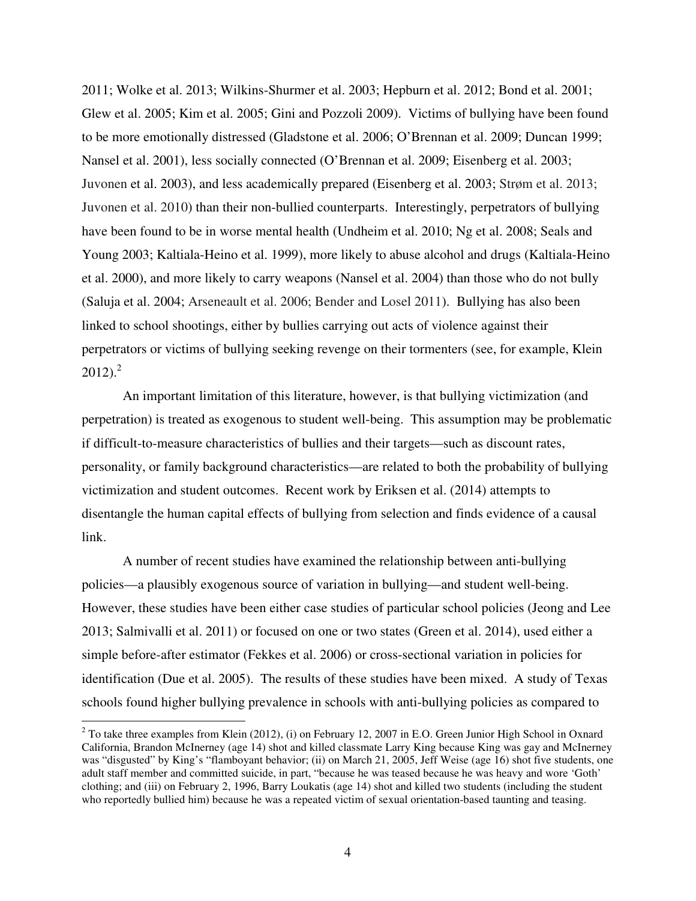2011; Wolke et al. 2013; Wilkins-Shurmer et al. 2003; Hepburn et al. 2012; Bond et al. 2001; Glew et al. 2005; Kim et al. 2005; Gini and Pozzoli 2009). Victims of bullying have been found to be more emotionally distressed (Gladstone et al. 2006; O'Brennan et al. 2009; Duncan 1999; Nansel et al. 2001), less socially connected (O'Brennan et al. 2009; Eisenberg et al. 2003; Juvonen et al. 2003), and less academically prepared (Eisenberg et al. 2003; Strøm et al. 2013; Juvonen et al. 2010) than their non-bullied counterparts. Interestingly, perpetrators of bullying have been found to be in worse mental health (Undheim et al. 2010; Ng et al. 2008; Seals and Young 2003; Kaltiala-Heino et al. 1999), more likely to abuse alcohol and drugs (Kaltiala-Heino et al. 2000), and more likely to carry weapons (Nansel et al. 2004) than those who do not bully (Saluja et al. 2004; Arseneault et al. 2006; Bender and Losel 2011). Bullying has also been linked to school shootings, either by bullies carrying out acts of violence against their perpetrators or victims of bullying seeking revenge on their tormenters (see, for example, Klein 2012).[2]

An important limitation of this literature, however, is that bullying victimization (and perpetration) is treated as exogenous to student well-being. This assumption may be problematic if difficult-to-measure characteristics of bullies and their targets—such as discount rates, personality, or family background characteristics—are related to both the probability of bullying victimization and student outcomes. Recent work by Eriksen et al. (2014) attempts to disentangle the human capital effects of bullying from selection and finds evidence of a causal link.

A number of recent studies have examined the relationship between anti-bullying policies—a plausibly exogenous source of variation in bullying—and student well-being. However, these studies have been either case studies of particular school policies (Jeong and Lee 2013; Salmivalli et al. 2011) or focused on one or two states (Green et al. 2014), used either a simple before-after estimator (Fekkes et al. 2006) or cross-sectional variation in policies for identification (Due et al. 2005). The results of these studies have been mixed. A study of Texas schools found higher bullying prevalence in schools with anti-bullying policies as compared to

[2] To take three examples from Klein (2012), (i) on February 12, 2007 in E.O. Green Junior High School in Oxnard California, Brandon McInerney (age 14) shot and killed classmate Larry King because King was gay and McInerney was "disgusted" by King's "flamboyant behavior; (ii) on March 21, 2005, Jeff Weise (age 16) shot five students, one adult staff member and committed suicide, in part, "because he was teased because he was heavy and wore 'Goth' clothing; and (iii) on February 2, 1996, Barry Loukatis (age 14) shot and killed two students (including the student who reportedly bullied him) because he was a repeated victim of sexual orientation-based taunting and teasing.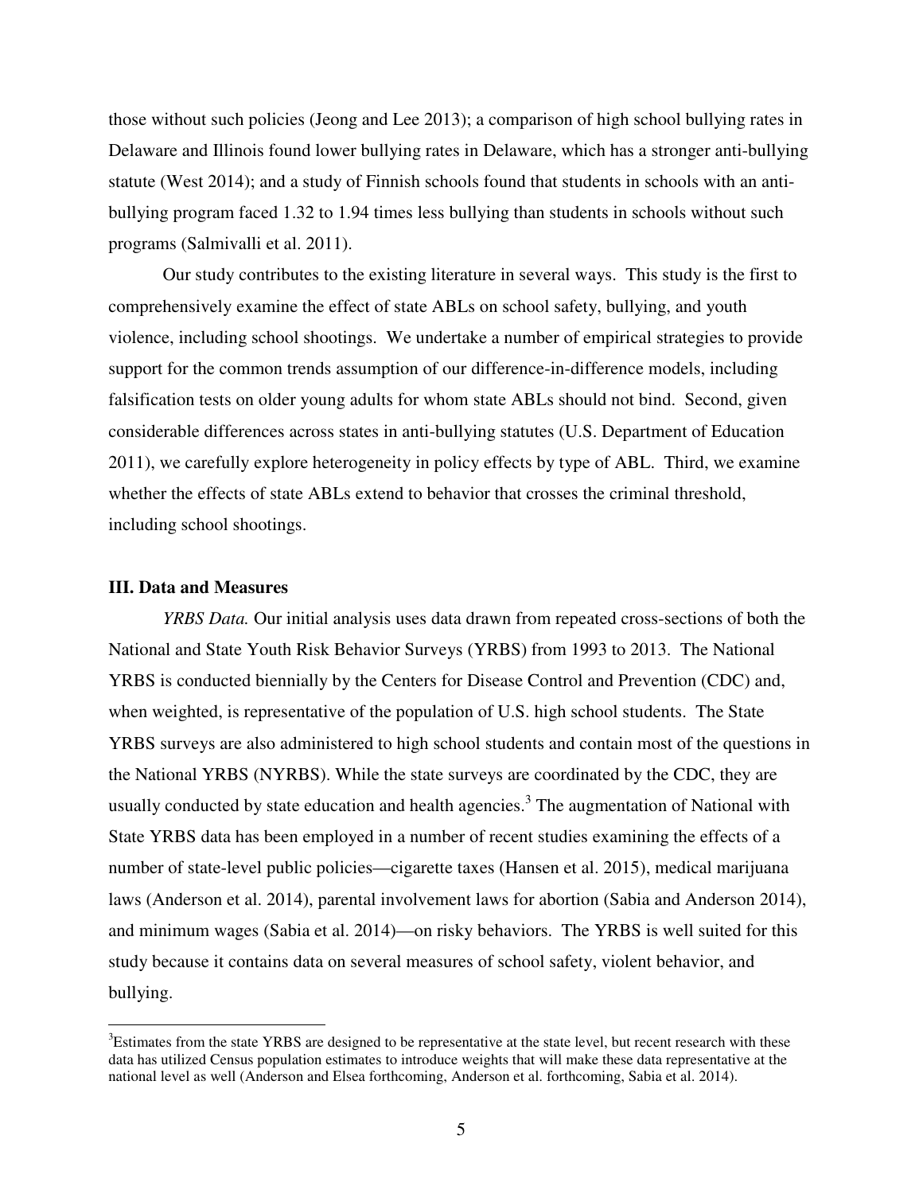those without such policies (Jeong and Lee 2013); a comparison of high school bullying rates in Delaware and Illinois found lower bullying rates in Delaware, which has a stronger anti-bullying statute (West 2014); and a study of Finnish schools found that students in schools with an anti-bullying program faced 1.32 to 1.94 times less bullying than students in schools without such programs (Salmivalli et al. 2011).

Our study contributes to the existing literature in several ways. This study is the first to comprehensively examine the effect of state ABLs on school safety, bullying, and youth violence, including school shootings. We undertake a number of empirical strategies to provide support for the common trends assumption of our difference-in-difference models, including falsification tests on older young adults for whom state ABLs should not bind. Second, given considerable differences across states in anti-bullying statutes (U.S. Department of Education 2011), we carefully explore heterogeneity in policy effects by type of ABL. Third, we examine whether the effects of state ABLs extend to behavior that crosses the criminal threshold, including school shootings.

### III. Data and Measures

*YRBS Data.* Our initial analysis uses data drawn from repeated cross-sections of both the National and State Youth Risk Behavior Surveys (YRBS) from 1993 to 2013. The National YRBS is conducted biennially by the Centers for Disease Control and Prevention (CDC) and, when weighted, is representative of the population of U.S. high school students. The State YRBS surveys are also administered to high school students and contain most of the questions in the National YRBS (NYRBS). While the state surveys are coordinated by the CDC, they are usually conducted by state education and health agencies.[3] The augmentation of National with State YRBS data has been employed in a number of recent studies examining the effects of a number of state-level public policies—cigarette taxes (Hansen et al. 2015), medical marijuana laws (Anderson et al. 2014), parental involvement laws for abortion (Sabia and Anderson 2014), and minimum wages (Sabia et al. 2014)—on risky behaviors. The YRBS is well suited for this study because it contains data on several measures of school safety, violent behavior, and bullying.

[3]Estimates from the state YRBS are designed to be representative at the state level, but recent research with these data has utilized Census population estimates to introduce weights that will make these data representative at the national level as well (Anderson and Elsea forthcoming, Anderson et al. forthcoming, Sabia et al. 2014).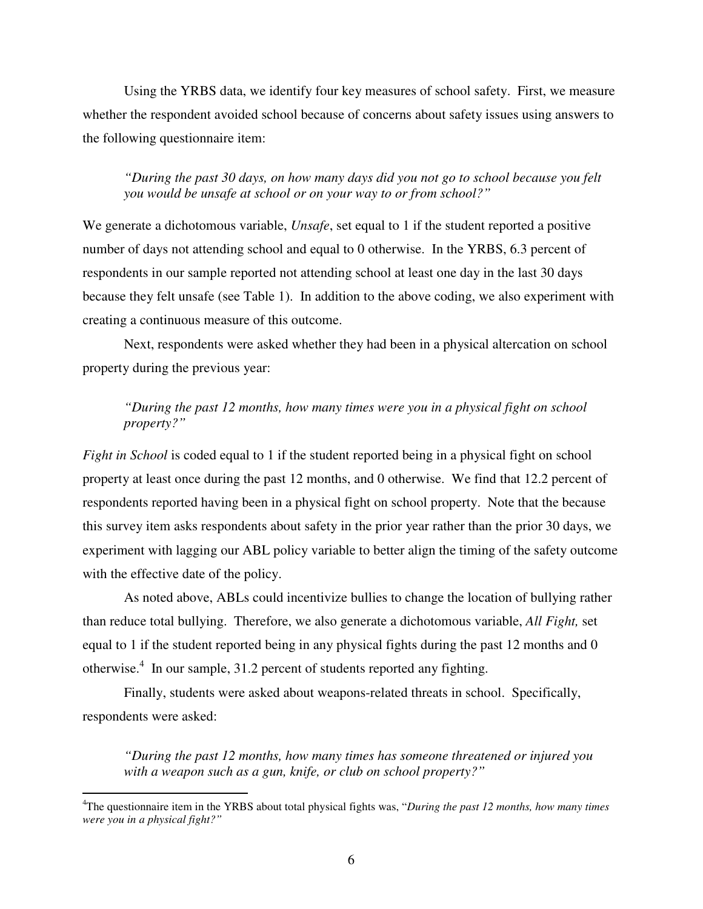Using the YRBS data, we identify four key measures of school safety. First, we measure whether the respondent avoided school because of concerns about safety issues using answers to the following questionnaire item:

> *"During the past 30 days, on how many days did you not go to school because you felt you would be unsafe at school or on your way to or from school?"*

We generate a dichotomous variable, *Unsafe*, set equal to 1 if the student reported a positive number of days not attending school and equal to 0 otherwise. In the YRBS, 6.3 percent of respondents in our sample reported not attending school at least one day in the last 30 days because they felt unsafe (see Table 1). In addition to the above coding, we also experiment with creating a continuous measure of this outcome.

Next, respondents were asked whether they had been in a physical altercation on school property during the previous year:

> *"During the past 12 months, how many times were you in a physical fight on school property?"*

*Fight in School* is coded equal to 1 if the student reported being in a physical fight on school property at least once during the past 12 months, and 0 otherwise. We find that 12.2 percent of respondents reported having been in a physical fight on school property. Note that the because this survey item asks respondents about safety in the prior year rather than the prior 30 days, we experiment with lagging our ABL policy variable to better align the timing of the safety outcome with the effective date of the policy.

As noted above, ABLs could incentivize bullies to change the location of bullying rather than reduce total bullying. Therefore, we also generate a dichotomous variable, *All Fight,* set equal to 1 if the student reported being in any physical fights during the past 12 months and 0 otherwise.[4] In our sample, 31.2 percent of students reported any fighting.

Finally, students were asked about weapons-related threats in school. Specifically, respondents were asked:

> *"During the past 12 months, how many times has someone threatened or injured you with a weapon such as a gun, knife, or club on school property?"*

---

[4]The questionnaire item in the YRBS about total physical fights was, "*During the past 12 months, how many times were you in a physical fight?"*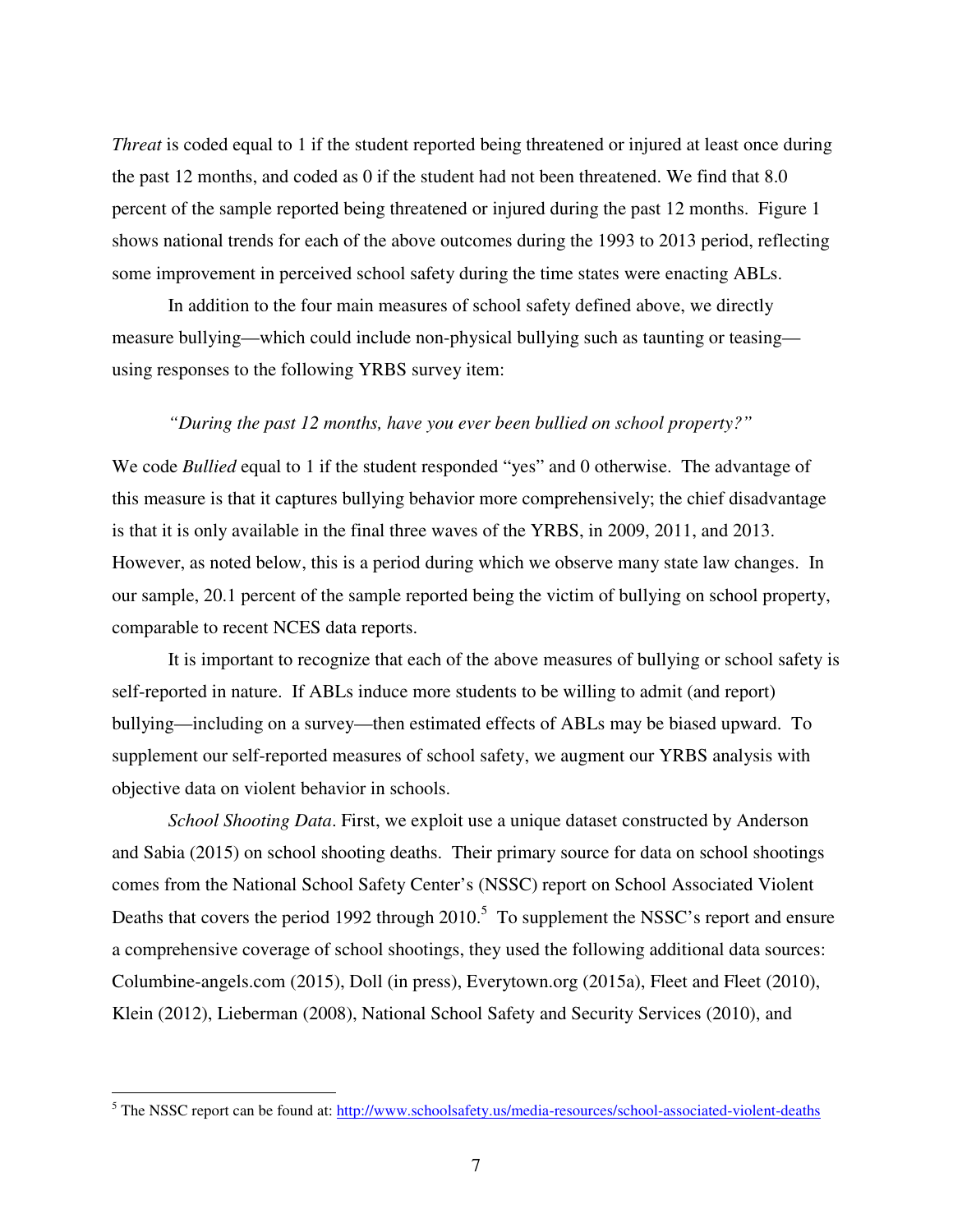*Threat* is coded equal to 1 if the student reported being threatened or injured at least once during the past 12 months, and coded as 0 if the student had not been threatened. We find that 8.0 percent of the sample reported being threatened or injured during the past 12 months. Figure 1 shows national trends for each of the above outcomes during the 1993 to 2013 period, reflecting some improvement in perceived school safety during the time states were enacting ABLs.

In addition to the four main measures of school safety defined above, we directly measure bullying—which could include non-physical bullying such as taunting or teasing—using responses to the following YRBS survey item:

*"During the past 12 months, have you ever been bullied on school property?"*

We code *Bullied* equal to 1 if the student responded "yes" and 0 otherwise. The advantage of this measure is that it captures bullying behavior more comprehensively; the chief disadvantage is that it is only available in the final three waves of the YRBS, in 2009, 2011, and 2013. However, as noted below, this is a period during which we observe many state law changes. In our sample, 20.1 percent of the sample reported being the victim of bullying on school property, comparable to recent NCES data reports.

It is important to recognize that each of the above measures of bullying or school safety is self-reported in nature. If ABLs induce more students to be willing to admit (and report) bullying—including on a survey—then estimated effects of ABLs may be biased upward. To supplement our self-reported measures of school safety, we augment our YRBS analysis with objective data on violent behavior in schools.

*School Shooting Data*. First, we exploit use a unique dataset constructed by Anderson and Sabia (2015) on school shooting deaths. Their primary source for data on school shootings comes from the National School Safety Center's (NSSC) report on School Associated Violent Deaths that covers the period 1992 through 2010.[5] To supplement the NSSC's report and ensure a comprehensive coverage of school shootings, they used the following additional data sources: Columbine-angels.com (2015), Doll (in press), Everytown.org (2015a), Fleet and Fleet (2010), Klein (2012), Lieberman (2008), National School Safety and Security Services (2010), and

[5] The NSSC report can be found at: http://www.schoolsafety.us/media-resources/school-associated-violent-deaths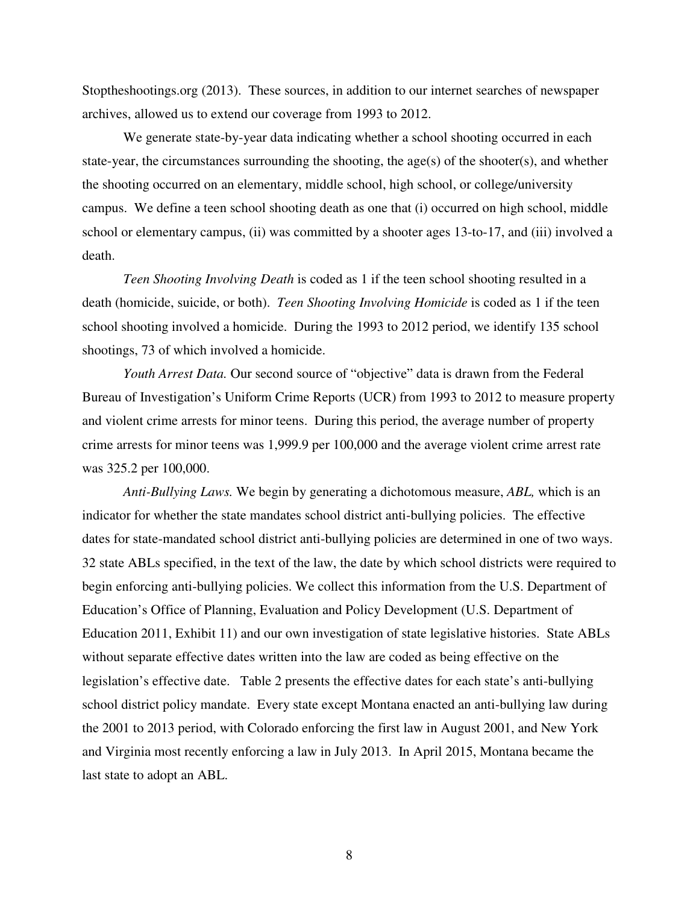Stoptheshootings.org (2013). These sources, in addition to our internet searches of newspaper archives, allowed us to extend our coverage from 1993 to 2012.

We generate state-by-year data indicating whether a school shooting occurred in each state-year, the circumstances surrounding the shooting, the age(s) of the shooter(s), and whether the shooting occurred on an elementary, middle school, high school, or college/university campus. We define a teen school shooting death as one that (i) occurred on high school, middle school or elementary campus, (ii) was committed by a shooter ages 13-to-17, and (iii) involved a death.

*Teen Shooting Involving Death* is coded as 1 if the teen school shooting resulted in a death (homicide, suicide, or both). *Teen Shooting Involving Homicide* is coded as 1 if the teen school shooting involved a homicide. During the 1993 to 2012 period, we identify 135 school shootings, 73 of which involved a homicide.

*Youth Arrest Data.* Our second source of "objective" data is drawn from the Federal Bureau of Investigation's Uniform Crime Reports (UCR) from 1993 to 2012 to measure property and violent crime arrests for minor teens. During this period, the average number of property crime arrests for minor teens was 1,999.9 per 100,000 and the average violent crime arrest rate was 325.2 per 100,000.

*Anti-Bullying Laws.* We begin by generating a dichotomous measure, *ABL,* which is an indicator for whether the state mandates school district anti-bullying policies. The effective dates for state-mandated school district anti-bullying policies are determined in one of two ways. 32 state ABLs specified, in the text of the law, the date by which school districts were required to begin enforcing anti-bullying policies. We collect this information from the U.S. Department of Education's Office of Planning, Evaluation and Policy Development (U.S. Department of Education 2011, Exhibit 11) and our own investigation of state legislative histories. State ABLs without separate effective dates written into the law are coded as being effective on the legislation's effective date. Table 2 presents the effective dates for each state's anti-bullying school district policy mandate. Every state except Montana enacted an anti-bullying law during the 2001 to 2013 period, with Colorado enforcing the first law in August 2001, and New York and Virginia most recently enforcing a law in July 2013. In April 2015, Montana became the last state to adopt an ABL.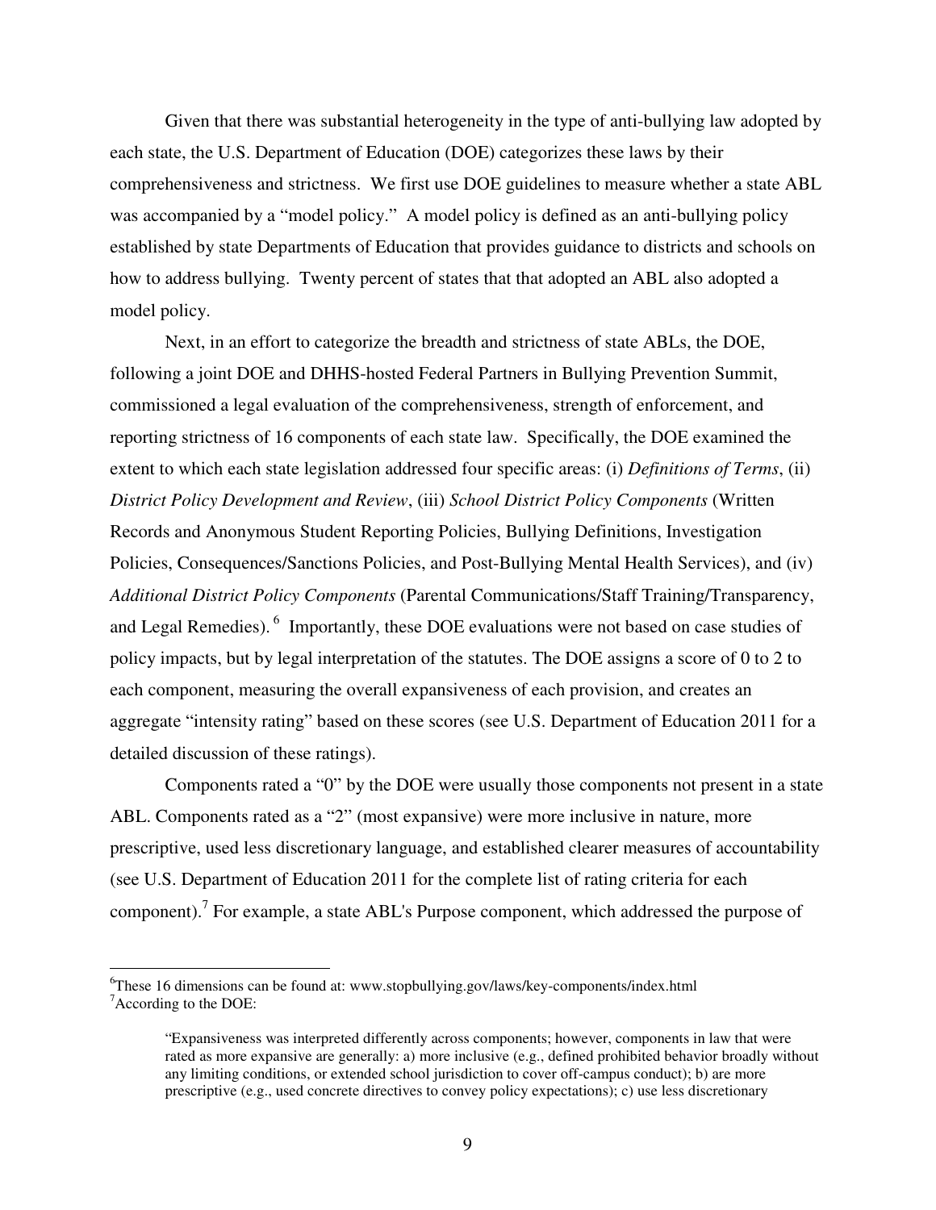Given that there was substantial heterogeneity in the type of anti-bullying law adopted by each state, the U.S. Department of Education (DOE) categorizes these laws by their comprehensiveness and strictness. We first use DOE guidelines to measure whether a state ABL was accompanied by a "model policy." A model policy is defined as an anti-bullying policy established by state Departments of Education that provides guidance to districts and schools on how to address bullying. Twenty percent of states that that adopted an ABL also adopted a model policy.

Next, in an effort to categorize the breadth and strictness of state ABLs, the DOE, following a joint DOE and DHHS-hosted Federal Partners in Bullying Prevention Summit, commissioned a legal evaluation of the comprehensiveness, strength of enforcement, and reporting strictness of 16 components of each state law. Specifically, the DOE examined the extent to which each state legislation addressed four specific areas: (i) *Definitions of Terms*, (ii) *District Policy Development and Review*, (iii) *School District Policy Components* (Written Records and Anonymous Student Reporting Policies, Bullying Definitions, Investigation Policies, Consequences/Sanctions Policies, and Post-Bullying Mental Health Services), and (iv) *Additional District Policy Components* (Parental Communications/Staff Training/Transparency, and Legal Remedies).[6] Importantly, these DOE evaluations were not based on case studies of policy impacts, but by legal interpretation of the statutes. The DOE assigns a score of 0 to 2 to each component, measuring the overall expansiveness of each provision, and creates an aggregate "intensity rating" based on these scores (see U.S. Department of Education 2011 for a detailed discussion of these ratings).

Components rated a "0" by the DOE were usually those components not present in a state ABL. Components rated as a "2" (most expansive) were more inclusive in nature, more prescriptive, used less discretionary language, and established clearer measures of accountability (see U.S. Department of Education 2011 for the complete list of rating criteria for each component).[7] For example, a state ABL's Purpose component, which addressed the purpose of

---

[6]These 16 dimensions can be found at: www.stopbullying.gov/laws/key-components/index.html

[7]According to the DOE:

> "Expansiveness was interpreted differently across components; however, components in law that were rated as more expansive are generally: a) more inclusive (e.g., defined prohibited behavior broadly without any limiting conditions, or extended school jurisdiction to cover off-campus conduct); b) are more prescriptive (e.g., used concrete directives to convey policy expectations); c) use less discretionary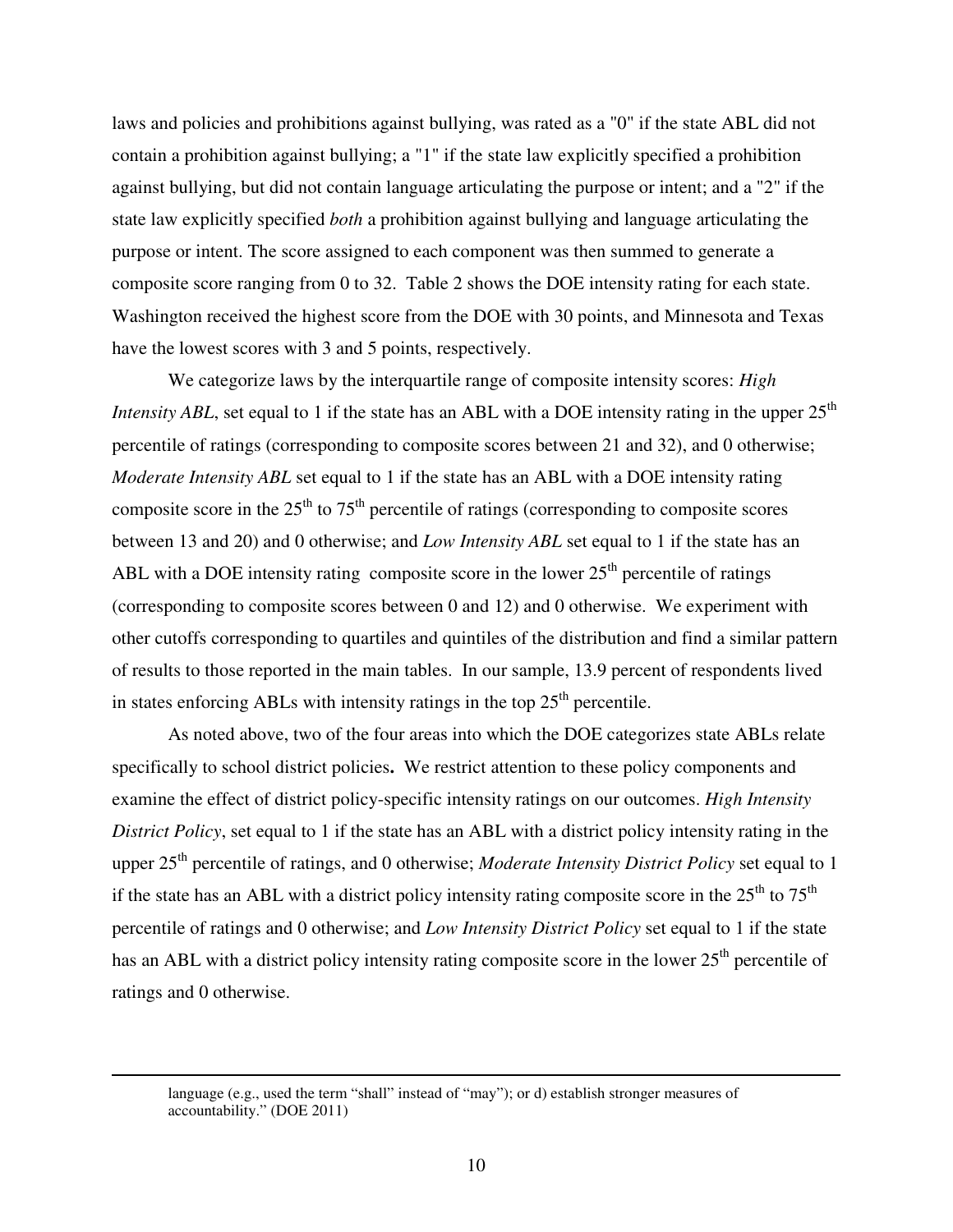laws and policies and prohibitions against bullying, was rated as a "0" if the state ABL did not contain a prohibition against bullying; a "1" if the state law explicitly specified a prohibition against bullying, but did not contain language articulating the purpose or intent; and a "2" if the state law explicitly specified *both* a prohibition against bullying and language articulating the purpose or intent. The score assigned to each component was then summed to generate a composite score ranging from 0 to 32. Table 2 shows the DOE intensity rating for each state. Washington received the highest score from the DOE with 30 points, and Minnesota and Texas have the lowest scores with 3 and 5 points, respectively.

We categorize laws by the interquartile range of composite intensity scores: *High Intensity ABL*, set equal to 1 if the state has an ABL with a DOE intensity rating in the upper 25th percentile of ratings (corresponding to composite scores between 21 and 32), and 0 otherwise; *Moderate Intensity ABL* set equal to 1 if the state has an ABL with a DOE intensity rating composite score in the 25th to 75th percentile of ratings (corresponding to composite scores between 13 and 20) and 0 otherwise; and *Low Intensity ABL* set equal to 1 if the state has an ABL with a DOE intensity rating composite score in the lower 25th percentile of ratings (corresponding to composite scores between 0 and 12) and 0 otherwise. We experiment with other cutoffs corresponding to quartiles and quintiles of the distribution and find a similar pattern of results to those reported in the main tables. In our sample, 13.9 percent of respondents lived in states enforcing ABLs with intensity ratings in the top 25th percentile.

As noted above, two of the four areas into which the DOE categorizes state ABLs relate specifically to school district policies**.** We restrict attention to these policy components and examine the effect of district policy-specific intensity ratings on our outcomes. *High Intensity District Policy*, set equal to 1 if the state has an ABL with a district policy intensity rating in the upper 25th percentile of ratings, and 0 otherwise; *Moderate Intensity District Policy* set equal to 1 if the state has an ABL with a district policy intensity rating composite score in the 25th to 75th percentile of ratings and 0 otherwise; and *Low Intensity District Policy* set equal to 1 if the state has an ABL with a district policy intensity rating composite score in the lower 25th percentile of ratings and 0 otherwise.

---

language (e.g., used the term "shall" instead of "may"); or d) establish stronger measures of accountability." (DOE 2011)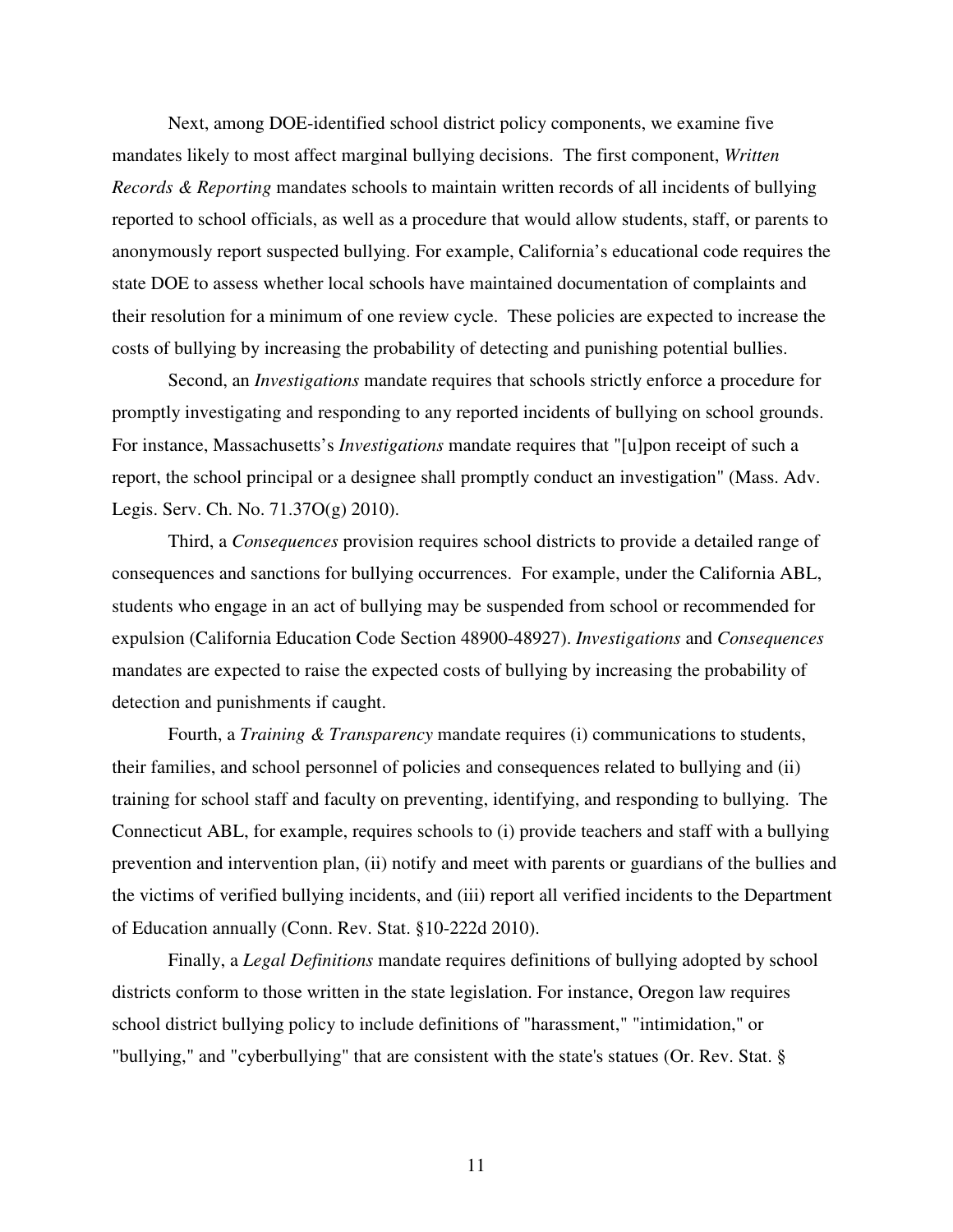Next, among DOE-identified school district policy components, we examine five mandates likely to most affect marginal bullying decisions. The first component, *Written Records & Reporting* mandates schools to maintain written records of all incidents of bullying reported to school officials, as well as a procedure that would allow students, staff, or parents to anonymously report suspected bullying. For example, California's educational code requires the state DOE to assess whether local schools have maintained documentation of complaints and their resolution for a minimum of one review cycle. These policies are expected to increase the costs of bullying by increasing the probability of detecting and punishing potential bullies.

Second, an *Investigations* mandate requires that schools strictly enforce a procedure for promptly investigating and responding to any reported incidents of bullying on school grounds. For instance, Massachusetts's *Investigations* mandate requires that "[u]pon receipt of such a report, the school principal or a designee shall promptly conduct an investigation" (Mass. Adv. Legis. Serv. Ch. No. 71.37O(g) 2010).

Third, a *Consequences* provision requires school districts to provide a detailed range of consequences and sanctions for bullying occurrences. For example, under the California ABL, students who engage in an act of bullying may be suspended from school or recommended for expulsion (California Education Code Section 48900-48927). *Investigations* and *Consequences* mandates are expected to raise the expected costs of bullying by increasing the probability of detection and punishments if caught.

Fourth, a *Training & Transparency* mandate requires (i) communications to students, their families, and school personnel of policies and consequences related to bullying and (ii) training for school staff and faculty on preventing, identifying, and responding to bullying. The Connecticut ABL, for example, requires schools to (i) provide teachers and staff with a bullying prevention and intervention plan, (ii) notify and meet with parents or guardians of the bullies and the victims of verified bullying incidents, and (iii) report all verified incidents to the Department of Education annually (Conn. Rev. Stat. §10-222d 2010).

Finally, a *Legal Definitions* mandate requires definitions of bullying adopted by school districts conform to those written in the state legislation. For instance, Oregon law requires school district bullying policy to include definitions of "harassment," "intimidation," or "bullying," and "cyberbullying" that are consistent with the state's statues (Or. Rev. Stat. §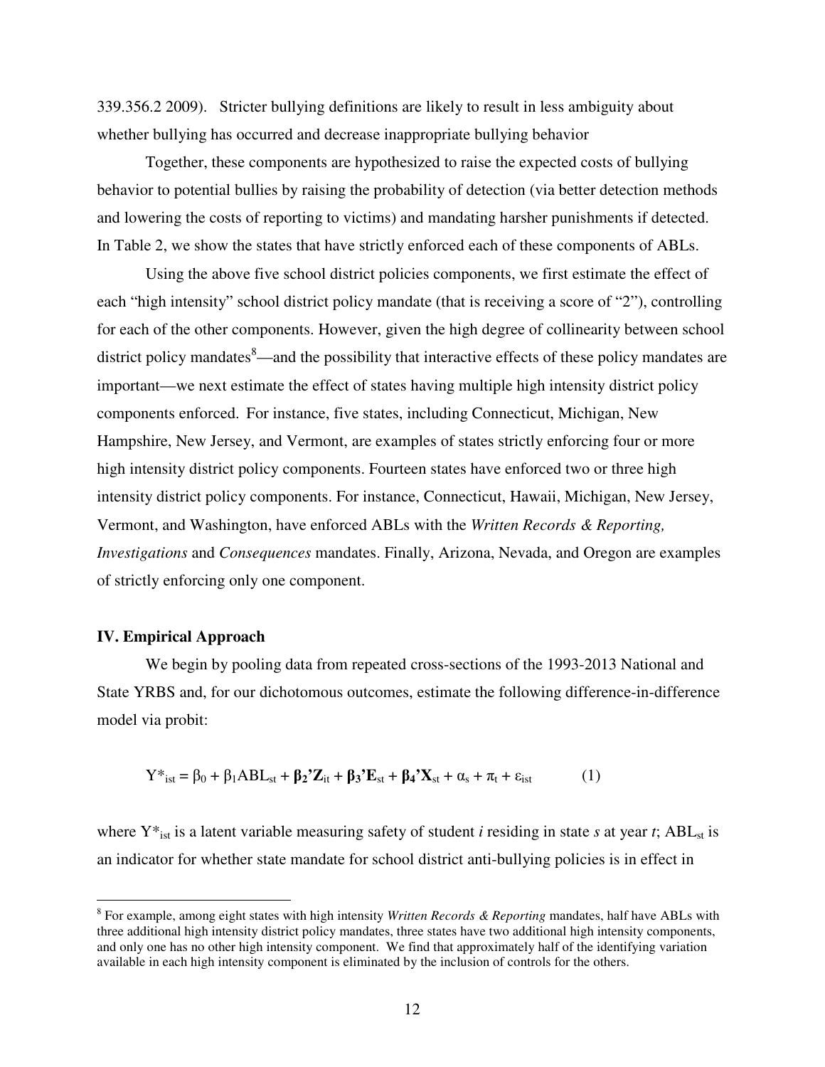339.356.2 2009). Stricter bullying definitions are likely to result in less ambiguity about whether bullying has occurred and decrease inappropriate bullying behavior

Together, these components are hypothesized to raise the expected costs of bullying behavior to potential bullies by raising the probability of detection (via better detection methods and lowering the costs of reporting to victims) and mandating harsher punishments if detected. In Table 2, we show the states that have strictly enforced each of these components of ABLs.

Using the above five school district policies components, we first estimate the effect of each "high intensity" school district policy mandate (that is receiving a score of "2"), controlling for each of the other components. However, given the high degree of collinearity between school district policy mandates[8]—and the possibility that interactive effects of these policy mandates are important—we next estimate the effect of states having multiple high intensity district policy components enforced. For instance, five states, including Connecticut, Michigan, New Hampshire, New Jersey, and Vermont, are examples of states strictly enforcing four or more high intensity district policy components. Fourteen states have enforced two or three high intensity district policy components. For instance, Connecticut, Hawaii, Michigan, New Jersey, Vermont, and Washington, have enforced ABLs with the *Written Records & Reporting, Investigations* and *Consequences* mandates. Finally, Arizona, Nevada, and Oregon are examples of strictly enforcing only one component.

## IV. Empirical Approach

We begin by pooling data from repeated cross-sections of the 1993-2013 National and State YRBS and, for our dichotomous outcomes, estimate the following difference-in-difference model via probit:

$$Y^*_{ist} = \beta_0 + \beta_1 ABL_{st} + \boldsymbol{\beta_2' Z_{it}} + \boldsymbol{\beta_3' E_{st}} + \boldsymbol{\beta_4' X_{st}} + \alpha_s + \pi_t + \varepsilon_{ist} \qquad (1)$$

where $Y^*_{ist}$ is a latent variable measuring safety of student *i* residing in state *s* at year *t*; $ABL_{st}$ is an indicator for whether state mandate for school district anti-bullying policies is in effect in

[8] For example, among eight states with high intensity *Written Records & Reporting* mandates, half have ABLs with three additional high intensity district policy mandates, three states have two additional high intensity components, and only one has no other high intensity component. We find that approximately half of the identifying variation available in each high intensity component is eliminated by the inclusion of controls for the others.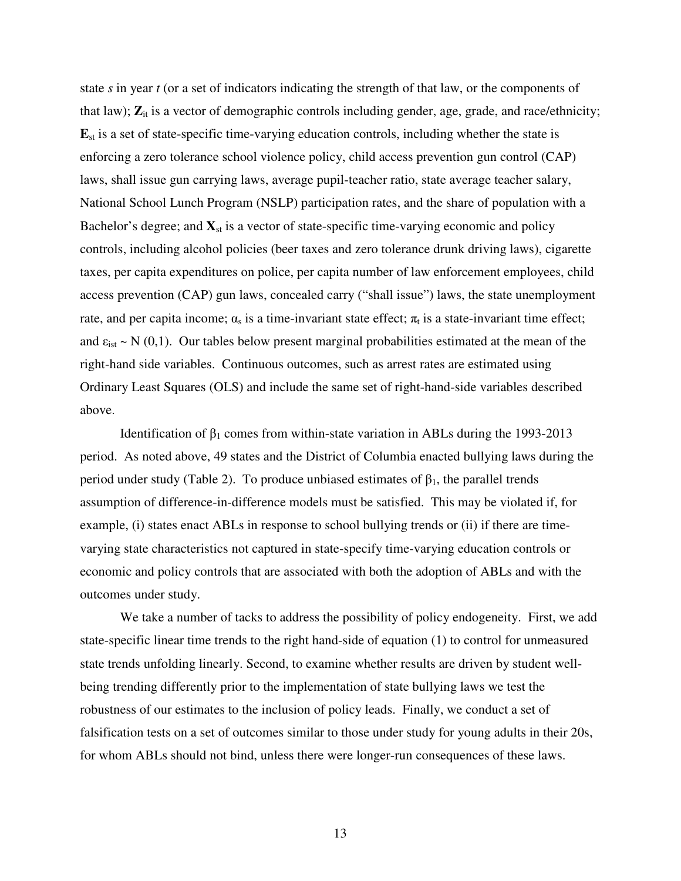state *s* in year *t* (or a set of indicators indicating the strength of that law, or the components of that law); $\mathbf{Z}_{it}$ is a vector of demographic controls including gender, age, grade, and race/ethnicity; $\mathbf{E}_{st}$ is a set of state-specific time-varying education controls, including whether the state is enforcing a zero tolerance school violence policy, child access prevention gun control (CAP) laws, shall issue gun carrying laws, average pupil-teacher ratio, state average teacher salary, National School Lunch Program (NSLP) participation rates, and the share of population with a Bachelor's degree; and $\mathbf{X}_{st}$ is a vector of state-specific time-varying economic and policy controls, including alcohol policies (beer taxes and zero tolerance drunk driving laws), cigarette taxes, per capita expenditures on police, per capita number of law enforcement employees, child access prevention (CAP) gun laws, concealed carry ("shall issue") laws, the state unemployment rate, and per capita income; $\alpha_s$ is a time-invariant state effect; $\pi_t$ is a state-invariant time effect; and $\varepsilon_{ist} \sim N(0,1)$. Our tables below present marginal probabilities estimated at the mean of the right-hand side variables. Continuous outcomes, such as arrest rates are estimated using Ordinary Least Squares (OLS) and include the same set of right-hand-side variables described above.

Identification of $\beta_1$ comes from within-state variation in ABLs during the 1993-2013 period. As noted above, 49 states and the District of Columbia enacted bullying laws during the period under study (Table 2). To produce unbiased estimates of $\beta_1$, the parallel trends assumption of difference-in-difference models must be satisfied. This may be violated if, for example, (i) states enact ABLs in response to school bullying trends or (ii) if there are time-varying state characteristics not captured in state-specify time-varying education controls or economic and policy controls that are associated with both the adoption of ABLs and with the outcomes under study.

We take a number of tacks to address the possibility of policy endogeneity. First, we add state-specific linear time trends to the right hand-side of equation (1) to control for unmeasured state trends unfolding linearly. Second, to examine whether results are driven by student well-being trending differently prior to the implementation of state bullying laws we test the robustness of our estimates to the inclusion of policy leads. Finally, we conduct a set of falsification tests on a set of outcomes similar to those under study for young adults in their 20s, for whom ABLs should not bind, unless there were longer-run consequences of these laws.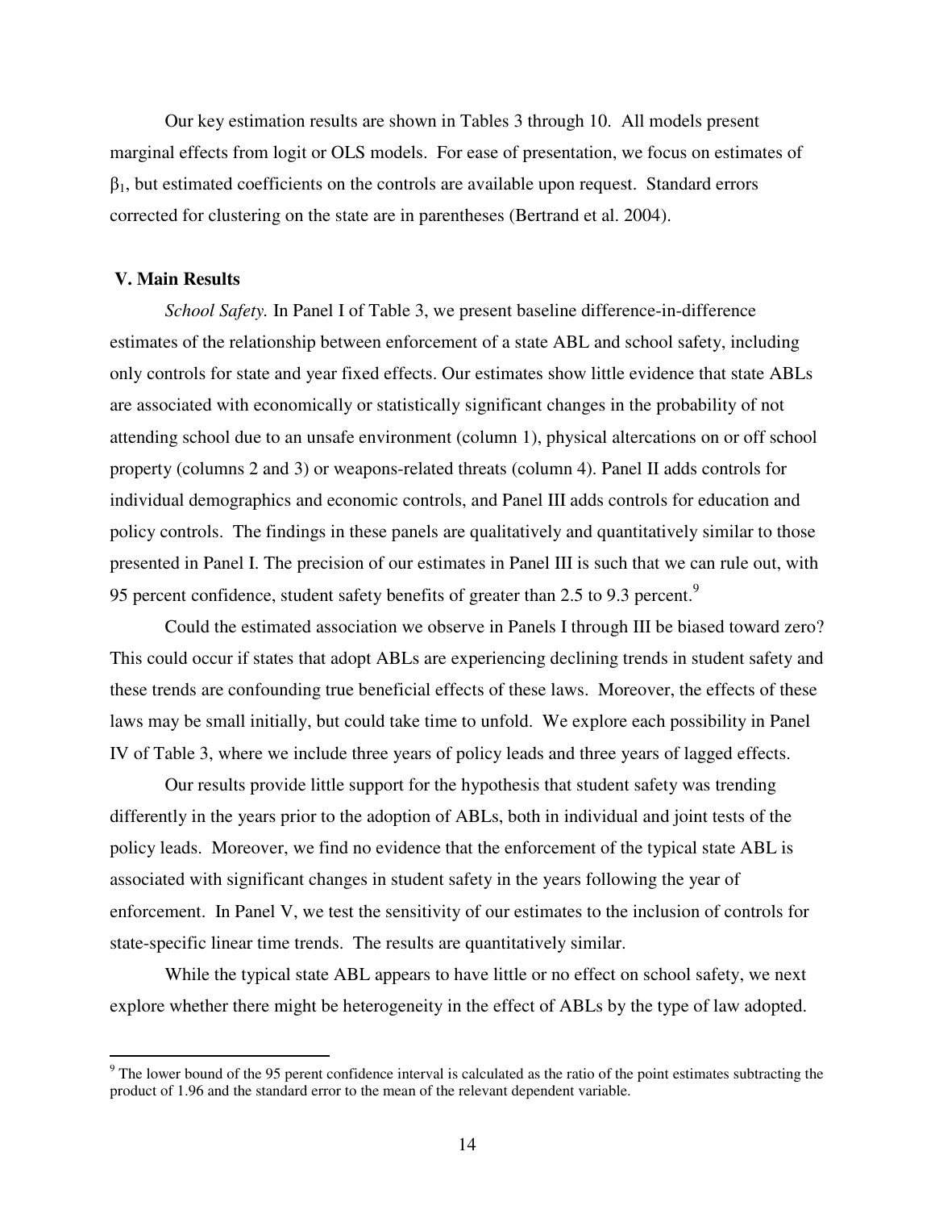Our key estimation results are shown in Tables 3 through 10. All models present marginal effects from logit or OLS models. For ease of presentation, we focus on estimates of $\beta_1$, but estimated coefficients on the controls are available upon request. Standard errors corrected for clustering on the state are in parentheses (Bertrand et al. 2004).

## V. Main Results

*School Safety.* In Panel I of Table 3, we present baseline difference-in-difference estimates of the relationship between enforcement of a state ABL and school safety, including only controls for state and year fixed effects. Our estimates show little evidence that state ABLs are associated with economically or statistically significant changes in the probability of not attending school due to an unsafe environment (column 1), physical altercations on or off school property (columns 2 and 3) or weapons-related threats (column 4). Panel II adds controls for individual demographics and economic controls, and Panel III adds controls for education and policy controls. The findings in these panels are qualitatively and quantitatively similar to those presented in Panel I. The precision of our estimates in Panel III is such that we can rule out, with 95 percent confidence, student safety benefits of greater than 2.5 to 9.3 percent.[9]

Could the estimated association we observe in Panels I through III be biased toward zero? This could occur if states that adopt ABLs are experiencing declining trends in student safety and these trends are confounding true beneficial effects of these laws. Moreover, the effects of these laws may be small initially, but could take time to unfold. We explore each possibility in Panel IV of Table 3, where we include three years of policy leads and three years of lagged effects.

Our results provide little support for the hypothesis that student safety was trending differently in the years prior to the adoption of ABLs, both in individual and joint tests of the policy leads. Moreover, we find no evidence that the enforcement of the typical state ABL is associated with significant changes in student safety in the years following the year of enforcement. In Panel V, we test the sensitivity of our estimates to the inclusion of controls for state-specific linear time trends. The results are quantitatively similar.

While the typical state ABL appears to have little or no effect on school safety, we next explore whether there might be heterogeneity in the effect of ABLs by the type of law adopted.

[9] The lower bound of the 95 perent confidence interval is calculated as the ratio of the point estimates subtracting the product of 1.96 and the standard error to the mean of the relevant dependent variable.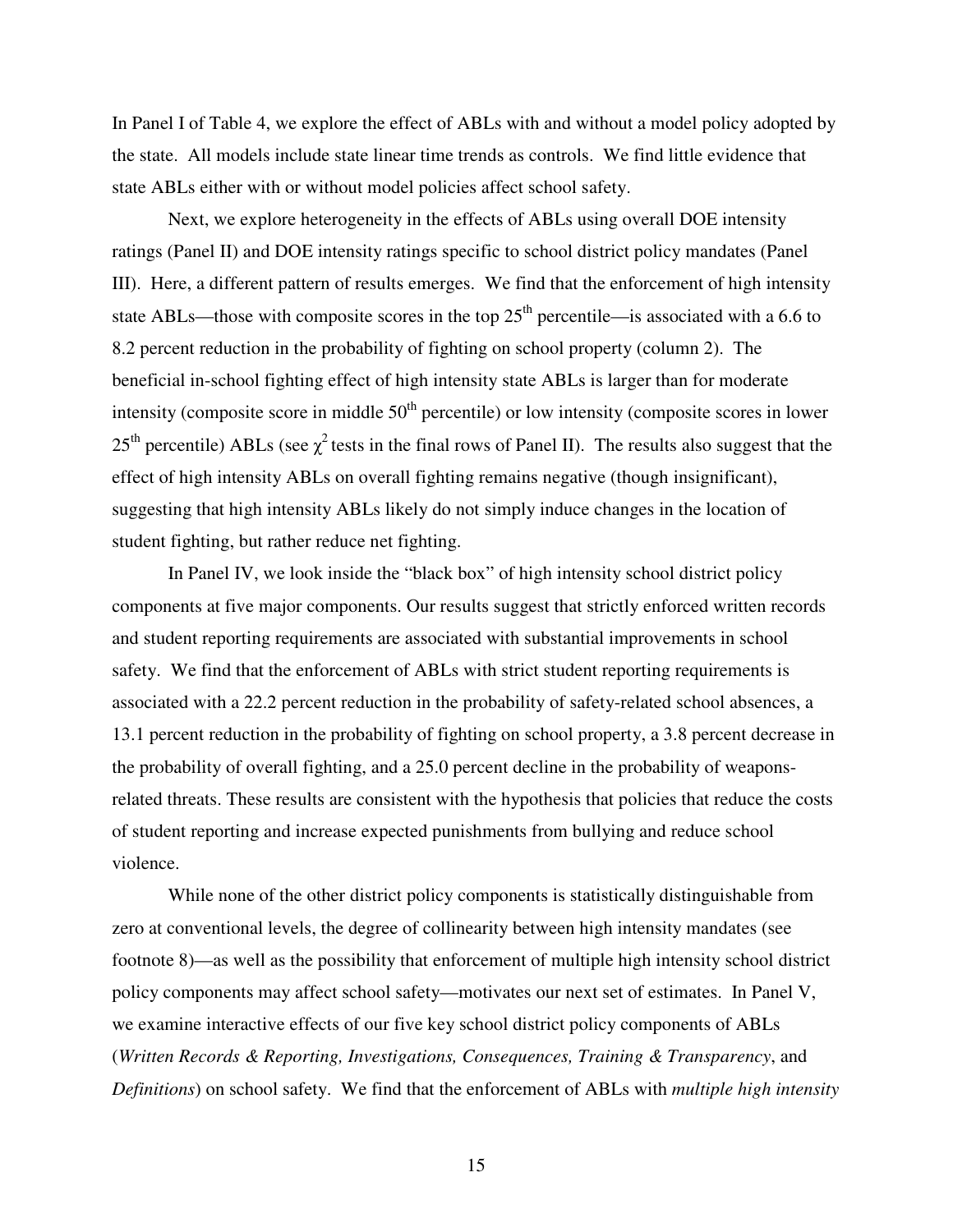In Panel I of Table 4, we explore the effect of ABLs with and without a model policy adopted by the state. All models include state linear time trends as controls. We find little evidence that state ABLs either with or without model policies affect school safety.

Next, we explore heterogeneity in the effects of ABLs using overall DOE intensity ratings (Panel II) and DOE intensity ratings specific to school district policy mandates (Panel III). Here, a different pattern of results emerges. We find that the enforcement of high intensity state ABLs—those with composite scores in the top 25$^{th}$ percentile—is associated with a 6.6 to 8.2 percent reduction in the probability of fighting on school property (column 2). The beneficial in-school fighting effect of high intensity state ABLs is larger than for moderate intensity (composite score in middle 50$^{th}$ percentile) or low intensity (composite scores in lower 25$^{th}$ percentile) ABLs (see $\chi^2$ tests in the final rows of Panel II). The results also suggest that the effect of high intensity ABLs on overall fighting remains negative (though insignificant), suggesting that high intensity ABLs likely do not simply induce changes in the location of student fighting, but rather reduce net fighting.

In Panel IV, we look inside the "black box" of high intensity school district policy components at five major components. Our results suggest that strictly enforced written records and student reporting requirements are associated with substantial improvements in school safety. We find that the enforcement of ABLs with strict student reporting requirements is associated with a 22.2 percent reduction in the probability of safety-related school absences, a 13.1 percent reduction in the probability of fighting on school property, a 3.8 percent decrease in the probability of overall fighting, and a 25.0 percent decline in the probability of weapons-related threats. These results are consistent with the hypothesis that policies that reduce the costs of student reporting and increase expected punishments from bullying and reduce school violence.

While none of the other district policy components is statistically distinguishable from zero at conventional levels, the degree of collinearity between high intensity mandates (see footnote 8)—as well as the possibility that enforcement of multiple high intensity school district policy components may affect school safety—motivates our next set of estimates. In Panel V, we examine interactive effects of our five key school district policy components of ABLs (*Written Records & Reporting, Investigations, Consequences, Training & Transparency*, and *Definitions*) on school safety. We find that the enforcement of ABLs with *multiple high intensity*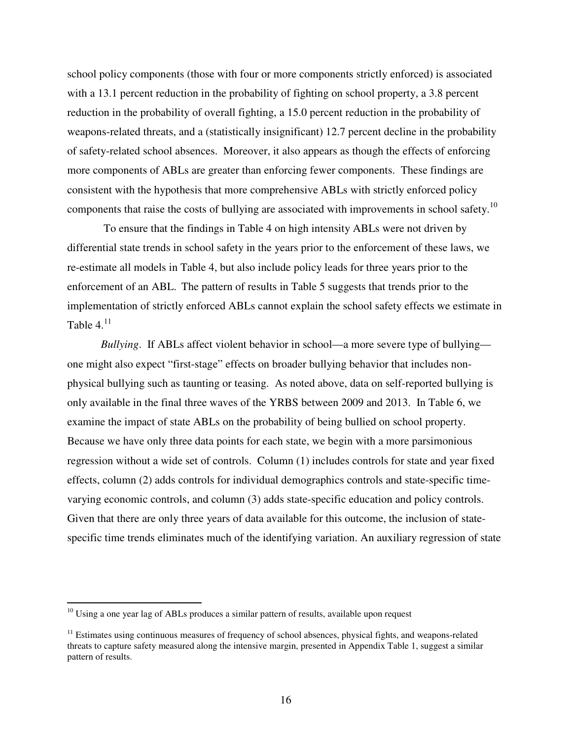school policy components (those with four or more components strictly enforced) is associated with a 13.1 percent reduction in the probability of fighting on school property, a 3.8 percent reduction in the probability of overall fighting, a 15.0 percent reduction in the probability of weapons-related threats, and a (statistically insignificant) 12.7 percent decline in the probability of safety-related school absences. Moreover, it also appears as though the effects of enforcing more components of ABLs are greater than enforcing fewer components. These findings are consistent with the hypothesis that more comprehensive ABLs with strictly enforced policy components that raise the costs of bullying are associated with improvements in school safety.[10]

To ensure that the findings in Table 4 on high intensity ABLs were not driven by differential state trends in school safety in the years prior to the enforcement of these laws, we re-estimate all models in Table 4, but also include policy leads for three years prior to the enforcement of an ABL. The pattern of results in Table 5 suggests that trends prior to the implementation of strictly enforced ABLs cannot explain the school safety effects we estimate in Table 4.[11]

*Bullying*. If ABLs affect violent behavior in school—a more severe type of bullying—one might also expect "first-stage" effects on broader bullying behavior that includes non-physical bullying such as taunting or teasing. As noted above, data on self-reported bullying is only available in the final three waves of the YRBS between 2009 and 2013. In Table 6, we examine the impact of state ABLs on the probability of being bullied on school property. Because we have only three data points for each state, we begin with a more parsimonious regression without a wide set of controls. Column (1) includes controls for state and year fixed effects, column (2) adds controls for individual demographics controls and state-specific time-varying economic controls, and column (3) adds state-specific education and policy controls. Given that there are only three years of data available for this outcome, the inclusion of state-specific time trends eliminates much of the identifying variation. An auxiliary regression of state

---

[10] Using a one year lag of ABLs produces a similar pattern of results, available upon request

[11] Estimates using continuous measures of frequency of school absences, physical fights, and weapons-related threats to capture safety measured along the intensive margin, presented in Appendix Table 1, suggest a similar pattern of results.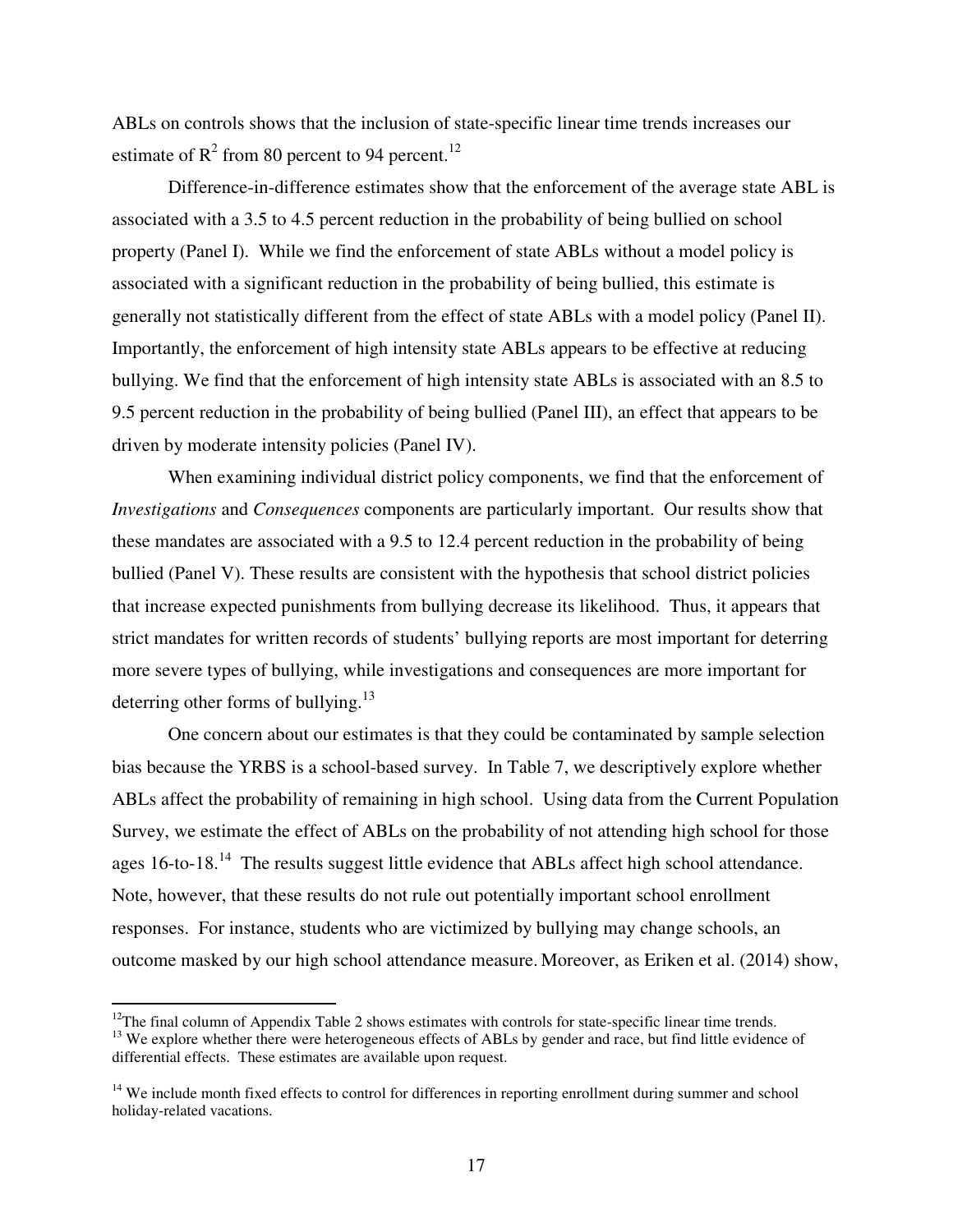ABLs on controls shows that the inclusion of state-specific linear time trends increases our estimate of $R^2$ from 80 percent to 94 percent.[12]

Difference-in-difference estimates show that the enforcement of the average state ABL is associated with a 3.5 to 4.5 percent reduction in the probability of being bullied on school property (Panel I). While we find the enforcement of state ABLs without a model policy is associated with a significant reduction in the probability of being bullied, this estimate is generally not statistically different from the effect of state ABLs with a model policy (Panel II). Importantly, the enforcement of high intensity state ABLs appears to be effective at reducing bullying. We find that the enforcement of high intensity state ABLs is associated with an 8.5 to 9.5 percent reduction in the probability of being bullied (Panel III), an effect that appears to be driven by moderate intensity policies (Panel IV).

When examining individual district policy components, we find that the enforcement of *Investigations* and *Consequences* components are particularly important. Our results show that these mandates are associated with a 9.5 to 12.4 percent reduction in the probability of being bullied (Panel V). These results are consistent with the hypothesis that school district policies that increase expected punishments from bullying decrease its likelihood. Thus, it appears that strict mandates for written records of students' bullying reports are most important for deterring more severe types of bullying, while investigations and consequences are more important for deterring other forms of bullying.[13]

One concern about our estimates is that they could be contaminated by sample selection bias because the YRBS is a school-based survey. In Table 7, we descriptively explore whether ABLs affect the probability of remaining in high school. Using data from the Current Population Survey, we estimate the effect of ABLs on the probability of not attending high school for those ages 16-to-18.[14] The results suggest little evidence that ABLs affect high school attendance. Note, however, that these results do not rule out potentially important school enrollment responses. For instance, students who are victimized by bullying may change schools, an outcome masked by our high school attendance measure. Moreover, as Eriken et al. (2014) show,

---

[12] The final column of Appendix Table 2 shows estimates with controls for state-specific linear time trends.

[13] We explore whether there were heterogeneous effects of ABLs by gender and race, but find little evidence of differential effects. These estimates are available upon request.

[14] We include month fixed effects to control for differences in reporting enrollment during summer and school holiday-related vacations.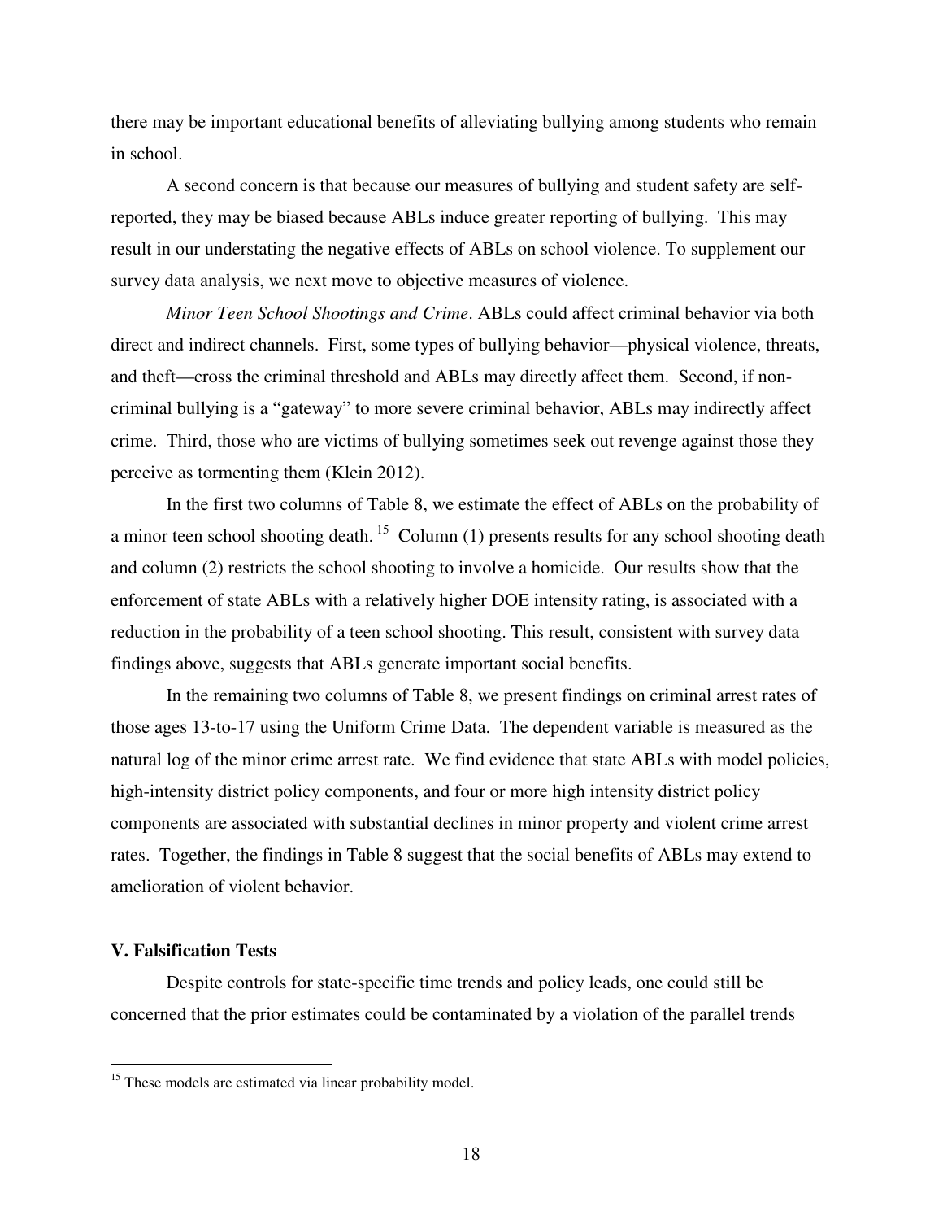there may be important educational benefits of alleviating bullying among students who remain in school.

A second concern is that because our measures of bullying and student safety are self-reported, they may be biased because ABLs induce greater reporting of bullying. This may result in our understating the negative effects of ABLs on school violence. To supplement our survey data analysis, we next move to objective measures of violence.

*Minor Teen School Shootings and Crime*. ABLs could affect criminal behavior via both direct and indirect channels. First, some types of bullying behavior—physical violence, threats, and theft—cross the criminal threshold and ABLs may directly affect them. Second, if non-criminal bullying is a "gateway" to more severe criminal behavior, ABLs may indirectly affect crime. Third, those who are victims of bullying sometimes seek out revenge against those they perceive as tormenting them (Klein 2012).

In the first two columns of Table 8, we estimate the effect of ABLs on the probability of a minor teen school shooting death. [15] Column (1) presents results for any school shooting death and column (2) restricts the school shooting to involve a homicide. Our results show that the enforcement of state ABLs with a relatively higher DOE intensity rating, is associated with a reduction in the probability of a teen school shooting. This result, consistent with survey data findings above, suggests that ABLs generate important social benefits.

In the remaining two columns of Table 8, we present findings on criminal arrest rates of those ages 13-to-17 using the Uniform Crime Data. The dependent variable is measured as the natural log of the minor crime arrest rate. We find evidence that state ABLs with model policies, high-intensity district policy components, and four or more high intensity district policy components are associated with substantial declines in minor property and violent crime arrest rates. Together, the findings in Table 8 suggest that the social benefits of ABLs may extend to amelioration of violent behavior.

## V. Falsification Tests

Despite controls for state-specific time trends and policy leads, one could still be concerned that the prior estimates could be contaminated by a violation of the parallel trends

[15] These models are estimated via linear probability model.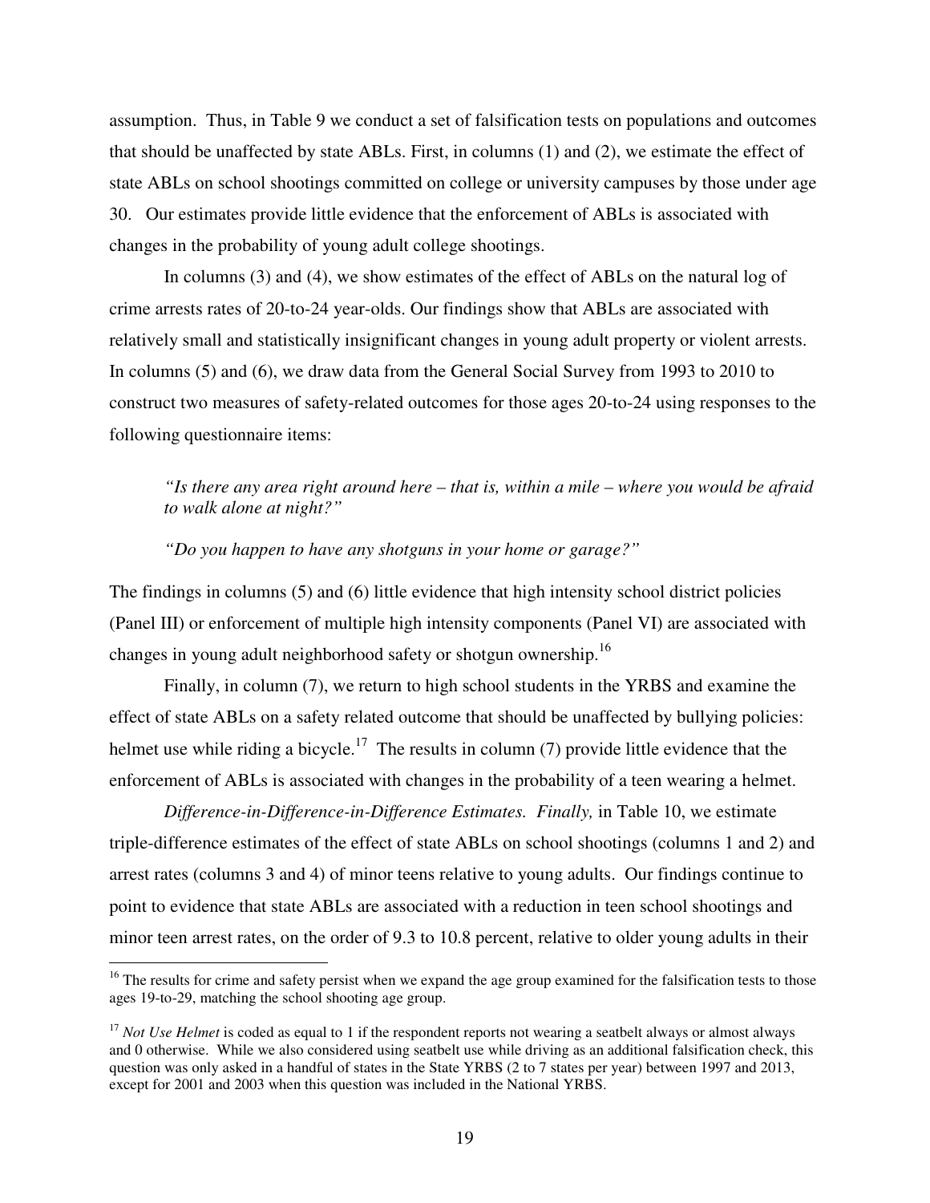assumption. Thus, in Table 9 we conduct a set of falsification tests on populations and outcomes that should be unaffected by state ABLs. First, in columns (1) and (2), we estimate the effect of state ABLs on school shootings committed on college or university campuses by those under age 30. Our estimates provide little evidence that the enforcement of ABLs is associated with changes in the probability of young adult college shootings.

In columns (3) and (4), we show estimates of the effect of ABLs on the natural log of crime arrests rates of 20-to-24 year-olds. Our findings show that ABLs are associated with relatively small and statistically insignificant changes in young adult property or violent arrests. In columns (5) and (6), we draw data from the General Social Survey from 1993 to 2010 to construct two measures of safety-related outcomes for those ages 20-to-24 using responses to the following questionnaire items:

> *"Is there any area right around here – that is, within a mile – where you would be afraid to walk alone at night?"*
>
> *"Do you happen to have any shotguns in your home or garage?"*

The findings in columns (5) and (6) little evidence that high intensity school district policies (Panel III) or enforcement of multiple high intensity components (Panel VI) are associated with changes in young adult neighborhood safety or shotgun ownership.[16]

Finally, in column (7), we return to high school students in the YRBS and examine the effect of state ABLs on a safety related outcome that should be unaffected by bullying policies: helmet use while riding a bicycle.[17] The results in column (7) provide little evidence that the enforcement of ABLs is associated with changes in the probability of a teen wearing a helmet.

*Difference-in-Difference-in-Difference Estimates. Finally,* in Table 10, we estimate triple-difference estimates of the effect of state ABLs on school shootings (columns 1 and 2) and arrest rates (columns 3 and 4) of minor teens relative to young adults. Our findings continue to point to evidence that state ABLs are associated with a reduction in teen school shootings and minor teen arrest rates, on the order of 9.3 to 10.8 percent, relative to older young adults in their

---

[16] The results for crime and safety persist when we expand the age group examined for the falsification tests to those ages 19-to-29, matching the school shooting age group.

[17] *Not Use Helmet* is coded as equal to 1 if the respondent reports not wearing a seatbelt always or almost always and 0 otherwise. While we also considered using seatbelt use while driving as an additional falsification check, this question was only asked in a handful of states in the State YRBS (2 to 7 states per year) between 1997 and 2013, except for 2001 and 2003 when this question was included in the National YRBS.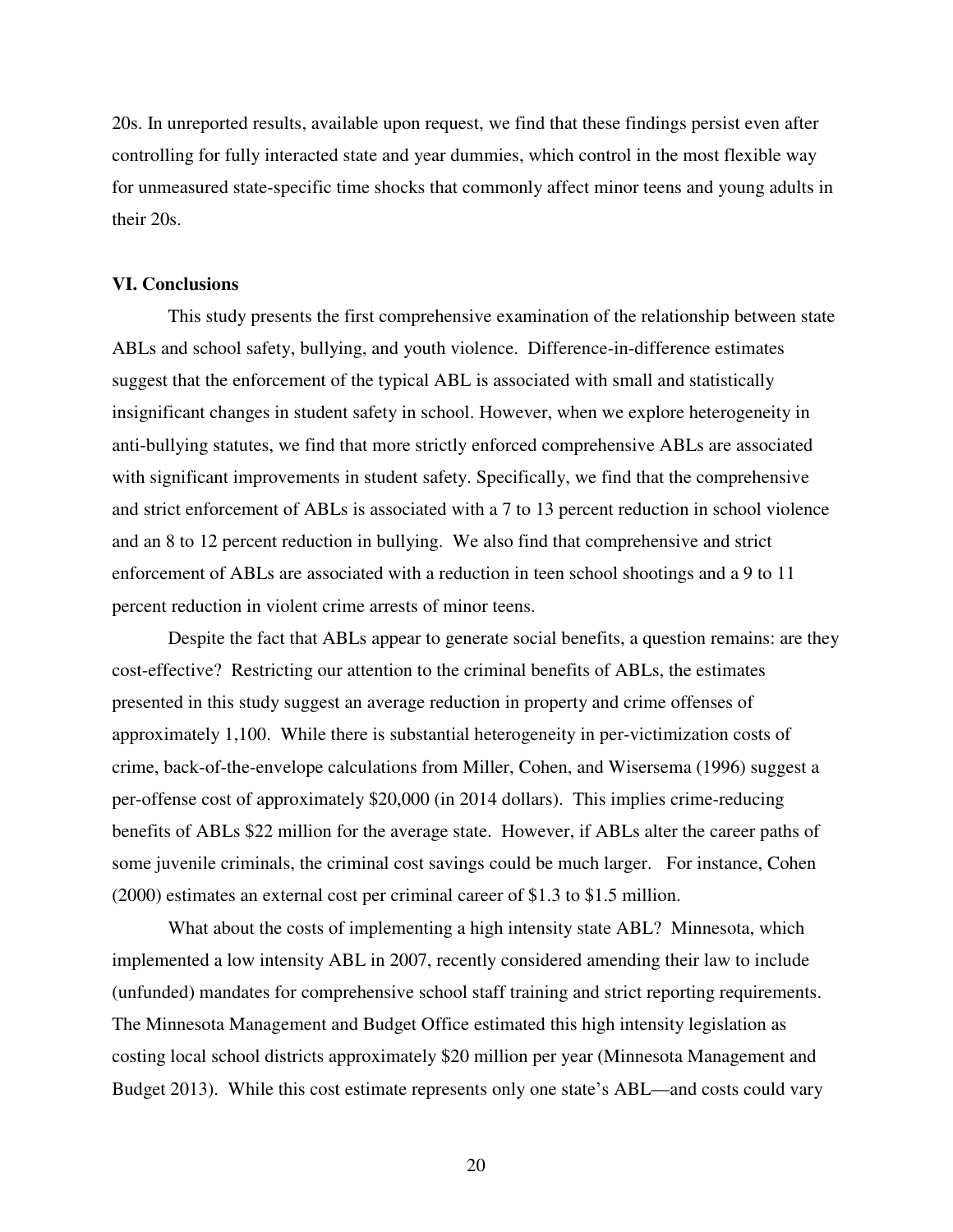20s. In unreported results, available upon request, we find that these findings persist even after controlling for fully interacted state and year dummies, which control in the most flexible way for unmeasured state-specific time shocks that commonly affect minor teens and young adults in their 20s.

## VI. Conclusions

This study presents the first comprehensive examination of the relationship between state ABLs and school safety, bullying, and youth violence. Difference-in-difference estimates suggest that the enforcement of the typical ABL is associated with small and statistically insignificant changes in student safety in school. However, when we explore heterogeneity in anti-bullying statutes, we find that more strictly enforced comprehensive ABLs are associated with significant improvements in student safety. Specifically, we find that the comprehensive and strict enforcement of ABLs is associated with a 7 to 13 percent reduction in school violence and an 8 to 12 percent reduction in bullying. We also find that comprehensive and strict enforcement of ABLs are associated with a reduction in teen school shootings and a 9 to 11 percent reduction in violent crime arrests of minor teens.

Despite the fact that ABLs appear to generate social benefits, a question remains: are they cost-effective? Restricting our attention to the criminal benefits of ABLs, the estimates presented in this study suggest an average reduction in property and crime offenses of approximately 1,100. While there is substantial heterogeneity in per-victimization costs of crime, back-of-the-envelope calculations from Miller, Cohen, and Wisersema (1996) suggest a per-offense cost of approximately $20,000 (in 2014 dollars). This implies crime-reducing benefits of ABLs $22 million for the average state. However, if ABLs alter the career paths of some juvenile criminals, the criminal cost savings could be much larger. For instance, Cohen (2000) estimates an external cost per criminal career of $1.3 to $1.5 million.

What about the costs of implementing a high intensity state ABL? Minnesota, which implemented a low intensity ABL in 2007, recently considered amending their law to include (unfunded) mandates for comprehensive school staff training and strict reporting requirements. The Minnesota Management and Budget Office estimated this high intensity legislation as costing local school districts approximately $20 million per year (Minnesota Management and Budget 2013). While this cost estimate represents only one state's ABL—and costs could vary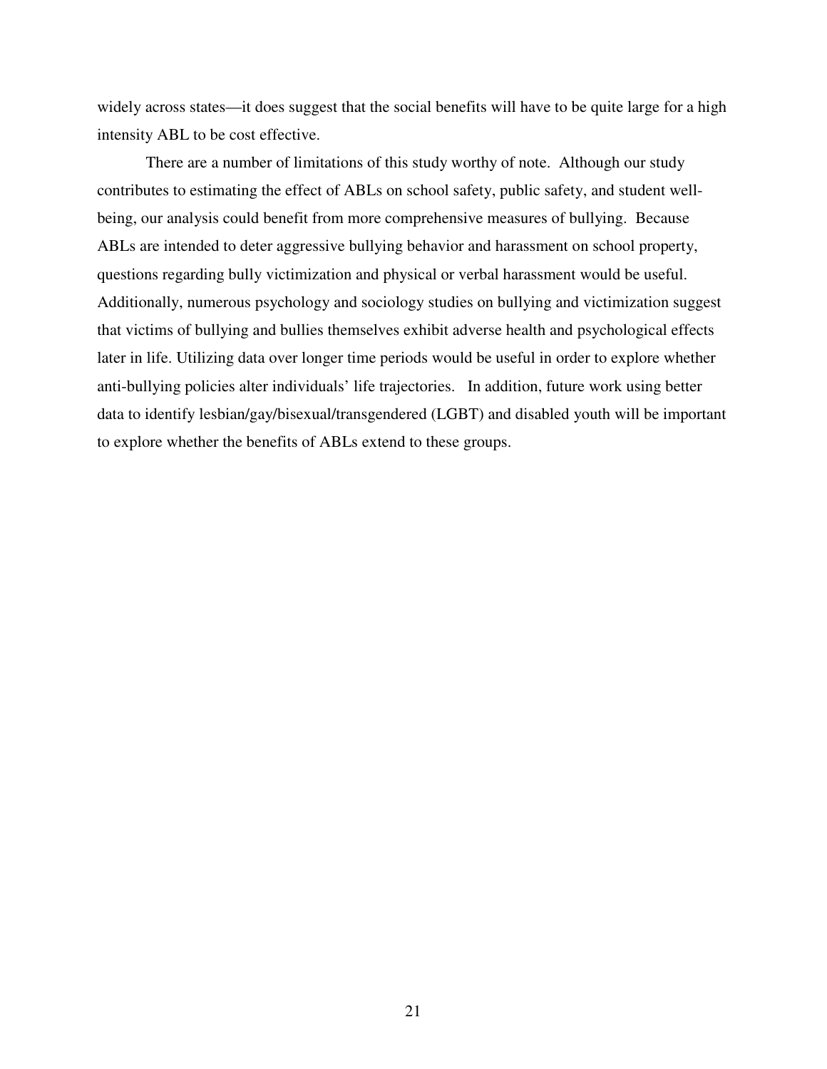widely across states—it does suggest that the social benefits will have to be quite large for a high intensity ABL to be cost effective.

There are a number of limitations of this study worthy of note. Although our study contributes to estimating the effect of ABLs on school safety, public safety, and student well-being, our analysis could benefit from more comprehensive measures of bullying. Because ABLs are intended to deter aggressive bullying behavior and harassment on school property, questions regarding bully victimization and physical or verbal harassment would be useful. Additionally, numerous psychology and sociology studies on bullying and victimization suggest that victims of bullying and bullies themselves exhibit adverse health and psychological effects later in life. Utilizing data over longer time periods would be useful in order to explore whether anti-bullying policies alter individuals' life trajectories. In addition, future work using better data to identify lesbian/gay/bisexual/transgendered (LGBT) and disabled youth will be important to explore whether the benefits of ABLs extend to these groups.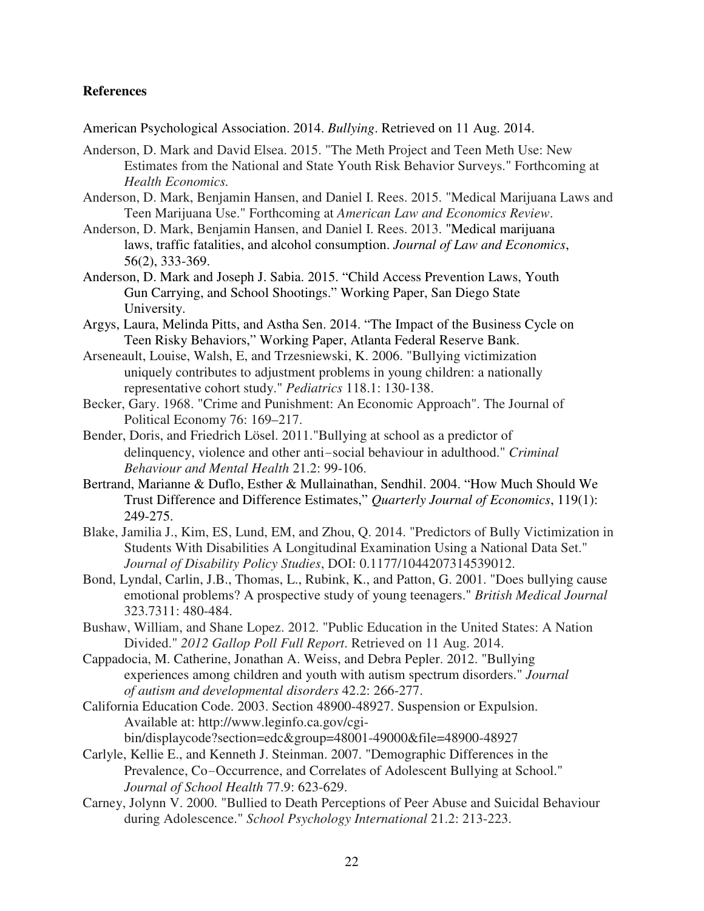**References**

American Psychological Association. 2014. *Bullying*. Retrieved on 11 Aug. 2014.

Anderson, D. Mark and David Elsea. 2015. "The Meth Project and Teen Meth Use: New Estimates from the National and State Youth Risk Behavior Surveys." Forthcoming at *Health Economics.*

Anderson, D. Mark, Benjamin Hansen, and Daniel I. Rees. 2015. "Medical Marijuana Laws and Teen Marijuana Use." Forthcoming at *American Law and Economics Review*.

Anderson, D. Mark, Benjamin Hansen, and Daniel I. Rees. 2013. "Medical marijuana laws, traffic fatalities, and alcohol consumption. *Journal of Law and Economics*, 56(2), 333-369.

Anderson, D. Mark and Joseph J. Sabia. 2015. "Child Access Prevention Laws, Youth Gun Carrying, and School Shootings." Working Paper, San Diego State University.

Argys, Laura, Melinda Pitts, and Astha Sen. 2014. "The Impact of the Business Cycle on Teen Risky Behaviors," Working Paper, Atlanta Federal Reserve Bank.

Arseneault, Louise, Walsh, E, and Trzesniewski, K. 2006. "Bullying victimization uniquely contributes to adjustment problems in young children: a nationally representative cohort study." *Pediatrics* 118.1: 130-138.

Becker, Gary. 1968. "Crime and Punishment: An Economic Approach". The Journal of Political Economy 76: 169–217.

Bender, Doris, and Friedrich Lösel. 2011."Bullying at school as a predictor of delinquency, violence and other anti‐social behaviour in adulthood." *Criminal Behaviour and Mental Health* 21.2: 99-106.

Bertrand, Marianne & Duflo, Esther & Mullainathan, Sendhil. 2004. "How Much Should We Trust Difference and Difference Estimates," *Quarterly Journal of Economics*, 119(1): 249-275.

Blake, Jamilia J., Kim, ES, Lund, EM, and Zhou, Q. 2014. "Predictors of Bully Victimization in Students With Disabilities A Longitudinal Examination Using a National Data Set." *Journal of Disability Policy Studies*, DOI: 0.1177/1044207314539012.

Bond, Lyndal, Carlin, J.B., Thomas, L., Rubink, K., and Patton, G. 2001. "Does bullying cause emotional problems? A prospective study of young teenagers." *British Medical Journal* 323.7311: 480-484.

Bushaw, William, and Shane Lopez. 2012. "Public Education in the United States: A Nation Divided." *2012 Gallop Poll Full Report*. Retrieved on 11 Aug. 2014.

Cappadocia, M. Catherine, Jonathan A. Weiss, and Debra Pepler. 2012. "Bullying experiences among children and youth with autism spectrum disorders." *Journal of autism and developmental disorders* 42.2: 266-277.

California Education Code. 2003. Section 48900-48927. Suspension or Expulsion. Available at: http://www.leginfo.ca.gov/cgi-bin/displaycode?section=edc&group=48001-49000&file=48900-48927

Carlyle, Kellie E., and Kenneth J. Steinman. 2007. "Demographic Differences in the Prevalence, Co‐Occurrence, and Correlates of Adolescent Bullying at School." *Journal of School Health* 77.9: 623-629.

Carney, Jolynn V. 2000. "Bullied to Death Perceptions of Peer Abuse and Suicidal Behaviour during Adolescence." *School Psychology International* 21.2: 213-223.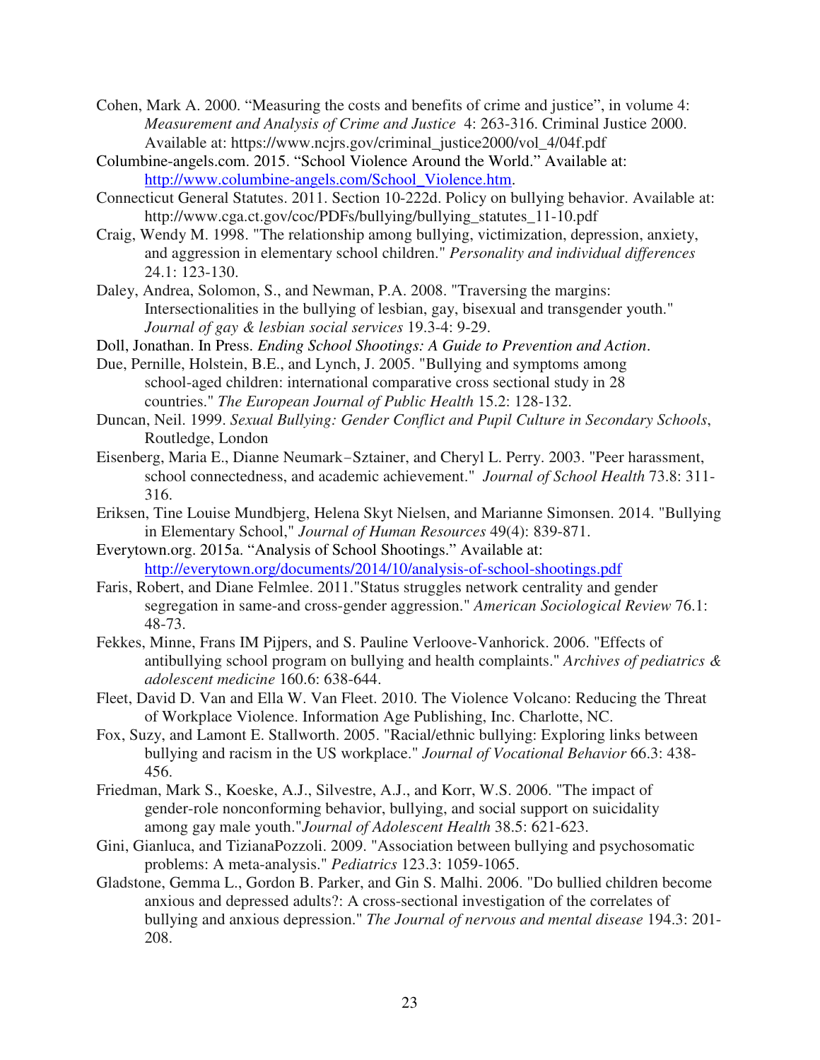Cohen, Mark A. 2000. "Measuring the costs and benefits of crime and justice", in volume 4: *Measurement and Analysis of Crime and Justice* 4: 263-316. Criminal Justice 2000. Available at: https://www.ncjrs.gov/criminal_justice2000/vol_4/04f.pdf

Columbine-angels.com. 2015. "School Violence Around the World." Available at: http://www.columbine-angels.com/School_Violence.htm.

Connecticut General Statutes. 2011. Section 10-222d. Policy on bullying behavior. Available at: http://www.cga.ct.gov/coc/PDFs/bullying/bullying_statutes_11-10.pdf

Craig, Wendy M. 1998. "The relationship among bullying, victimization, depression, anxiety, and aggression in elementary school children." *Personality and individual differences* 24.1: 123-130.

Daley, Andrea, Solomon, S., and Newman, P.A. 2008. "Traversing the margins: Intersectionalities in the bullying of lesbian, gay, bisexual and transgender youth." *Journal of gay & lesbian social services* 19.3-4: 9-29.

Doll, Jonathan. In Press. *Ending School Shootings: A Guide to Prevention and Action*.

Due, Pernille, Holstein, B.E., and Lynch, J. 2005. "Bullying and symptoms among school-aged children: international comparative cross sectional study in 28 countries." *The European Journal of Public Health* 15.2: 128-132.

Duncan, Neil. 1999. *Sexual Bullying: Gender Conflict and Pupil Culture in Secondary Schools*, Routledge, London

Eisenberg, Maria E., Dianne Neumark‐Sztainer, and Cheryl L. Perry. 2003. "Peer harassment, school connectedness, and academic achievement." *Journal of School Health* 73.8: 311-316.

Eriksen, Tine Louise Mundbjerg, Helena Skyt Nielsen, and Marianne Simonsen. 2014. "Bullying in Elementary School," *Journal of Human Resources* 49(4): 839-871.

Everytown.org. 2015a. "Analysis of School Shootings." Available at: http://everytown.org/documents/2014/10/analysis-of-school-shootings.pdf

Faris, Robert, and Diane Felmlee. 2011."Status struggles network centrality and gender segregation in same-and cross-gender aggression." *American Sociological Review* 76.1: 48-73.

Fekkes, Minne, Frans IM Pijpers, and S. Pauline Verloove-Vanhorick. 2006. "Effects of antibullying school program on bullying and health complaints." *Archives of pediatrics & adolescent medicine* 160.6: 638-644.

Fleet, David D. Van and Ella W. Van Fleet. 2010. The Violence Volcano: Reducing the Threat of Workplace Violence. Information Age Publishing, Inc. Charlotte, NC.

Fox, Suzy, and Lamont E. Stallworth. 2005. "Racial/ethnic bullying: Exploring links between bullying and racism in the US workplace." *Journal of Vocational Behavior* 66.3: 438-456.

Friedman, Mark S., Koeske, A.J., Silvestre, A.J., and Korr, W.S. 2006. "The impact of gender-role nonconforming behavior, bullying, and social support on suicidality among gay male youth."*Journal of Adolescent Health* 38.5: 621-623.

Gini, Gianluca, and TizianaPozzoli. 2009. "Association between bullying and psychosomatic problems: A meta-analysis." *Pediatrics* 123.3: 1059-1065.

Gladstone, Gemma L., Gordon B. Parker, and Gin S. Malhi. 2006. "Do bullied children become anxious and depressed adults?: A cross-sectional investigation of the correlates of bullying and anxious depression." *The Journal of nervous and mental disease* 194.3: 201-208.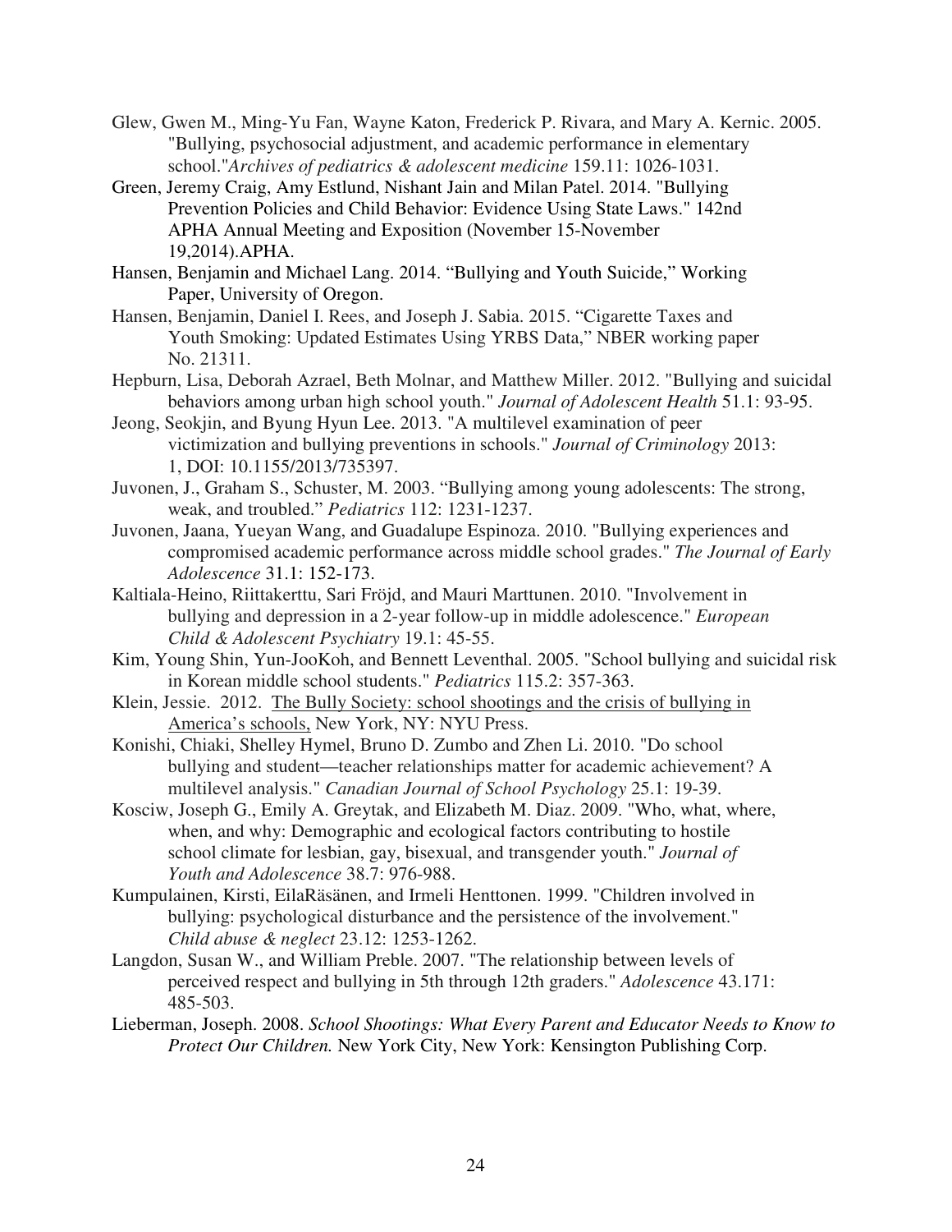Glew, Gwen M., Ming-Yu Fan, Wayne Katon, Frederick P. Rivara, and Mary A. Kernic. 2005. "Bullying, psychosocial adjustment, and academic performance in elementary school."*Archives of pediatrics & adolescent medicine* 159.11: 1026-1031.

Green, Jeremy Craig, Amy Estlund, Nishant Jain and Milan Patel. 2014. "Bullying Prevention Policies and Child Behavior: Evidence Using State Laws." 142nd APHA Annual Meeting and Exposition (November 15-November 19,2014).APHA.

Hansen, Benjamin and Michael Lang. 2014. "Bullying and Youth Suicide," Working Paper, University of Oregon.

Hansen, Benjamin, Daniel I. Rees, and Joseph J. Sabia. 2015. "Cigarette Taxes and Youth Smoking: Updated Estimates Using YRBS Data," NBER working paper No. 21311.

Hepburn, Lisa, Deborah Azrael, Beth Molnar, and Matthew Miller. 2012. "Bullying and suicidal behaviors among urban high school youth." *Journal of Adolescent Health* 51.1: 93-95.

Jeong, Seokjin, and Byung Hyun Lee. 2013. "A multilevel examination of peer victimization and bullying preventions in schools." *Journal of Criminology* 2013: 1, DOI: 10.1155/2013/735397.

Juvonen, J., Graham S., Schuster, M. 2003. "Bullying among young adolescents: The strong, weak, and troubled." *Pediatrics* 112: 1231-1237.

Juvonen, Jaana, Yueyan Wang, and Guadalupe Espinoza. 2010. "Bullying experiences and compromised academic performance across middle school grades." *The Journal of Early Adolescence* 31.1: 152-173.

Kaltiala-Heino, Riittakerttu, Sari Fröjd, and Mauri Marttunen. 2010. "Involvement in bullying and depression in a 2-year follow-up in middle adolescence." *European Child & Adolescent Psychiatry* 19.1: 45-55.

Kim, Young Shin, Yun-JooKoh, and Bennett Leventhal. 2005. "School bullying and suicidal risk in Korean middle school students." *Pediatrics* 115.2: 357-363.

Klein, Jessie. 2012. The Bully Society: school shootings and the crisis of bullying in America's schools, New York, NY: NYU Press.

Konishi, Chiaki, Shelley Hymel, Bruno D. Zumbo and Zhen Li. 2010. "Do school bullying and student—teacher relationships matter for academic achievement? A multilevel analysis." *Canadian Journal of School Psychology* 25.1: 19-39.

Kosciw, Joseph G., Emily A. Greytak, and Elizabeth M. Diaz. 2009. "Who, what, where, when, and why: Demographic and ecological factors contributing to hostile school climate for lesbian, gay, bisexual, and transgender youth." *Journal of Youth and Adolescence* 38.7: 976-988.

Kumpulainen, Kirsti, EilaRäsänen, and Irmeli Henttonen. 1999. "Children involved in bullying: psychological disturbance and the persistence of the involvement." *Child abuse & neglect* 23.12: 1253-1262.

Langdon, Susan W., and William Preble. 2007. "The relationship between levels of perceived respect and bullying in 5th through 12th graders." *Adolescence* 43.171: 485-503.

Lieberman, Joseph. 2008. *School Shootings: What Every Parent and Educator Needs to Know to Protect Our Children.* New York City, New York: Kensington Publishing Corp.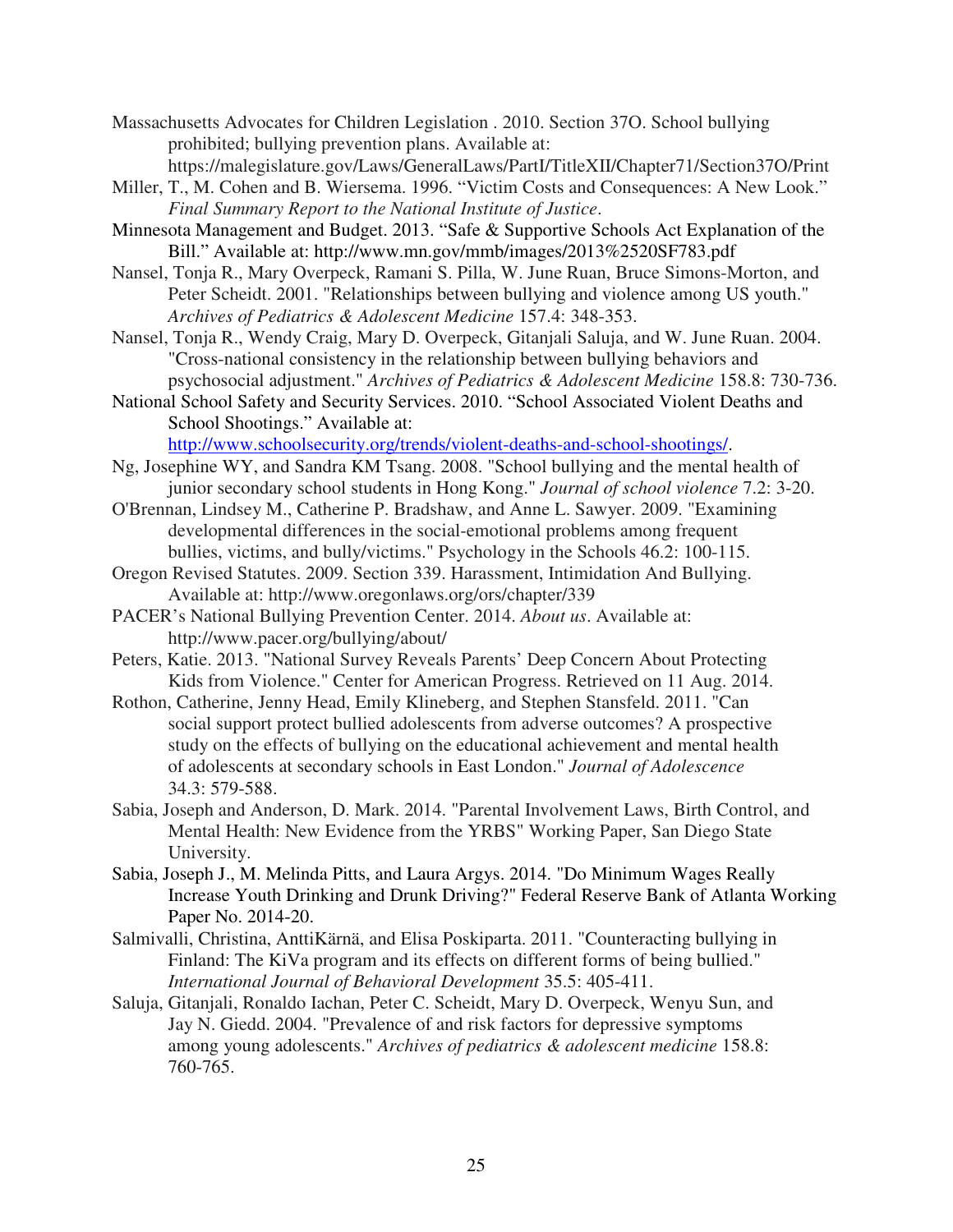Massachusetts Advocates for Children Legislation . 2010. Section 37O. School bullying prohibited; bullying prevention plans. Available at: https://malegislature.gov/Laws/GeneralLaws/PartI/TitleXII/Chapter71/Section37O/Print

Miller, T., M. Cohen and B. Wiersema. 1996. "Victim Costs and Consequences: A New Look." *Final Summary Report to the National Institute of Justice*.

Minnesota Management and Budget. 2013. "Safe & Supportive Schools Act Explanation of the Bill." Available at: http://www.mn.gov/mmb/images/2013%2520SF783.pdf

Nansel, Tonja R., Mary Overpeck, Ramani S. Pilla, W. June Ruan, Bruce Simons-Morton, and Peter Scheidt. 2001. "Relationships between bullying and violence among US youth." *Archives of Pediatrics & Adolescent Medicine* 157.4: 348-353.

Nansel, Tonja R., Wendy Craig, Mary D. Overpeck, Gitanjali Saluja, and W. June Ruan. 2004. "Cross-national consistency in the relationship between bullying behaviors and psychosocial adjustment." *Archives of Pediatrics & Adolescent Medicine* 158.8: 730-736.

National School Safety and Security Services. 2010. "School Associated Violent Deaths and School Shootings." Available at: http://www.schoolsecurity.org/trends/violent-deaths-and-school-shootings/.

Ng, Josephine WY, and Sandra KM Tsang. 2008. "School bullying and the mental health of junior secondary school students in Hong Kong." *Journal of school violence* 7.2: 3-20.

O'Brennan, Lindsey M., Catherine P. Bradshaw, and Anne L. Sawyer. 2009. "Examining developmental differences in the social-emotional problems among frequent bullies, victims, and bully/victims." Psychology in the Schools 46.2: 100-115.

Oregon Revised Statutes. 2009. Section 339. Harassment, Intimidation And Bullying. Available at: http://www.oregonlaws.org/ors/chapter/339

PACER's National Bullying Prevention Center. 2014. *About us*. Available at: http://www.pacer.org/bullying/about/

Peters, Katie. 2013. "National Survey Reveals Parents' Deep Concern About Protecting Kids from Violence." Center for American Progress. Retrieved on 11 Aug. 2014.

Rothon, Catherine, Jenny Head, Emily Klineberg, and Stephen Stansfeld. 2011. "Can social support protect bullied adolescents from adverse outcomes? A prospective study on the effects of bullying on the educational achievement and mental health of adolescents at secondary schools in East London." *Journal of Adolescence* 34.3: 579-588.

Sabia, Joseph and Anderson, D. Mark. 2014. "Parental Involvement Laws, Birth Control, and Mental Health: New Evidence from the YRBS" Working Paper, San Diego State University.

Sabia, Joseph J., M. Melinda Pitts, and Laura Argys. 2014. "Do Minimum Wages Really Increase Youth Drinking and Drunk Driving?" Federal Reserve Bank of Atlanta Working Paper No. 2014-20.

Salmivalli, Christina, AnttiKärnä, and Elisa Poskiparta. 2011. "Counteracting bullying in Finland: The KiVa program and its effects on different forms of being bullied." *International Journal of Behavioral Development* 35.5: 405-411.

Saluja, Gitanjali, Ronaldo Iachan, Peter C. Scheidt, Mary D. Overpeck, Wenyu Sun, and Jay N. Giedd. 2004. "Prevalence of and risk factors for depressive symptoms among young adolescents." *Archives of pediatrics & adolescent medicine* 158.8: 760-765.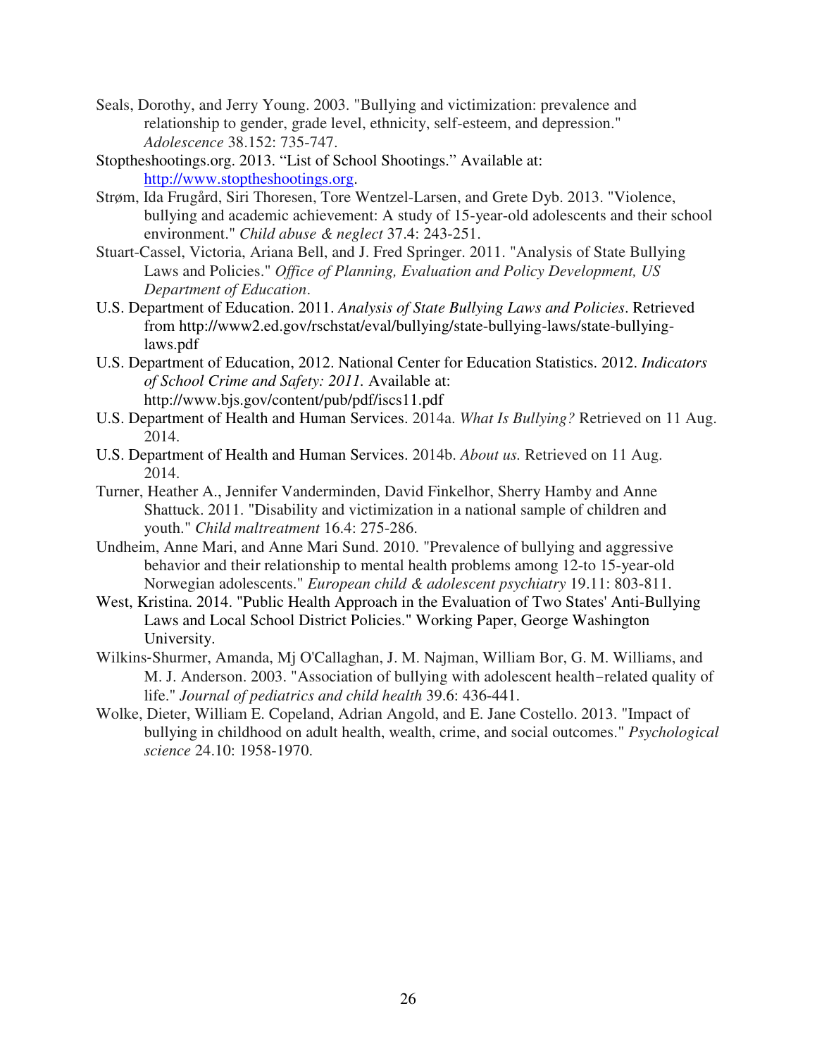Seals, Dorothy, and Jerry Young. 2003. "Bullying and victimization: prevalence and relationship to gender, grade level, ethnicity, self-esteem, and depression." *Adolescence* 38.152: 735-747.

Stoptheshootings.org. 2013. "List of School Shootings." Available at: http://www.stoptheshootings.org.

Strøm, Ida Frugård, Siri Thoresen, Tore Wentzel-Larsen, and Grete Dyb. 2013. "Violence, bullying and academic achievement: A study of 15-year-old adolescents and their school environment." *Child abuse & neglect* 37.4: 243-251.

Stuart-Cassel, Victoria, Ariana Bell, and J. Fred Springer. 2011. "Analysis of State Bullying Laws and Policies." *Office of Planning, Evaluation and Policy Development, US Department of Education*.

U.S. Department of Education. 2011. *Analysis of State Bullying Laws and Policies*. Retrieved from http://www2.ed.gov/rschstat/eval/bullying/state-bullying-laws/state-bullying-laws.pdf

U.S. Department of Education, 2012. National Center for Education Statistics. 2012. *Indicators of School Crime and Safety: 2011.* Available at: http://www.bjs.gov/content/pub/pdf/iscs11.pdf

U.S. Department of Health and Human Services. 2014a. *What Is Bullying?* Retrieved on 11 Aug. 2014.

U.S. Department of Health and Human Services. 2014b. *About us.* Retrieved on 11 Aug. 2014.

Turner, Heather A., Jennifer Vanderminden, David Finkelhor, Sherry Hamby and Anne Shattuck. 2011. "Disability and victimization in a national sample of children and youth." *Child maltreatment* 16.4: 275-286.

Undheim, Anne Mari, and Anne Mari Sund. 2010. "Prevalence of bullying and aggressive behavior and their relationship to mental health problems among 12-to 15-year-old Norwegian adolescents." *European child & adolescent psychiatry* 19.11: 803-811.

West, Kristina. 2014. "Public Health Approach in the Evaluation of Two States' Anti-Bullying Laws and Local School District Policies." Working Paper, George Washington University.

Wilkins-Shurmer, Amanda, Mj O'Callaghan, J. M. Najman, William Bor, G. M. Williams, and M. J. Anderson. 2003. "Association of bullying with adolescent health–related quality of life." *Journal of pediatrics and child health* 39.6: 436-441.

Wolke, Dieter, William E. Copeland, Adrian Angold, and E. Jane Costello. 2013. "Impact of bullying in childhood on adult health, wealth, crime, and social outcomes." *Psychological science* 24.10: 1958-1970.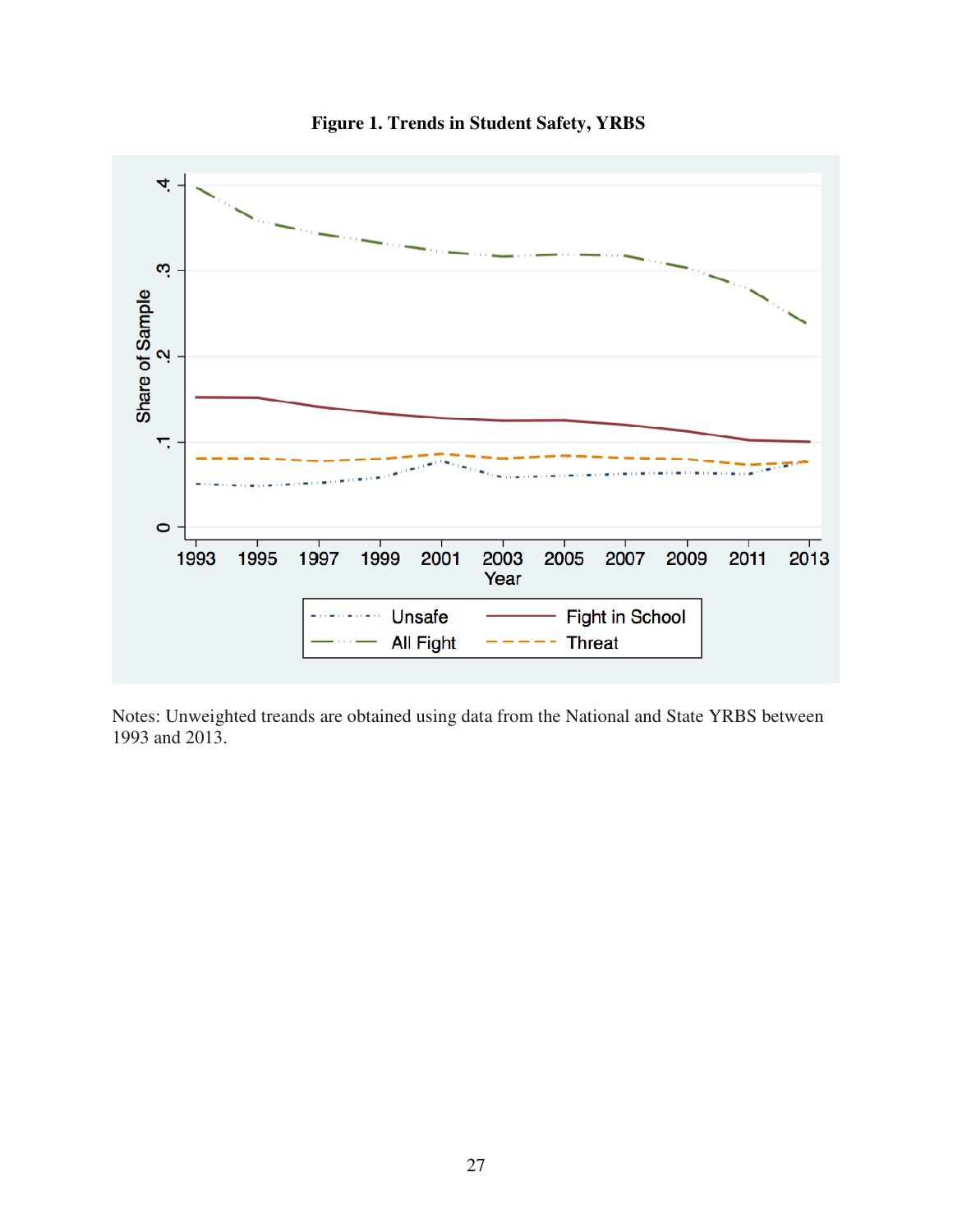**Figure 1. Trends in Student Safety, YRBS**

Notes: Unweighted treands are obtained using data from the National and State YRBS between 1993 and 2013.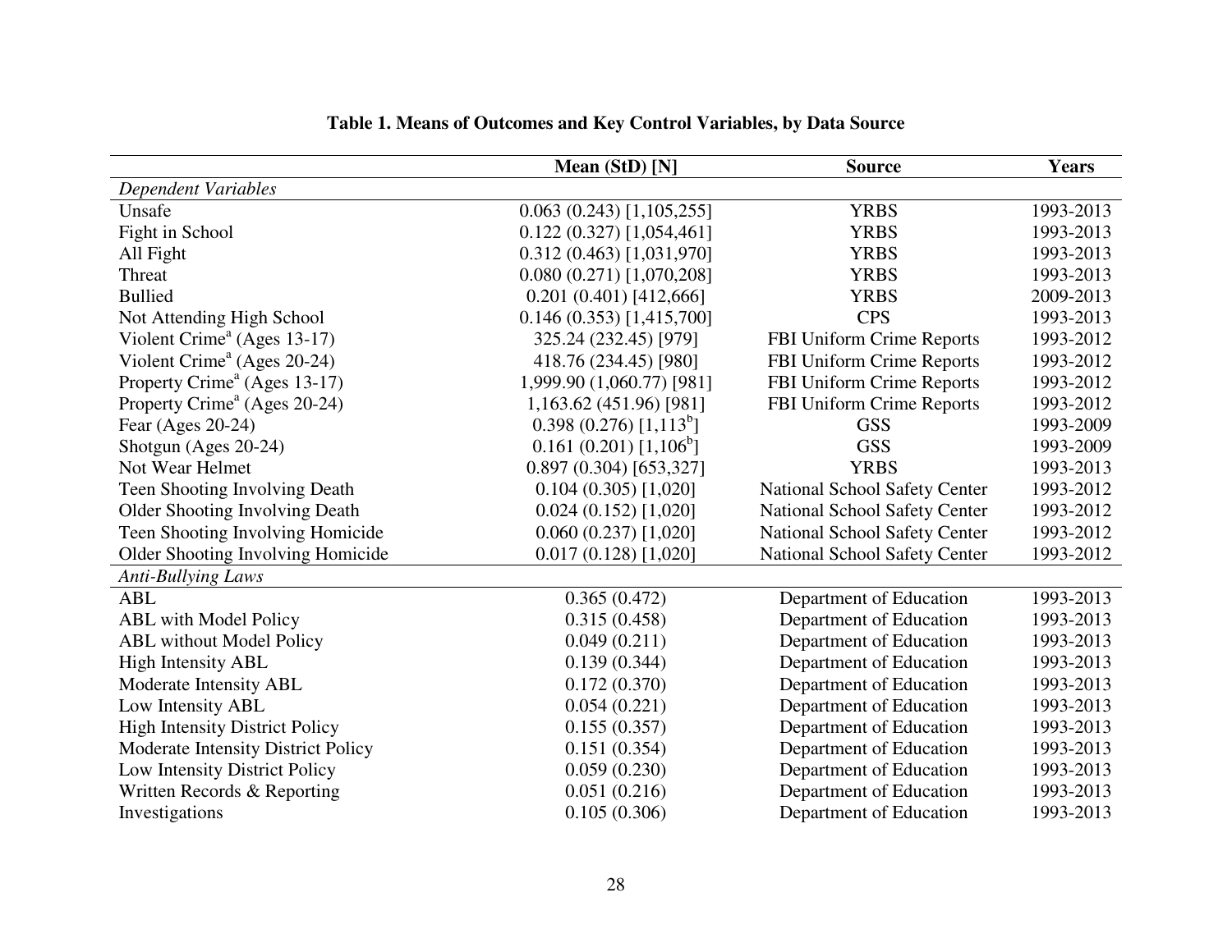**Table 1. Means of Outcomes and Key Control Variables, by Data Source**

| | Mean (StD) [N] | Source | Years |
|---|---|---|---|
| *Dependent Variables* | | | |
| Unsafe | 0.063 (0.243) [1,105,255] | YRBS | 1993-2013 |
| Fight in School | 0.122 (0.327) [1,054,461] | YRBS | 1993-2013 |
| All Fight | 0.312 (0.463) [1,031,970] | YRBS | 1993-2013 |
| Threat | 0.080 (0.271) [1,070,208] | YRBS | 1993-2013 |
| Bullied | 0.201 (0.401) [412,666] | YRBS | 2009-2013 |
| Not Attending High School | 0.146 (0.353) [1,415,700] | CPS | 1993-2013 |
| Violent Crime[a] (Ages 13-17) | 325.24 (232.45) [979] | FBI Uniform Crime Reports | 1993-2012 |
| Violent Crime[a] (Ages 20-24) | 418.76 (234.45) [980] | FBI Uniform Crime Reports | 1993-2012 |
| Property Crime[a] (Ages 13-17) | 1,999.90 (1,060.77) [981] | FBI Uniform Crime Reports | 1993-2012 |
| Property Crime[a] (Ages 20-24) | 1,163.62 (451.96) [981] | FBI Uniform Crime Reports | 1993-2012 |
| Fear (Ages 20-24) | 0.398 (0.276) [1,113[b]] | GSS | 1993-2009 |
| Shotgun (Ages 20-24) | 0.161 (0.201) [1,106[b]] | GSS | 1993-2009 |
| Not Wear Helmet | 0.897 (0.304) [653,327] | YRBS | 1993-2013 |
| Teen Shooting Involving Death | 0.104 (0.305) [1,020] | National School Safety Center | 1993-2012 |
| Older Shooting Involving Death | 0.024 (0.152) [1,020] | National School Safety Center | 1993-2012 |
| Teen Shooting Involving Homicide | 0.060 (0.237) [1,020] | National School Safety Center | 1993-2012 |
| Older Shooting Involving Homicide | 0.017 (0.128) [1,020] | National School Safety Center | 1993-2012 |
| *Anti-Bullying Laws* | | | |
| ABL | 0.365 (0.472) | Department of Education | 1993-2013 |
| ABL with Model Policy | 0.315 (0.458) | Department of Education | 1993-2013 |
| ABL without Model Policy | 0.049 (0.211) | Department of Education | 1993-2013 |
| High Intensity ABL | 0.139 (0.344) | Department of Education | 1993-2013 |
| Moderate Intensity ABL | 0.172 (0.370) | Department of Education | 1993-2013 |
| Low Intensity ABL | 0.054 (0.221) | Department of Education | 1993-2013 |
| High Intensity District Policy | 0.155 (0.357) | Department of Education | 1993-2013 |
| Moderate Intensity District Policy | 0.151 (0.354) | Department of Education | 1993-2013 |
| Low Intensity District Policy | 0.059 (0.230) | Department of Education | 1993-2013 |
| Written Records & Reporting | 0.051 (0.216) | Department of Education | 1993-2013 |
| Investigations | 0.105 (0.306) | Department of Education | 1993-2013 |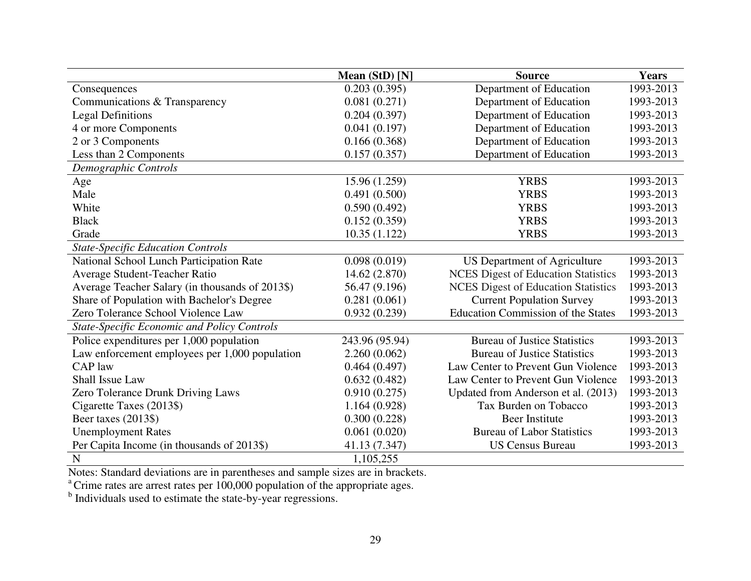| | Mean (StD) [N] | Source | Years |
|---|---|---|---|
| Consequences | 0.203 (0.395) | Department of Education | 1993-2013 |
| Communications & Transparency | 0.081 (0.271) | Department of Education | 1993-2013 |
| Legal Definitions | 0.204 (0.397) | Department of Education | 1993-2013 |
| 4 or more Components | 0.041 (0.197) | Department of Education | 1993-2013 |
| 2 or 3 Components | 0.166 (0.368) | Department of Education | 1993-2013 |
| Less than 2 Components | 0.157 (0.357) | Department of Education | 1993-2013 |
| *Demographic Controls* | | | |
| Age | 15.96 (1.259) | YRBS | 1993-2013 |
| Male | 0.491 (0.500) | YRBS | 1993-2013 |
| White | 0.590 (0.492) | YRBS | 1993-2013 |
| Black | 0.152 (0.359) | YRBS | 1993-2013 |
| Grade | 10.35 (1.122) | YRBS | 1993-2013 |
| *State-Specific Education Controls* | | | |
| National School Lunch Participation Rate | 0.098 (0.019) | US Department of Agriculture | 1993-2013 |
| Average Student-Teacher Ratio | 14.62 (2.870) | NCES Digest of Education Statistics | 1993-2013 |
| Average Teacher Salary (in thousands of 2013$) | 56.47 (9.196) | NCES Digest of Education Statistics | 1993-2013 |
| Share of Population with Bachelor's Degree | 0.281 (0.061) | Current Population Survey | 1993-2013 |
| Zero Tolerance School Violence Law | 0.932 (0.239) | Education Commission of the States | 1993-2013 |
| *State-Specific Economic and Policy Controls* | | | |
| Police expenditures per 1,000 population | 243.96 (95.94) | Bureau of Justice Statistics | 1993-2013 |
| Law enforcement employees per 1,000 population | 2.260 (0.062) | Bureau of Justice Statistics | 1993-2013 |
| CAP law | 0.464 (0.497) | Law Center to Prevent Gun Violence | 1993-2013 |
| Shall Issue Law | 0.632 (0.482) | Law Center to Prevent Gun Violence | 1993-2013 |
| Zero Tolerance Drunk Driving Laws | 0.910 (0.275) | Updated from Anderson et al. (2013) | 1993-2013 |
| Cigarette Taxes (2013$) | 1.164 (0.928) | Tax Burden on Tobacco | 1993-2013 |
| Beer taxes (2013$) | 0.300 (0.228) | Beer Institute | 1993-2013 |
| Unemployment Rates | 0.061 (0.020) | Bureau of Labor Statistics | 1993-2013 |
| Per Capita Income (in thousands of 2013$) | 41.13 (7.347) | US Census Bureau | 1993-2013 |
| N | 1,105,255 | | |

Notes: Standard deviations are in parentheses and sample sizes are in brackets.
[a] Crime rates are arrest rates per 100,000 population of the appropriate ages.
[b] Individuals used to estimate the state-by-year regressions.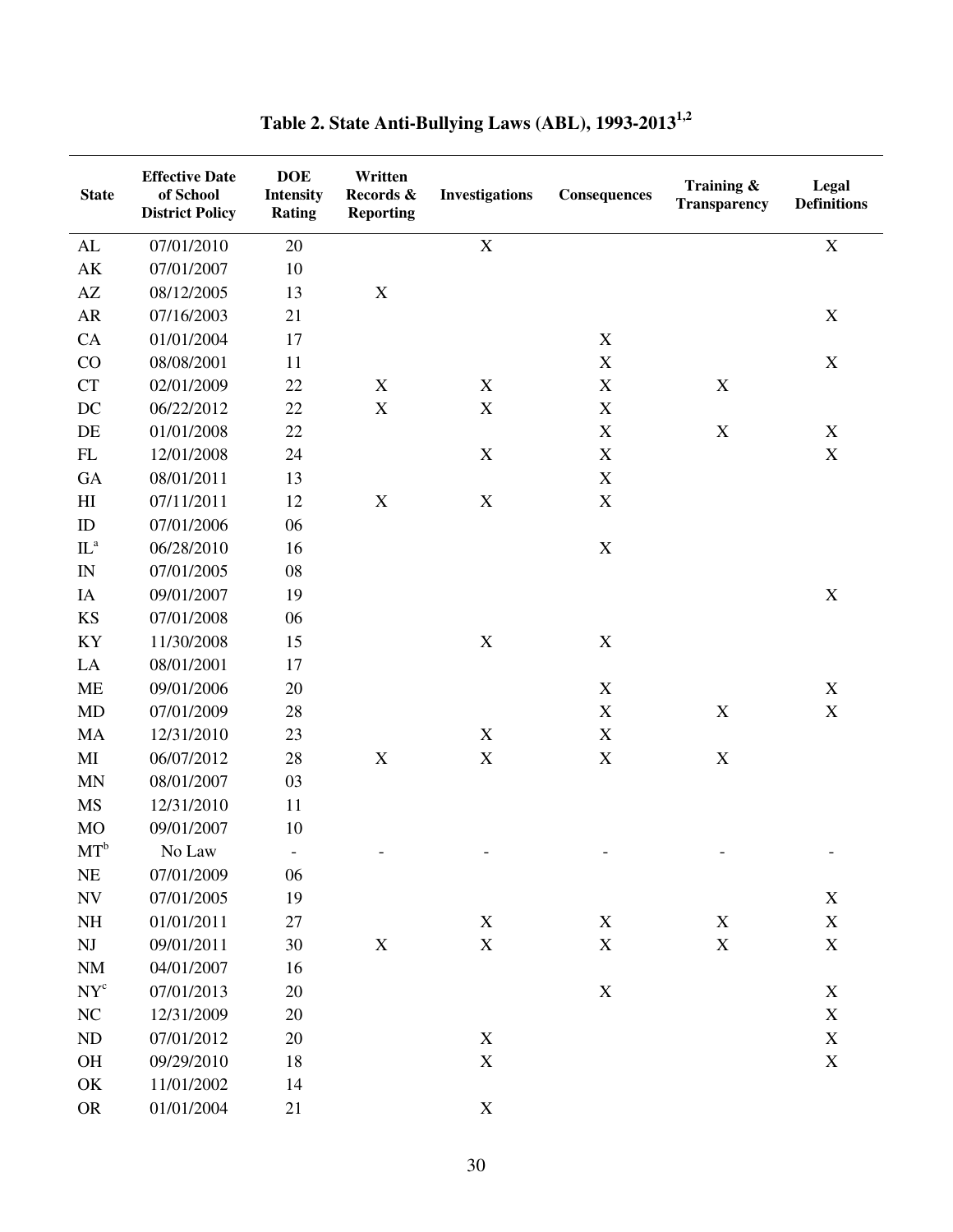# Table 2. State Anti-Bullying Laws (ABL), 1993-2013[1,2]

| State | Effective Date of School District Policy | DOE Intensity Rating | Written Records & Reporting | Investigations | Consequences | Training & Transparency | Legal Definitions |
|---|---|---|---|---|---|---|---|
| AL | 07/01/2010 | 20 | | X | | | X |
| AK | 07/01/2007 | 10 | | | | | |
| AZ | 08/12/2005 | 13 | X | | | | |
| AR | 07/16/2003 | 21 | | | | | X |
| CA | 01/01/2004 | 17 | | | X | | |
| CO | 08/08/2001 | 11 | | | X | | X |
| CT | 02/01/2009 | 22 | X | X | X | X | |
| DC | 06/22/2012 | 22 | X | X | X | | |
| DE | 01/01/2008 | 22 | | | X | X | X |
| FL | 12/01/2008 | 24 | | X | X | | X |
| GA | 08/01/2011 | 13 | | | X | | |
| HI | 07/11/2011 | 12 | X | X | X | | |
| ID | 07/01/2006 | 06 | | | | | |
| IL[a] | 06/28/2010 | 16 | | | X | | |
| IN | 07/01/2005 | 08 | | | | | |
| IA | 09/01/2007 | 19 | | | | | X |
| KS | 07/01/2008 | 06 | | | | | |
| KY | 11/30/2008 | 15 | | X | X | | |
| LA | 08/01/2001 | 17 | | | | | |
| ME | 09/01/2006 | 20 | | | X | | X |
| MD | 07/01/2009 | 28 | | | X | X | X |
| MA | 12/31/2010 | 23 | | X | X | | |
| MI | 06/07/2012 | 28 | X | X | X | X | |
| MN | 08/01/2007 | 03 | | | | | |
| MS | 12/31/2010 | 11 | | | | | |
| MO | 09/01/2007 | 10 | | | | | |
| MT[b] | No Law | - | - | - | - | - | - |
| NE | 07/01/2009 | 06 | | | | | |
| NV | 07/01/2005 | 19 | | | | | X |
| NH | 01/01/2011 | 27 | | X | X | X | X |
| NJ | 09/01/2011 | 30 | X | X | X | X | X |
| NM | 04/01/2007 | 16 | | | | | |
| NY[c] | 07/01/2013 | 20 | | | X | | X |
| NC | 12/31/2009 | 20 | | | | | X |
| ND | 07/01/2012 | 20 | | X | | | X |
| OH | 09/29/2010 | 18 | | X | | | X |
| OK | 11/01/2002 | 14 | | | | | |
| OR | 01/01/2004 | 21 | | X | | | |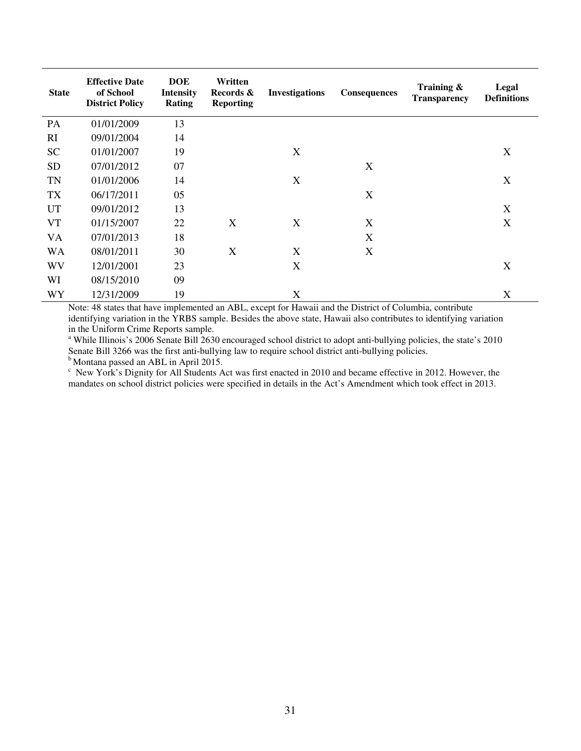| State | Effective Date of School District Policy | DOE Intensity Rating | Written Records & Reporting | Investigations | Consequences | Training & Transparency | Legal Definitions |
|---|---|---|---|---|---|---|---|
| PA | 01/01/2009 | 13 | | | | | |
| RI | 09/01/2004 | 14 | | | | | |
| SC | 01/01/2007 | 19 | | X | | | X |
| SD | 07/01/2012 | 07 | | | X | | |
| TN | 01/01/2006 | 14 | | X | | | X |
| TX | 06/17/2011 | 05 | | | X | | |
| UT | 09/01/2012 | 13 | | | | | X |
| VT | 01/15/2007 | 22 | X | X | X | | X |
| VA | 07/01/2013 | 18 | | | X | | |
| WA | 08/01/2011 | 30 | X | X | X | | |
| WV | 12/01/2001 | 23 | | X | | | X |
| WI | 08/15/2010 | 09 | | | | | |
| WY | 12/31/2009 | 19 | | X | | | X |

Note: 48 states that have implemented an ABL, except for Hawaii and the District of Columbia, contribute identifying variation in the YRBS sample. Besides the above state, Hawaii also contributes to identifying variation in the Uniform Crime Reports sample.

[a] While Illinois's 2006 Senate Bill 2630 encouraged school district to adopt anti-bullying policies, the state's 2010 Senate Bill 3266 was the first anti-bullying law to require school district anti-bullying policies.

[b] Montana passed an ABL in April 2015.

[c] New York's Dignity for All Students Act was first enacted in 2010 and became effective in 2012. However, the mandates on school district policies were specified in details in the Act's Amendment which took effect in 2013.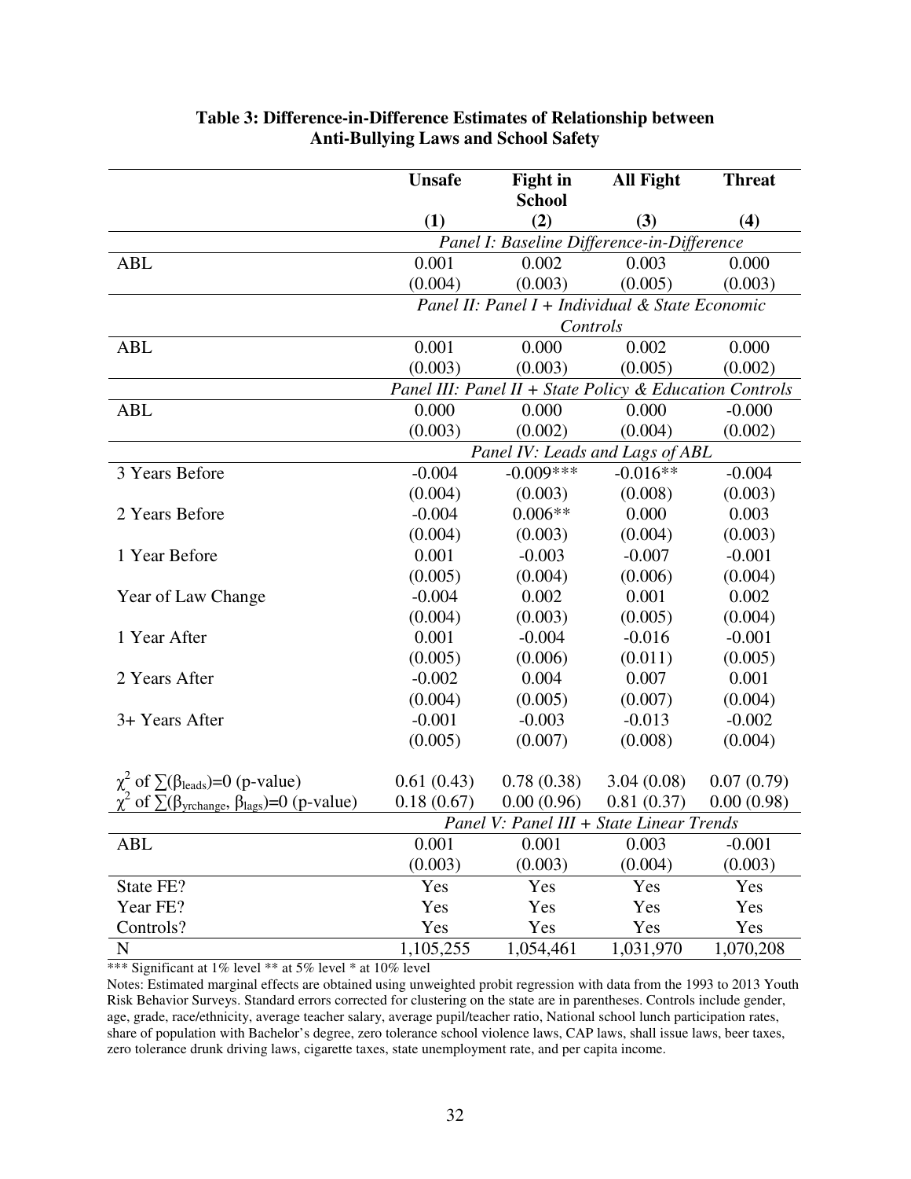**Table 3: Difference-in-Difference Estimates of Relationship between Anti-Bullying Laws and School Safety**

| | Unsafe | Fight in School | All Fight | Threat |
|---|---|---|---|---|
| | (1) | (2) | (3) | (4) |
| | *Panel I: Baseline Difference-in-Difference* | | | |
| ABL | 0.001 | 0.002 | 0.003 | 0.000 |
| | (0.004) | (0.003) | (0.005) | (0.003) |
| | *Panel II: Panel I + Individual & State Economic Controls* | | | |
| ABL | 0.001 | 0.000 | 0.002 | 0.000 |
| | (0.003) | (0.003) | (0.005) | (0.002) |
| | *Panel III: Panel II + State Policy & Education Controls* | | | |
| ABL | 0.000 | 0.000 | 0.000 | -0.000 |
| | (0.003) | (0.002) | (0.004) | (0.002) |
| | *Panel IV: Leads and Lags of ABL* | | | |
| 3 Years Before | -0.004 | -0.009*** | -0.016** | -0.004 |
| | (0.004) | (0.003) | (0.008) | (0.003) |
| 2 Years Before | -0.004 | 0.006** | 0.000 | 0.003 |
| | (0.004) | (0.003) | (0.004) | (0.003) |
| 1 Year Before | 0.001 | -0.003 | -0.007 | -0.001 |
| | (0.005) | (0.004) | (0.006) | (0.004) |
| Year of Law Change | -0.004 | 0.002 | 0.001 | 0.002 |
| | (0.004) | (0.003) | (0.005) | (0.004) |
| 1 Year After | 0.001 | -0.004 | -0.016 | -0.001 |
| | (0.005) | (0.006) | (0.011) | (0.005) |
| 2 Years After | -0.002 | 0.004 | 0.007 | 0.001 |
| | (0.004) | (0.005) | (0.007) | (0.004) |
| 3+ Years After | -0.001 | -0.003 | -0.013 | -0.002 |
| | (0.005) | (0.007) | (0.008) | (0.004) |
| $\chi^2$ of $\sum(\beta_{leads})=0$ (p-value) | 0.61 (0.43) | 0.78 (0.38) | 3.04 (0.08) | 0.07 (0.79) |
| $\chi^2$ of $\sum(\beta_{yrchange}, \beta_{lags})=0$ (p-value) | 0.18 (0.67) | 0.00 (0.96) | 0.81 (0.37) | 0.00 (0.98) |
| | *Panel V: Panel III + State Linear Trends* | | | |
| ABL | 0.001 | 0.001 | 0.003 | -0.001 |
| | (0.003) | (0.003) | (0.004) | (0.003) |
| State FE? | Yes | Yes | Yes | Yes |
| Year FE? | Yes | Yes | Yes | Yes |
| Controls? | Yes | Yes | Yes | Yes |
| N | 1,105,255 | 1,054,461 | 1,031,970 | 1,070,208 |

*** Significant at 1% level ** at 5% level * at 10% level

Notes: Estimated marginal effects are obtained using unweighted probit regression with data from the 1993 to 2013 Youth Risk Behavior Surveys. Standard errors corrected for clustering on the state are in parentheses. Controls include gender, age, grade, race/ethnicity, average teacher salary, average pupil/teacher ratio, National school lunch participation rates, share of population with Bachelor's degree, zero tolerance school violence laws, CAP laws, shall issue laws, beer taxes, zero tolerance drunk driving laws, cigarette taxes, state unemployment rate, and per capita income.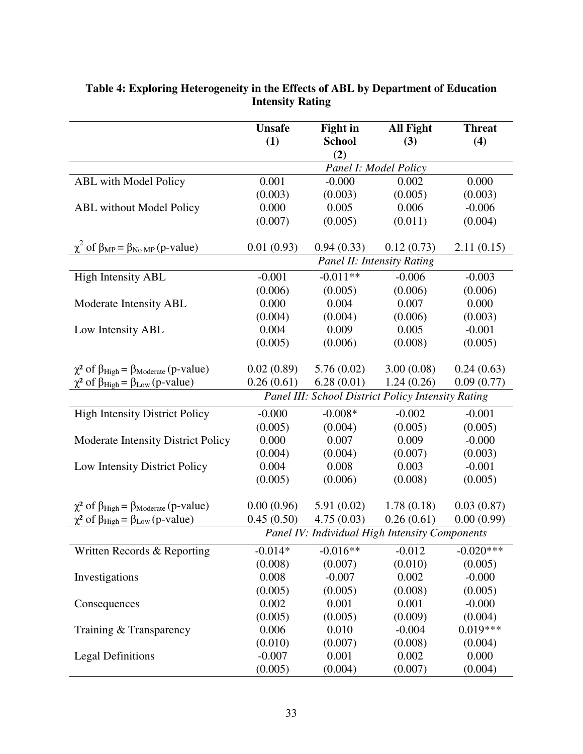**Table 4: Exploring Heterogeneity in the Effects of ABL by Department of Education Intensity Rating**

| | Unsafe (1) | Fight in School (2) | All Fight (3) | Threat (4) |
|---|---|---|---|---|
| | *Panel I: Model Policy* | | | |
| ABL with Model Policy | 0.001 | -0.000 | 0.002 | 0.000 |
| | (0.003) | (0.003) | (0.005) | (0.003) |
| ABL without Model Policy | 0.000 | 0.005 | 0.006 | -0.006 |
| | (0.007) | (0.005) | (0.011) | (0.004) |
| $\chi^2$ of $\beta_{MP} = \beta_{No\ MP}$ (p-value) | 0.01 (0.93) | 0.94 (0.33) | 0.12 (0.73) | 2.11 (0.15) |
| | *Panel II: Intensity Rating* | | | |
| High Intensity ABL | -0.001 | -0.011** | -0.006 | -0.003 |
| | (0.006) | (0.005) | (0.006) | (0.006) |
| Moderate Intensity ABL | 0.000 | 0.004 | 0.007 | 0.000 |
| | (0.004) | (0.004) | (0.006) | (0.003) |
| Low Intensity ABL | 0.004 | 0.009 | 0.005 | -0.001 |
| | (0.005) | (0.006) | (0.008) | (0.005) |
| $\chi^2$ of $\beta_{High} = \beta_{Moderate}$ (p-value) | 0.02 (0.89) | 5.76 (0.02) | 3.00 (0.08) | 0.24 (0.63) |
| $\chi^2$ of $\beta_{High} = \beta_{Low}$ (p-value) | 0.26 (0.61) | 6.28 (0.01) | 1.24 (0.26) | 0.09 (0.77) |
| | *Panel III: School District Policy Intensity Rating* | | | |
| High Intensity District Policy | -0.000 | -0.008* | -0.002 | -0.001 |
| | (0.005) | (0.004) | (0.005) | (0.005) |
| Moderate Intensity District Policy | 0.000 | 0.007 | 0.009 | -0.000 |
| | (0.004) | (0.004) | (0.007) | (0.003) |
| Low Intensity District Policy | 0.004 | 0.008 | 0.003 | -0.001 |
| | (0.005) | (0.006) | (0.008) | (0.005) |
| $\chi^2$ of $\beta_{High} = \beta_{Moderate}$ (p-value) | 0.00 (0.96) | 5.91 (0.02) | 1.78 (0.18) | 0.03 (0.87) |
| $\chi^2$ of $\beta_{High} = \beta_{Low}$ (p-value) | 0.45 (0.50) | 4.75 (0.03) | 0.26 (0.61) | 0.00 (0.99) |
| | *Panel IV: Individual High Intensity Components* | | | |
| Written Records & Reporting | -0.014* | -0.016** | -0.012 | -0.020*** |
| | (0.008) | (0.007) | (0.010) | (0.005) |
| Investigations | 0.008 | -0.007 | 0.002 | -0.000 |
| | (0.005) | (0.005) | (0.008) | (0.005) |
| Consequences | 0.002 | 0.001 | 0.001 | -0.000 |
| | (0.005) | (0.005) | (0.009) | (0.004) |
| Training & Transparency | 0.006 | 0.010 | -0.004 | 0.019*** |
| | (0.010) | (0.007) | (0.008) | (0.004) |
| Legal Definitions | -0.007 | 0.001 | 0.002 | 0.000 |
| | (0.005) | (0.004) | (0.007) | (0.004) |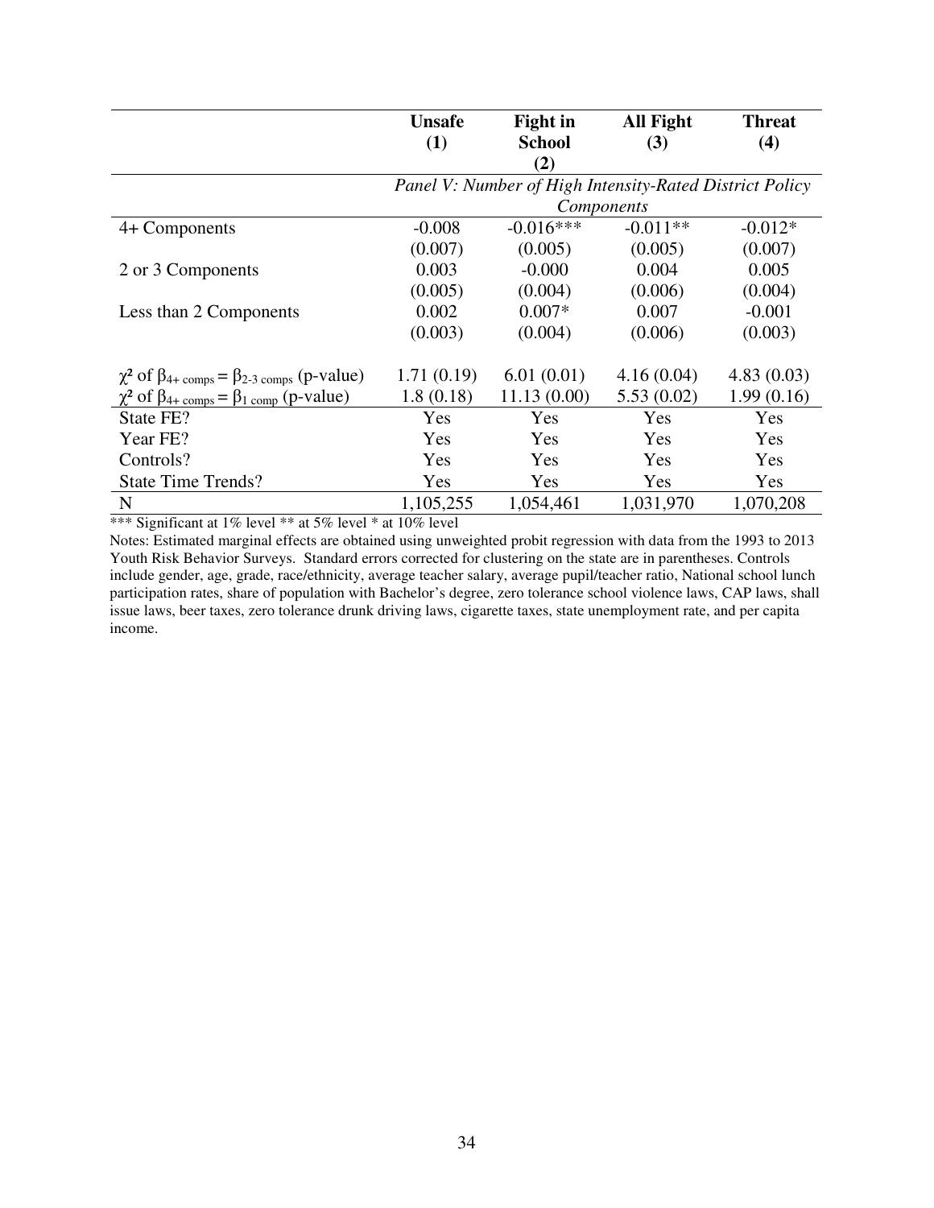| | Unsafe (1) | Fight in School (2) | All Fight (3) | Threat (4) |
|---|---|---|---|---|
| | *Panel V: Number of High Intensity-Rated District Policy Components* | | | |
| 4+ Components | -0.008 | -0.016*** | -0.011** | -0.012* |
| | (0.007) | (0.005) | (0.005) | (0.007) |
| 2 or 3 Components | 0.003 | -0.000 | 0.004 | 0.005 |
| | (0.005) | (0.004) | (0.006) | (0.004) |
| Less than 2 Components | 0.002 | 0.007* | 0.007 | -0.001 |
| | (0.003) | (0.004) | (0.006) | (0.003) |
| $\chi^2$ of $\beta_{4+\text{ comps}} = \beta_{2\text{-}3\text{ comps}}$ (p-value) | 1.71 (0.19) | 6.01 (0.01) | 4.16 (0.04) | 4.83 (0.03) |
| $\chi^2$ of $\beta_{4+\text{ comps}} = \beta_{1\text{ comp}}$ (p-value) | 1.8 (0.18) | 11.13 (0.00) | 5.53 (0.02) | 1.99 (0.16) |
| State FE? | Yes | Yes | Yes | Yes |
| Year FE? | Yes | Yes | Yes | Yes |
| Controls? | Yes | Yes | Yes | Yes |
| State Time Trends? | Yes | Yes | Yes | Yes |
| N | 1,105,255 | 1,054,461 | 1,031,970 | 1,070,208 |

*** Significant at 1% level ** at 5% level * at 10% level

Notes: Estimated marginal effects are obtained using unweighted probit regression with data from the 1993 to 2013 Youth Risk Behavior Surveys. Standard errors corrected for clustering on the state are in parentheses. Controls include gender, age, grade, race/ethnicity, average teacher salary, average pupil/teacher ratio, National school lunch participation rates, share of population with Bachelor's degree, zero tolerance school violence laws, CAP laws, shall issue laws, beer taxes, zero tolerance drunk driving laws, cigarette taxes, state unemployment rate, and per capita income.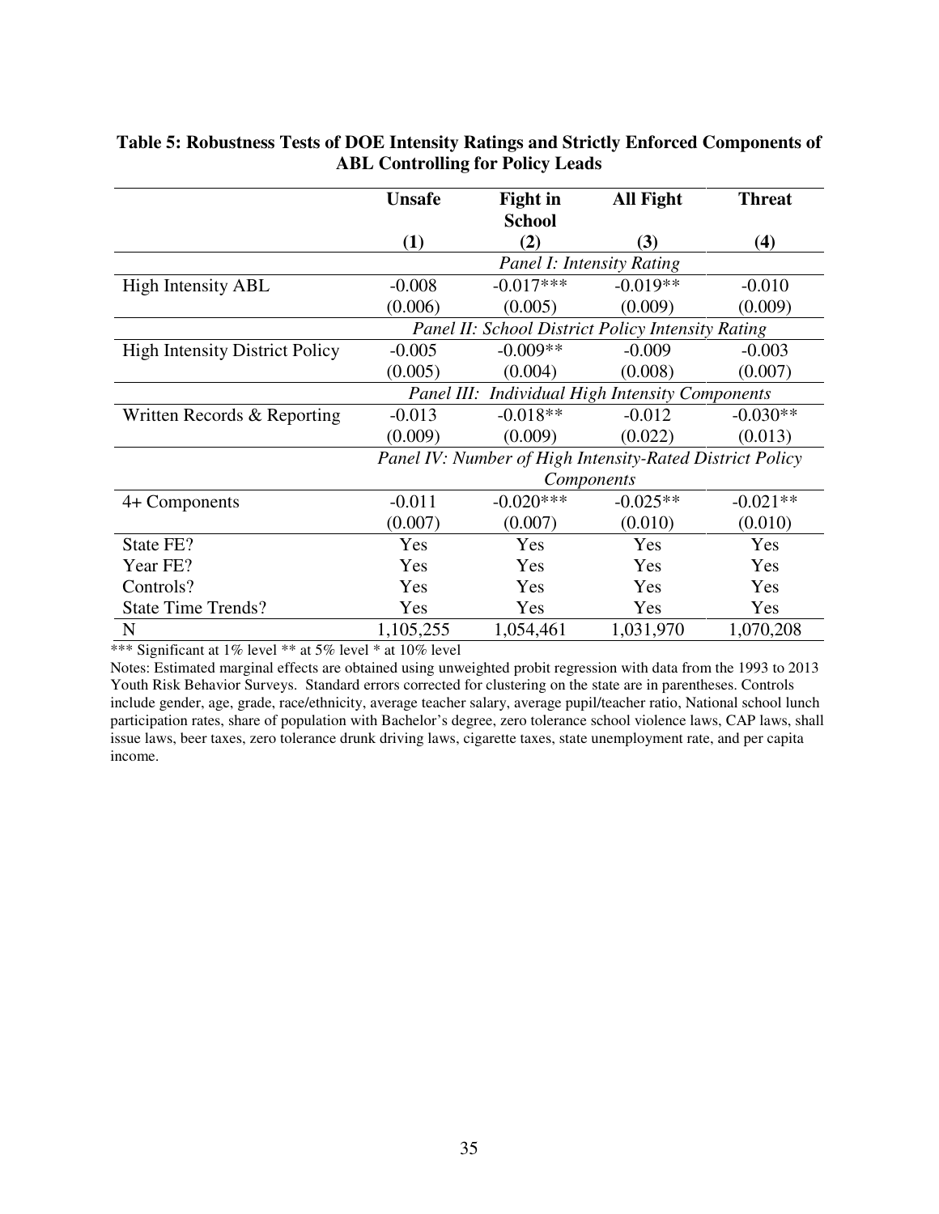**Table 5: Robustness Tests of DOE Intensity Ratings and Strictly Enforced Components of ABL Controlling for Policy Leads**

| | Unsafe | Fight in School | All Fight | Threat |
|---|---|---|---|---|
| | (1) | (2) | (3) | (4) |
| | *Panel I: Intensity Rating* | | | |
| High Intensity ABL | -0.008 | -0.017*** | -0.019** | -0.010 |
| | (0.006) | (0.005) | (0.009) | (0.009) |
| | *Panel II: School District Policy Intensity Rating* | | | |
| High Intensity District Policy | -0.005 | -0.009** | -0.009 | -0.003 |
| | (0.005) | (0.004) | (0.008) | (0.007) |
| | *Panel III: Individual High Intensity Components* | | | |
| Written Records & Reporting | -0.013 | -0.018** | -0.012 | -0.030** |
| | (0.009) | (0.009) | (0.022) | (0.013) |
| | *Panel IV: Number of High Intensity-Rated District Policy Components* | | | |
| 4+ Components | -0.011 | -0.020*** | -0.025** | -0.021** |
| | (0.007) | (0.007) | (0.010) | (0.010) |
| State FE? | Yes | Yes | Yes | Yes |
| Year FE? | Yes | Yes | Yes | Yes |
| Controls? | Yes | Yes | Yes | Yes |
| State Time Trends? | Yes | Yes | Yes | Yes |
| N | 1,105,255 | 1,054,461 | 1,031,970 | 1,070,208 |

*** Significant at 1% level ** at 5% level * at 10% level

Notes: Estimated marginal effects are obtained using unweighted probit regression with data from the 1993 to 2013 Youth Risk Behavior Surveys. Standard errors corrected for clustering on the state are in parentheses. Controls include gender, age, grade, race/ethnicity, average teacher salary, average pupil/teacher ratio, National school lunch participation rates, share of population with Bachelor's degree, zero tolerance school violence laws, CAP laws, shall issue laws, beer taxes, zero tolerance drunk driving laws, cigarette taxes, state unemployment rate, and per capita income.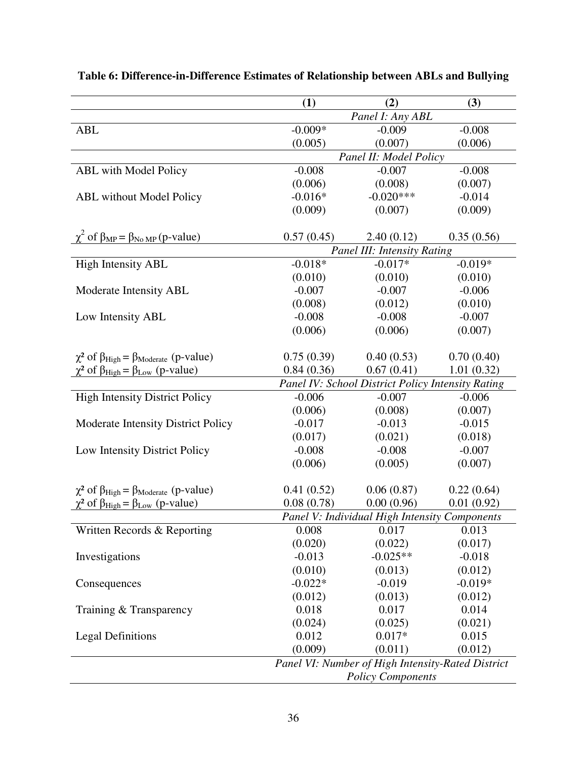**Table 6: Difference-in-Difference Estimates of Relationship between ABLs and Bullying**

| | (1) | (2) | (3) |
|---|---|---|---|
| | *Panel I: Any ABL* | | |
| ABL | -0.009* | -0.009 | -0.008 |
| | (0.005) | (0.007) | (0.006) |
| | *Panel II: Model Policy* | | |
| ABL with Model Policy | -0.008 | -0.007 | -0.008 |
| | (0.006) | (0.008) | (0.007) |
| ABL without Model Policy | -0.016* | -0.020*** | -0.014 |
| | (0.009) | (0.007) | (0.009) |
| $\chi^2$ of $\beta_{MP} = \beta_{No\ MP}$ (p-value) | 0.57 (0.45) | 2.40 (0.12) | 0.35 (0.56) |
| | *Panel III: Intensity Rating* | | |
| High Intensity ABL | -0.018* | -0.017* | -0.019* |
| | (0.010) | (0.010) | (0.010) |
| Moderate Intensity ABL | -0.007 | -0.007 | -0.006 |
| | (0.008) | (0.012) | (0.010) |
| Low Intensity ABL | -0.008 | -0.008 | -0.007 |
| | (0.006) | (0.006) | (0.007) |
| $\chi^2$ of $\beta_{High} = \beta_{Moderate}$ (p-value) | 0.75 (0.39) | 0.40 (0.53) | 0.70 (0.40) |
| $\chi^2$ of $\beta_{High} = \beta_{Low}$ (p-value) | 0.84 (0.36) | 0.67 (0.41) | 1.01 (0.32) |
| | *Panel IV: School District Policy Intensity Rating* | | |
| High Intensity District Policy | -0.006 | -0.007 | -0.006 |
| | (0.006) | (0.008) | (0.007) |
| Moderate Intensity District Policy | -0.017 | -0.013 | -0.015 |
| | (0.017) | (0.021) | (0.018) |
| Low Intensity District Policy | -0.008 | -0.008 | -0.007 |
| | (0.006) | (0.005) | (0.007) |
| $\chi^2$ of $\beta_{High} = \beta_{Moderate}$ (p-value) | 0.41 (0.52) | 0.06 (0.87) | 0.22 (0.64) |
| $\chi^2$ of $\beta_{High} = \beta_{Low}$ (p-value) | 0.08 (0.78) | 0.00 (0.96) | 0.01 (0.92) |
| | *Panel V: Individual High Intensity Components* | | |
| Written Records & Reporting | 0.008 | 0.017 | 0.013 |
| | (0.020) | (0.022) | (0.017) |
| Investigations | -0.013 | -0.025** | -0.018 |
| | (0.010) | (0.013) | (0.012) |
| Consequences | -0.022* | -0.019 | -0.019* |
| | (0.012) | (0.013) | (0.012) |
| Training & Transparency | 0.018 | 0.017 | 0.014 |
| | (0.024) | (0.025) | (0.021) |
| Legal Definitions | 0.012 | 0.017* | 0.015 |
| | (0.009) | (0.011) | (0.012) |
| | *Panel VI: Number of High Intensity-Rated District Policy Components* | | |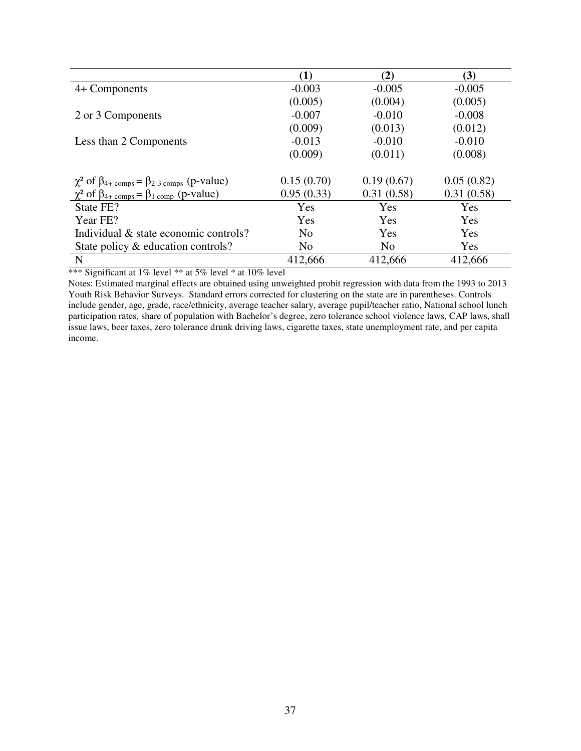| | (1) | (2) | (3) |
|---|---|---|---|
| 4+ Components | -0.003 | -0.005 | -0.005 |
| | (0.005) | (0.004) | (0.005) |
| 2 or 3 Components | -0.007 | -0.010 | -0.008 |
| | (0.009) | (0.013) | (0.012) |
| Less than 2 Components | -0.013 | -0.010 | -0.010 |
| | (0.009) | (0.011) | (0.008) |
| $\chi^2$ of $\beta_{4+\ comps} = \beta_{2\text{-}3\ comps}$ (p-value) | 0.15 (0.70) | 0.19 (0.67) | 0.05 (0.82) |
| $\chi^2$ of $\beta_{4+\ comps} = \beta_{1\ comp}$ (p-value) | 0.95 (0.33) | 0.31 (0.58) | 0.31 (0.58) |
| State FE? | Yes | Yes | Yes |
| Year FE? | Yes | Yes | Yes |
| Individual & state economic controls? | No | Yes | Yes |
| State policy & education controls? | No | No | Yes |
| N | 412,666 | 412,666 | 412,666 |

*** Significant at 1% level ** at 5% level * at 10% level

Notes: Estimated marginal effects are obtained using unweighted probit regression with data from the 1993 to 2013 Youth Risk Behavior Surveys. Standard errors corrected for clustering on the state are in parentheses. Controls include gender, age, grade, race/ethnicity, average teacher salary, average pupil/teacher ratio, National school lunch participation rates, share of population with Bachelor's degree, zero tolerance school violence laws, CAP laws, shall issue laws, beer taxes, zero tolerance drunk driving laws, cigarette taxes, state unemployment rate, and per capita income.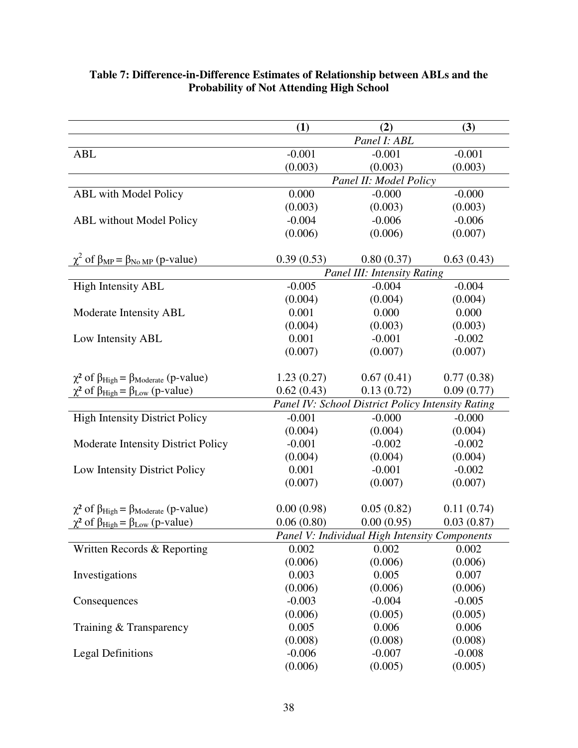**Table 7: Difference-in-Difference Estimates of Relationship between ABLs and the Probability of Not Attending High School**

| | (1) | (2) | (3) |
|---|---|---|---|
| | *Panel I: ABL* | | |
| ABL | -0.001 | -0.001 | -0.001 |
| | (0.003) | (0.003) | (0.003) |
| | *Panel II: Model Policy* | | |
| ABL with Model Policy | 0.000 | -0.000 | -0.000 |
| | (0.003) | (0.003) | (0.003) |
| ABL without Model Policy | -0.004 | -0.006 | -0.006 |
| | (0.006) | (0.006) | (0.007) |
| $\chi^2$ of $\beta_{MP} = \beta_{No\ MP}$ (p-value) | 0.39 (0.53) | 0.80 (0.37) | 0.63 (0.43) |
| | *Panel III: Intensity Rating* | | |
| High Intensity ABL | -0.005 | -0.004 | -0.004 |
| | (0.004) | (0.004) | (0.004) |
| Moderate Intensity ABL | 0.001 | 0.000 | 0.000 |
| | (0.004) | (0.003) | (0.003) |
| Low Intensity ABL | 0.001 | -0.001 | -0.002 |
| | (0.007) | (0.007) | (0.007) |
| $\chi^2$ of $\beta_{High} = \beta_{Moderate}$ (p-value) | 1.23 (0.27) | 0.67 (0.41) | 0.77 (0.38) |
| $\chi^2$ of $\beta_{High} = \beta_{Low}$ (p-value) | 0.62 (0.43) | 0.13 (0.72) | 0.09 (0.77) |
| | *Panel IV: School District Policy Intensity Rating* | | |
| High Intensity District Policy | -0.001 | -0.000 | -0.000 |
| | (0.004) | (0.004) | (0.004) |
| Moderate Intensity District Policy | -0.001 | -0.002 | -0.002 |
| | (0.004) | (0.004) | (0.004) |
| Low Intensity District Policy | 0.001 | -0.001 | -0.002 |
| | (0.007) | (0.007) | (0.007) |
| $\chi^2$ of $\beta_{High} = \beta_{Moderate}$ (p-value) | 0.00 (0.98) | 0.05 (0.82) | 0.11 (0.74) |
| $\chi^2$ of $\beta_{High} = \beta_{Low}$ (p-value) | 0.06 (0.80) | 0.00 (0.95) | 0.03 (0.87) |
| | *Panel V: Individual High Intensity Components* | | |
| Written Records & Reporting | 0.002 | 0.002 | 0.002 |
| | (0.006) | (0.006) | (0.006) |
| Investigations | 0.003 | 0.005 | 0.007 |
| | (0.006) | (0.006) | (0.006) |
| Consequences | -0.003 | -0.004 | -0.005 |
| | (0.006) | (0.005) | (0.005) |
| Training & Transparency | 0.005 | 0.006 | 0.006 |
| | (0.008) | (0.008) | (0.008) |
| Legal Definitions | -0.006 | -0.007 | -0.008 |
| | (0.006) | (0.005) | (0.005) |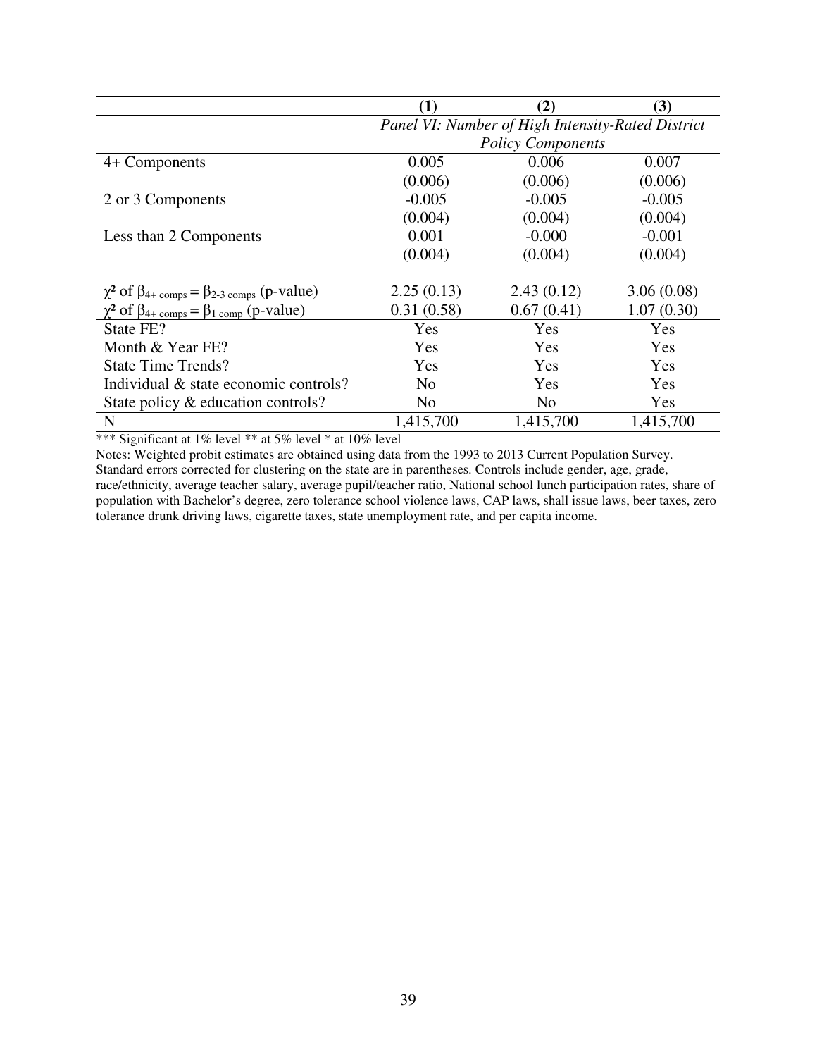| | (1) | (2) | (3) |
|---|---|---|---|
| | *Panel VI: Number of High Intensity-Rated District Policy Components* | | |
| 4+ Components | 0.005 | 0.006 | 0.007 |
| | (0.006) | (0.006) | (0.006) |
| 2 or 3 Components | -0.005 | -0.005 | -0.005 |
| | (0.004) | (0.004) | (0.004) |
| Less than 2 Components | 0.001 | -0.000 | -0.001 |
| | (0.004) | (0.004) | (0.004) |
| | | | |
| $\chi^2$ of $\beta_{4+\text{ comps}} = \beta_{2\text{-}3\text{ comps}}$ (p-value) | 2.25 (0.13) | 2.43 (0.12) | 3.06 (0.08) |
| $\chi^2$ of $\beta_{4+\text{ comps}} = \beta_{1\text{ comp}}$ (p-value) | 0.31 (0.58) | 0.67 (0.41) | 1.07 (0.30) |
| State FE? | Yes | Yes | Yes |
| Month & Year FE? | Yes | Yes | Yes |
| State Time Trends? | Yes | Yes | Yes |
| Individual & state economic controls? | No | Yes | Yes |
| State policy & education controls? | No | No | Yes |
| N | 1,415,700 | 1,415,700 | 1,415,700 |

*** Significant at 1% level ** at 5% level * at 10% level

Notes: Weighted probit estimates are obtained using data from the 1993 to 2013 Current Population Survey. Standard errors corrected for clustering on the state are in parentheses. Controls include gender, age, grade, race/ethnicity, average teacher salary, average pupil/teacher ratio, National school lunch participation rates, share of population with Bachelor's degree, zero tolerance school violence laws, CAP laws, shall issue laws, beer taxes, zero tolerance drunk driving laws, cigarette taxes, state unemployment rate, and per capita income.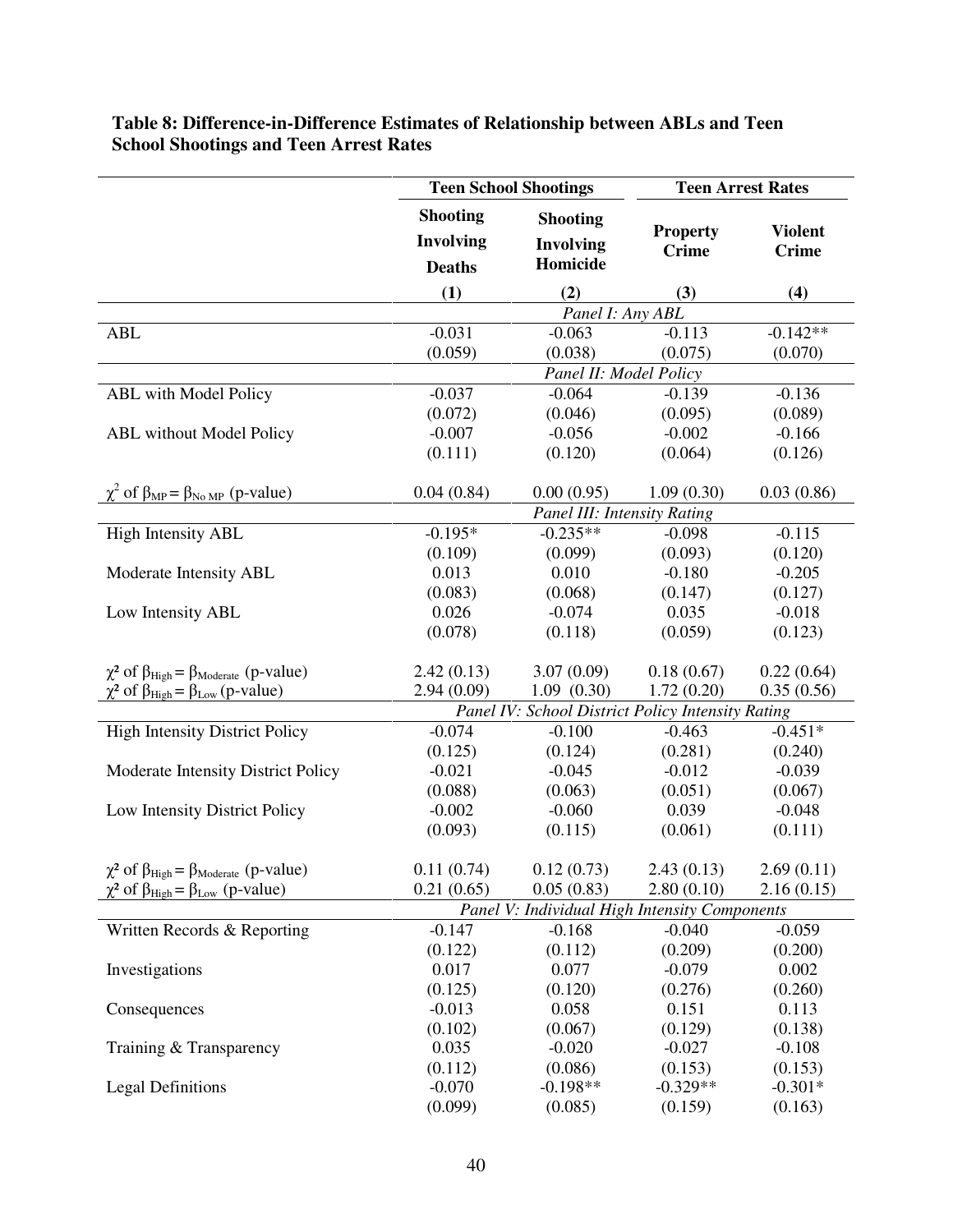**Table 8: Difference-in-Difference Estimates of Relationship between ABLs and Teen School Shootings and Teen Arrest Rates**

| | Teen School Shootings | | Teen Arrest Rates | |
|---|---|---|---|---|
| | Shooting Involving Deaths | Shooting Involving Homicide | Property Crime | Violent Crime |
| | (1) | (2) | (3) | (4) |
| | *Panel I: Any ABL* | | | |
| ABL | -0.031 | -0.063 | -0.113 | -0.142** |
| | (0.059) | (0.038) | (0.075) | (0.070) |
| | *Panel II: Model Policy* | | | |
| ABL with Model Policy | -0.037 | -0.064 | -0.139 | -0.136 |
| | (0.072) | (0.046) | (0.095) | (0.089) |
| ABL without Model Policy | -0.007 | -0.056 | -0.002 | -0.166 |
| | (0.111) | (0.120) | (0.064) | (0.126) |
| $\chi^2$ of $\beta_{MP} = \beta_{No\ MP}$ (p-value) | 0.04 (0.84) | 0.00 (0.95) | 1.09 (0.30) | 0.03 (0.86) |
| | *Panel III: Intensity Rating* | | | |
| High Intensity ABL | -0.195* | -0.235** | -0.098 | -0.115 |
| | (0.109) | (0.099) | (0.093) | (0.120) |
| Moderate Intensity ABL | 0.013 | 0.010 | -0.180 | -0.205 |
| | (0.083) | (0.068) | (0.147) | (0.127) |
| Low Intensity ABL | 0.026 | -0.074 | 0.035 | -0.018 |
| | (0.078) | (0.118) | (0.059) | (0.123) |
| $\chi^2$ of $\beta_{High} = \beta_{Moderate}$ (p-value) | 2.42 (0.13) | 3.07 (0.09) | 0.18 (0.67) | 0.22 (0.64) |
| $\chi^2$ of $\beta_{High} = \beta_{Low}$ (p-value) | 2.94 (0.09) | 1.09 (0.30) | 1.72 (0.20) | 0.35 (0.56) |
| | *Panel IV: School District Policy Intensity Rating* | | | |
| High Intensity District Policy | -0.074 | -0.100 | -0.463 | -0.451* |
| | (0.125) | (0.124) | (0.281) | (0.240) |
| Moderate Intensity District Policy | -0.021 | -0.045 | -0.012 | -0.039 |
| | (0.088) | (0.063) | (0.051) | (0.067) |
| Low Intensity District Policy | -0.002 | -0.060 | 0.039 | -0.048 |
| | (0.093) | (0.115) | (0.061) | (0.111) |
| $\chi^2$ of $\beta_{High} = \beta_{Moderate}$ (p-value) | 0.11 (0.74) | 0.12 (0.73) | 2.43 (0.13) | 2.69 (0.11) |
| $\chi^2$ of $\beta_{High} = \beta_{Low}$ (p-value) | 0.21 (0.65) | 0.05 (0.83) | 2.80 (0.10) | 2.16 (0.15) |
| | *Panel V: Individual High Intensity Components* | | | |
| Written Records & Reporting | -0.147 | -0.168 | -0.040 | -0.059 |
| | (0.122) | (0.112) | (0.209) | (0.200) |
| Investigations | 0.017 | 0.077 | -0.079 | 0.002 |
| | (0.125) | (0.120) | (0.276) | (0.260) |
| Consequences | -0.013 | 0.058 | 0.151 | 0.113 |
| | (0.102) | (0.067) | (0.129) | (0.138) |
| Training & Transparency | 0.035 | -0.020 | -0.027 | -0.108 |
| | (0.112) | (0.086) | (0.153) | (0.153) |
| Legal Definitions | -0.070 | -0.198** | -0.329** | -0.301* |
| | (0.099) | (0.085) | (0.159) | (0.163) |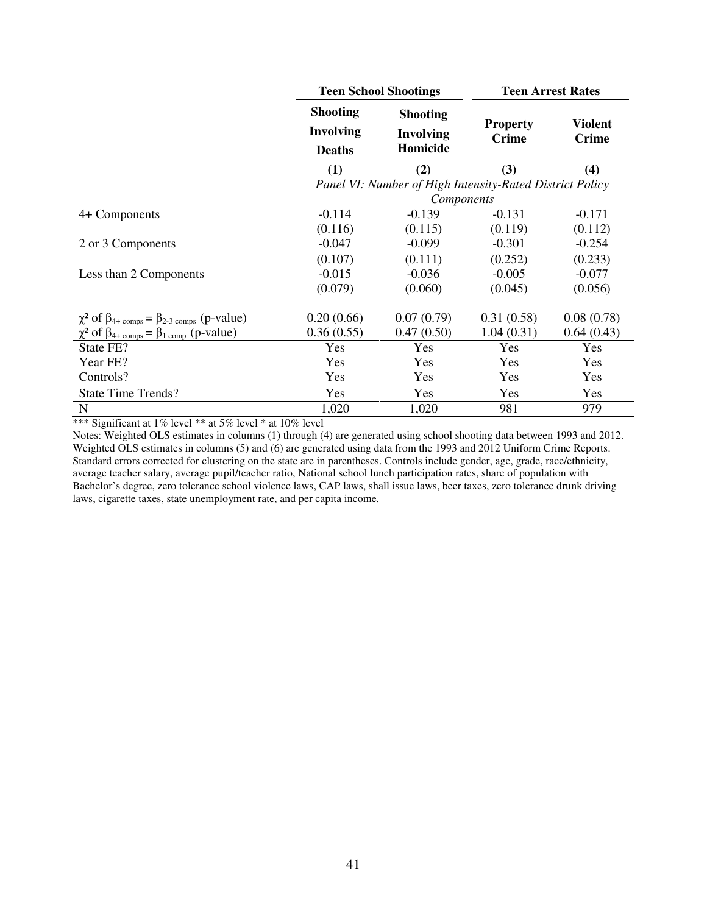| | Teen School Shootings | | Teen Arrest Rates | |
|---|---|---|---|---|
| | Shooting Involving Deaths | Shooting Involving Homicide | Property Crime | Violent Crime |
| | (1) | (2) | (3) | (4) |
| | *Panel VI: Number of High Intensity-Rated District Policy Components* | | | |
| 4+ Components | -0.114 | -0.139 | -0.131 | -0.171 |
| | (0.116) | (0.115) | (0.119) | (0.112) |
| 2 or 3 Components | -0.047 | -0.099 | -0.301 | -0.254 |
| | (0.107) | (0.111) | (0.252) | (0.233) |
| Less than 2 Components | -0.015 | -0.036 | -0.005 | -0.077 |
| | (0.079) | (0.060) | (0.045) | (0.056) |
| $\chi^2$ of $\beta_{4+\ comps} = \beta_{2\text{-}3\ comps}$ (p-value) | 0.20 (0.66) | 0.07 (0.79) | 0.31 (0.58) | 0.08 (0.78) |
| $\chi^2$ of $\beta_{4+\ comps} = \beta_{1\ comp}$ (p-value) | 0.36 (0.55) | 0.47 (0.50) | 1.04 (0.31) | 0.64 (0.43) |
| State FE? | Yes | Yes | Yes | Yes |
| Year FE? | Yes | Yes | Yes | Yes |
| Controls? | Yes | Yes | Yes | Yes |
| State Time Trends? | Yes | Yes | Yes | Yes |
| N | 1,020 | 1,020 | 981 | 979 |

*** Significant at 1% level ** at 5% level * at 10% level

Notes: Weighted OLS estimates in columns (1) through (4) are generated using school shooting data between 1993 and 2012. Weighted OLS estimates in columns (5) and (6) are generated using data from the 1993 and 2012 Uniform Crime Reports. Standard errors corrected for clustering on the state are in parentheses. Controls include gender, age, grade, race/ethnicity, average teacher salary, average pupil/teacher ratio, National school lunch participation rates, share of population with Bachelor's degree, zero tolerance school violence laws, CAP laws, shall issue laws, beer taxes, zero tolerance drunk driving laws, cigarette taxes, state unemployment rate, and per capita income.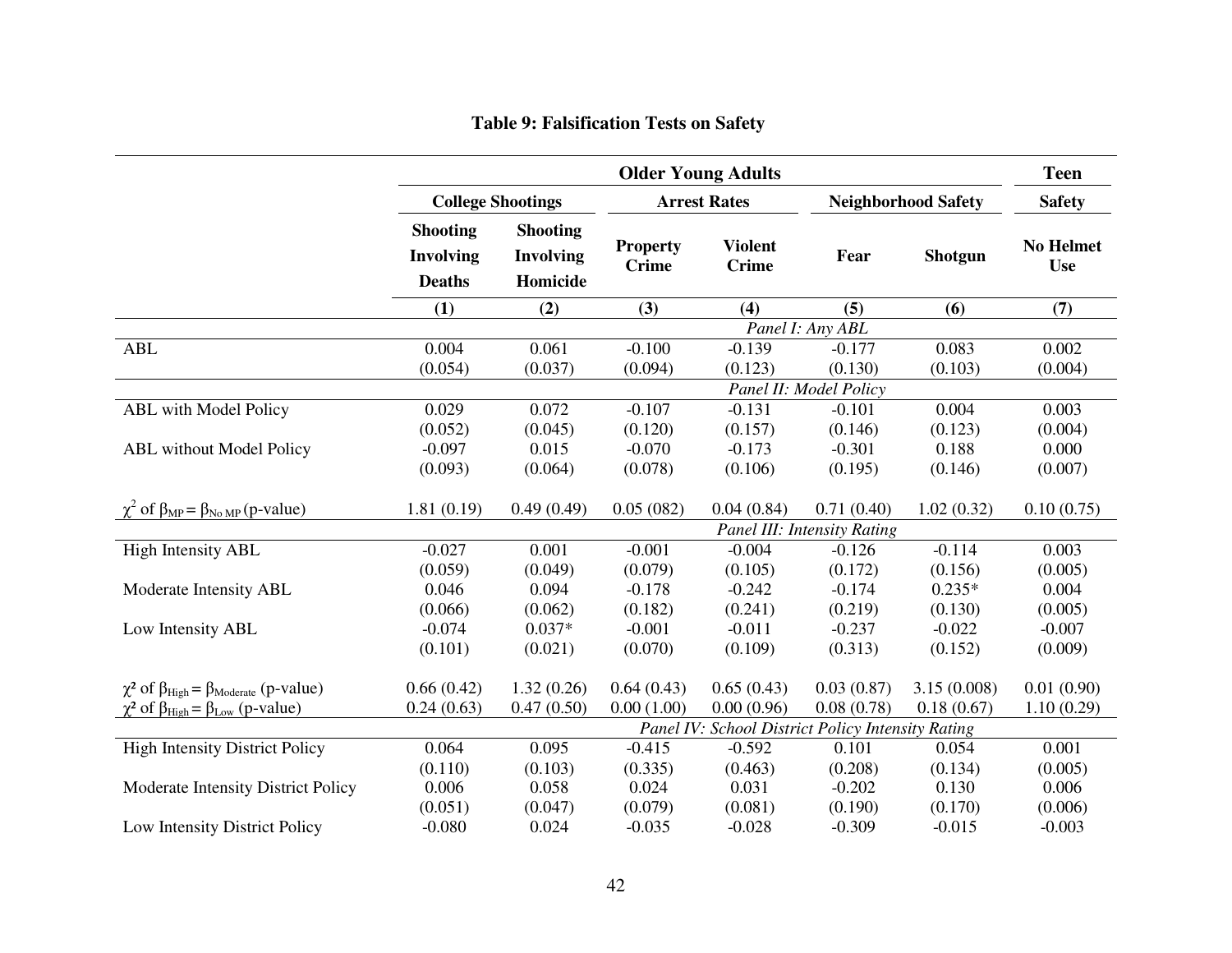**Table 9: Falsification Tests on Safety**

| | Older Young Adults | | | | | | Teen |
|---|---|---|---|---|---|---|---|
| | College Shootings | | Arrest Rates | | Neighborhood Safety | | Safety |
| | Shooting Involving Deaths | Shooting Involving Homicide | Property Crime | Violent Crime | Fear | Shotgun | No Helmet Use |
| | (1) | (2) | (3) | (4) | (5) | (6) | (7) |
| | *Panel I: Any ABL* | | | | | | |
| ABL | 0.004 | 0.061 | -0.100 | -0.139 | -0.177 | 0.083 | 0.002 |
| | (0.054) | (0.037) | (0.094) | (0.123) | (0.130) | (0.103) | (0.004) |
| | *Panel II: Model Policy* | | | | | | |
| ABL with Model Policy | 0.029 | 0.072 | -0.107 | -0.131 | -0.101 | 0.004 | 0.003 |
| | (0.052) | (0.045) | (0.120) | (0.157) | (0.146) | (0.123) | (0.004) |
| ABL without Model Policy | -0.097 | 0.015 | -0.070 | -0.173 | -0.301 | 0.188 | 0.000 |
| | (0.093) | (0.064) | (0.078) | (0.106) | (0.195) | (0.146) | (0.007) |
| $\chi^2$ of $\beta_{MP} = \beta_{No\ MP}$ (p-value) | 1.81 (0.19) | 0.49 (0.49) | 0.05 (082) | 0.04 (0.84) | 0.71 (0.40) | 1.02 (0.32) | 0.10 (0.75) |
| | *Panel III: Intensity Rating* | | | | | | |
| High Intensity ABL | -0.027 | 0.001 | -0.001 | -0.004 | -0.126 | -0.114 | 0.003 |
| | (0.059) | (0.049) | (0.079) | (0.105) | (0.172) | (0.156) | (0.005) |
| Moderate Intensity ABL | 0.046 | 0.094 | -0.178 | -0.242 | -0.174 | 0.235* | 0.004 |
| | (0.066) | (0.062) | (0.182) | (0.241) | (0.219) | (0.130) | (0.005) |
| Low Intensity ABL | -0.074 | 0.037* | -0.001 | -0.011 | -0.237 | -0.022 | -0.007 |
| | (0.101) | (0.021) | (0.070) | (0.109) | (0.313) | (0.152) | (0.009) |
| $\chi^2$ of $\beta_{High} = \beta_{Moderate}$ (p-value) | 0.66 (0.42) | 1.32 (0.26) | 0.64 (0.43) | 0.65 (0.43) | 0.03 (0.87) | 3.15 (0.008) | 0.01 (0.90) |
| $\chi^2$ of $\beta_{High} = \beta_{Low}$ (p-value) | 0.24 (0.63) | 0.47 (0.50) | 0.00 (1.00) | 0.00 (0.96) | 0.08 (0.78) | 0.18 (0.67) | 1.10 (0.29) |
| | *Panel IV: School District Policy Intensity Rating* | | | | | | |
| High Intensity District Policy | 0.064 | 0.095 | -0.415 | -0.592 | 0.101 | 0.054 | 0.001 |
| | (0.110) | (0.103) | (0.335) | (0.463) | (0.208) | (0.134) | (0.005) |
| Moderate Intensity District Policy | 0.006 | 0.058 | 0.024 | 0.031 | -0.202 | 0.130 | 0.006 |
| | (0.051) | (0.047) | (0.079) | (0.081) | (0.190) | (0.170) | (0.006) |
| Low Intensity District Policy | -0.080 | 0.024 | -0.035 | -0.028 | -0.309 | -0.015 | -0.003 |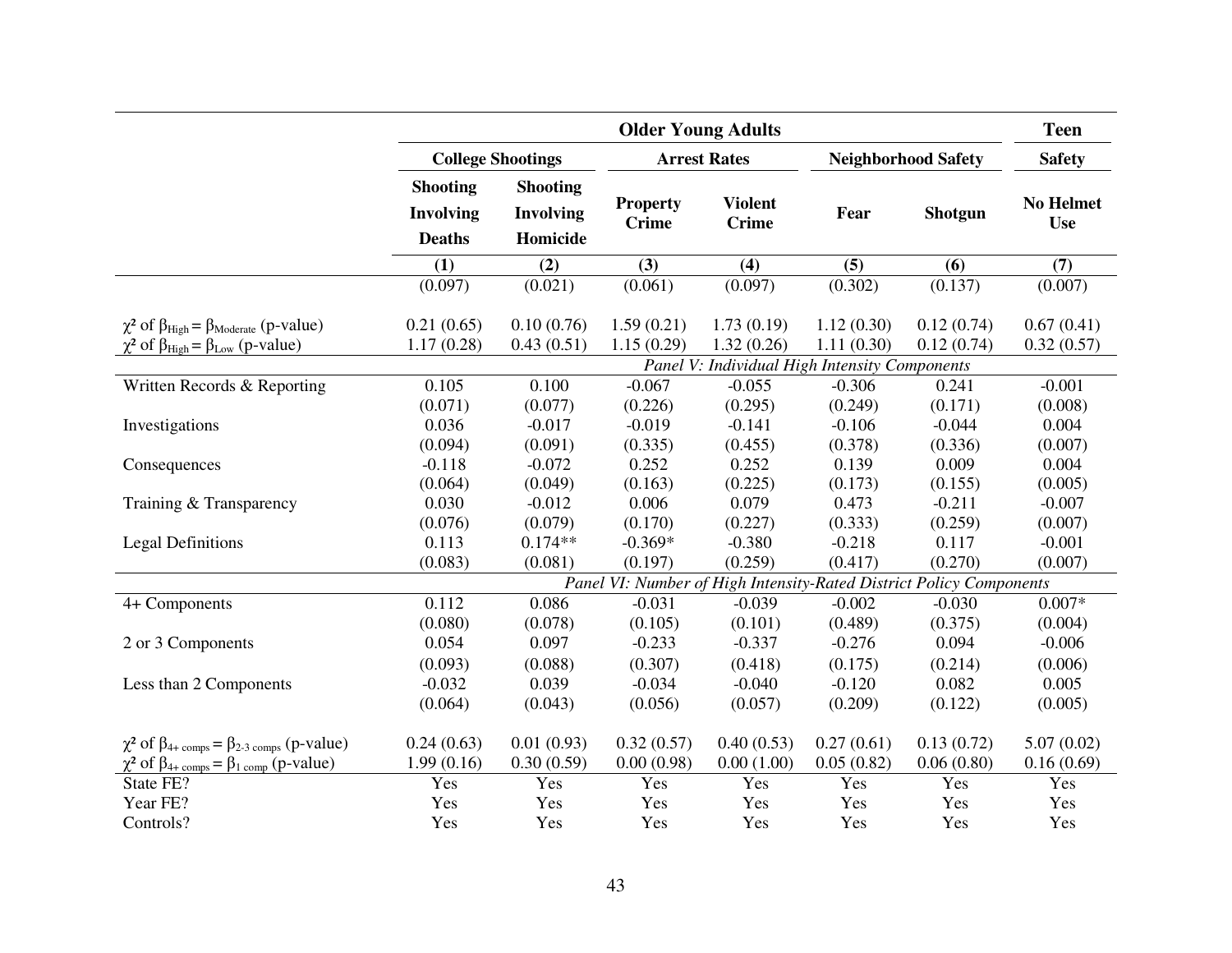| | Older Young Adults | | | | | | Teen |
|---|---|---|---|---|---|---|---|
| | College Shootings | | Arrest Rates | | Neighborhood Safety | | Safety |
| | Shooting Involving Deaths | Shooting Involving Homicide | Property Crime | Violent Crime | Fear | Shotgun | No Helmet Use |
| | (1) | (2) | (3) | (4) | (5) | (6) | (7) |
| | (0.097) | (0.021) | (0.061) | (0.097) | (0.302) | (0.137) | (0.007) |
| $\chi^2$ of $\beta_{High} = \beta_{Moderate}$ (p-value) | 0.21 (0.65) | 0.10 (0.76) | 1.59 (0.21) | 1.73 (0.19) | 1.12 (0.30) | 0.12 (0.74) | 0.67 (0.41) |
| $\chi^2$ of $\beta_{High} = \beta_{Low}$ (p-value) | 1.17 (0.28) | 0.43 (0.51) | 1.15 (0.29) | 1.32 (0.26) | 1.11 (0.30) | 0.12 (0.74) | 0.32 (0.57) |
| | *Panel V: Individual High Intensity Components* | | | | | | |
| Written Records & Reporting | 0.105 | 0.100 | -0.067 | -0.055 | -0.306 | 0.241 | -0.001 |
| | (0.071) | (0.077) | (0.226) | (0.295) | (0.249) | (0.171) | (0.008) |
| Investigations | 0.036 | -0.017 | -0.019 | -0.141 | -0.106 | -0.044 | 0.004 |
| | (0.094) | (0.091) | (0.335) | (0.455) | (0.378) | (0.336) | (0.007) |
| Consequences | -0.118 | -0.072 | 0.252 | 0.252 | 0.139 | 0.009 | 0.004 |
| | (0.064) | (0.049) | (0.163) | (0.225) | (0.173) | (0.155) | (0.005) |
| Training & Transparency | 0.030 | -0.012 | 0.006 | 0.079 | 0.473 | -0.211 | -0.007 |
| | (0.076) | (0.079) | (0.170) | (0.227) | (0.333) | (0.259) | (0.007) |
| Legal Definitions | 0.113 | 0.174** | -0.369* | -0.380 | -0.218 | 0.117 | -0.001 |
| | (0.083) | (0.081) | (0.197) | (0.259) | (0.417) | (0.270) | (0.007) |
| | *Panel VI: Number of High Intensity-Rated District Policy Components* | | | | | | |
| 4+ Components | 0.112 | 0.086 | -0.031 | -0.039 | -0.002 | -0.030 | 0.007* |
| | (0.080) | (0.078) | (0.105) | (0.101) | (0.489) | (0.375) | (0.004) |
| 2 or 3 Components | 0.054 | 0.097 | -0.233 | -0.337 | -0.276 | 0.094 | -0.006 |
| | (0.093) | (0.088) | (0.307) | (0.418) | (0.175) | (0.214) | (0.006) |
| Less than 2 Components | -0.032 | 0.039 | -0.034 | -0.040 | -0.120 | 0.082 | 0.005 |
| | (0.064) | (0.043) | (0.056) | (0.057) | (0.209) | (0.122) | (0.005) |
| $\chi^2$ of $\beta_{4+\ comps} = \beta_{2\text{-}3\ comps}$ (p-value) | 0.24 (0.63) | 0.01 (0.93) | 0.32 (0.57) | 0.40 (0.53) | 0.27 (0.61) | 0.13 (0.72) | 5.07 (0.02) |
| $\chi^2$ of $\beta_{4+\ comps} = \beta_{1\ comp}$ (p-value) | 1.99 (0.16) | 0.30 (0.59) | 0.00 (0.98) | 0.00 (1.00) | 0.05 (0.82) | 0.06 (0.80) | 0.16 (0.69) |
| State FE? | Yes | Yes | Yes | Yes | Yes | Yes | Yes |
| Year FE? | Yes | Yes | Yes | Yes | Yes | Yes | Yes |
| Controls? | Yes | Yes | Yes | Yes | Yes | Yes | Yes |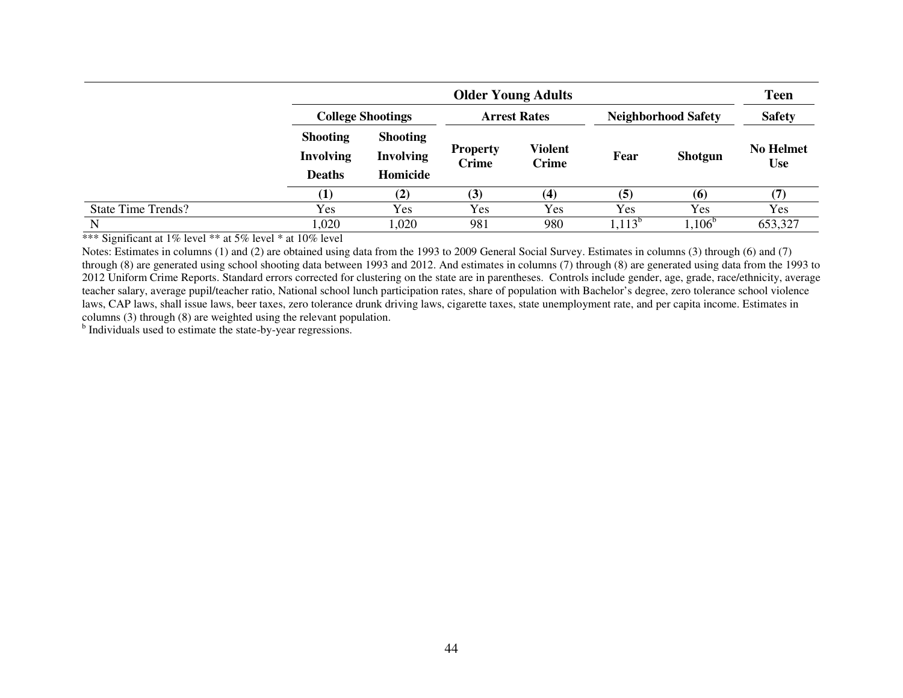| | Older Young Adults | | | | | | Teen |
|---|---|---|---|---|---|---|---|
| | College Shootings | | Arrest Rates | | Neighborhood Safety | | Safety |
| | Shooting Involving Deaths | Shooting Involving Homicide | Property Crime | Violent Crime | Fear | Shotgun | No Helmet Use |
| | (1) | (2) | (3) | (4) | (5) | (6) | (7) |
| State Time Trends? | Yes | Yes | Yes | Yes | Yes | Yes | Yes |
| N | 1,020 | 1,020 | 981 | 980 | 1,113[b] | 1,106[b] | 653,327 |

*** Significant at 1% level ** at 5% level * at 10% level

Notes: Estimates in columns (1) and (2) are obtained using data from the 1993 to 2009 General Social Survey. Estimates in columns (3) through (6) and (7) through (8) are generated using school shooting data between 1993 and 2012. And estimates in columns (7) through (8) are generated using data from the 1993 to 2012 Uniform Crime Reports. Standard errors corrected for clustering on the state are in parentheses. Controls include gender, age, grade, race/ethnicity, average teacher salary, average pupil/teacher ratio, National school lunch participation rates, share of population with Bachelor's degree, zero tolerance school violence laws, CAP laws, shall issue laws, beer taxes, zero tolerance drunk driving laws, cigarette taxes, state unemployment rate, and per capita income. Estimates in columns (3) through (8) are weighted using the relevant population.

[b] Individuals used to estimate the state-by-year regressions.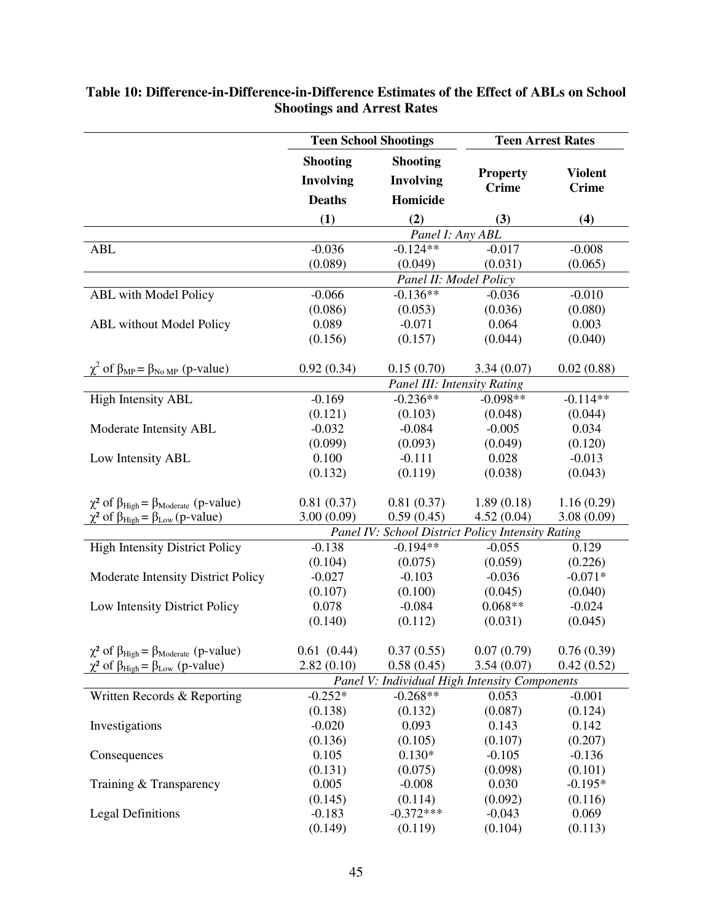**Table 10: Difference-in-Difference-in-Difference Estimates of the Effect of ABLs on School Shootings and Arrest Rates**

| | Teen School Shootings | | Teen Arrest Rates | |
|---|---|---|---|---|
| | Shooting Involving Deaths | Shooting Involving Homicide | Property Crime | Violent Crime |
| | (1) | (2) | (3) | (4) |
| | *Panel I: Any ABL* | | | |
| ABL | -0.036 | -0.124** | -0.017 | -0.008 |
| | (0.089) | (0.049) | (0.031) | (0.065) |
| | *Panel II: Model Policy* | | | |
| ABL with Model Policy | -0.066 | -0.136** | -0.036 | -0.010 |
| | (0.086) | (0.053) | (0.036) | (0.080) |
| ABL without Model Policy | 0.089 | -0.071 | 0.064 | 0.003 |
| | (0.156) | (0.157) | (0.044) | (0.040) |
| $\chi^2$ of $\beta_{MP} = \beta_{No\ MP}$ (p-value) | 0.92 (0.34) | 0.15 (0.70) | 3.34 (0.07) | 0.02 (0.88) |
| | *Panel III: Intensity Rating* | | | |
| High Intensity ABL | -0.169 | -0.236** | -0.098** | -0.114** |
| | (0.121) | (0.103) | (0.048) | (0.044) |
| Moderate Intensity ABL | -0.032 | -0.084 | -0.005 | 0.034 |
| | (0.099) | (0.093) | (0.049) | (0.120) |
| Low Intensity ABL | 0.100 | -0.111 | 0.028 | -0.013 |
| | (0.132) | (0.119) | (0.038) | (0.043) |
| $\chi^2$ of $\beta_{High} = \beta_{Moderate}$ (p-value) | 0.81 (0.37) | 0.81 (0.37) | 1.89 (0.18) | 1.16 (0.29) |
| $\chi^2$ of $\beta_{High} = \beta_{Low}$ (p-value) | 3.00 (0.09) | 0.59 (0.45) | 4.52 (0.04) | 3.08 (0.09) |
| | *Panel IV: School District Policy Intensity Rating* | | | |
| High Intensity District Policy | -0.138 | -0.194** | -0.055 | 0.129 |
| | (0.104) | (0.075) | (0.059) | (0.226) |
| Moderate Intensity District Policy | -0.027 | -0.103 | -0.036 | -0.071* |
| | (0.107) | (0.100) | (0.045) | (0.040) |
| Low Intensity District Policy | 0.078 | -0.084 | 0.068** | -0.024 |
| | (0.140) | (0.112) | (0.031) | (0.045) |
| $\chi^2$ of $\beta_{High} = \beta_{Moderate}$ (p-value) | 0.61 (0.44) | 0.37 (0.55) | 0.07 (0.79) | 0.76 (0.39) |
| $\chi^2$ of $\beta_{High} = \beta_{Low}$ (p-value) | 2.82 (0.10) | 0.58 (0.45) | 3.54 (0.07) | 0.42 (0.52) |
| | *Panel V: Individual High Intensity Components* | | | |
| Written Records & Reporting | -0.252* | -0.268** | 0.053 | -0.001 |
| | (0.138) | (0.132) | (0.087) | (0.124) |
| Investigations | -0.020 | 0.093 | 0.143 | 0.142 |
| | (0.136) | (0.105) | (0.107) | (0.207) |
| Consequences | 0.105 | 0.130* | -0.105 | -0.136 |
| | (0.131) | (0.075) | (0.098) | (0.101) |
| Training & Transparency | 0.005 | -0.008 | 0.030 | -0.195* |
| | (0.145) | (0.114) | (0.092) | (0.116) |
| Legal Definitions | -0.183 | -0.372*** | -0.043 | 0.069 |
| | (0.149) | (0.119) | (0.104) | (0.113) |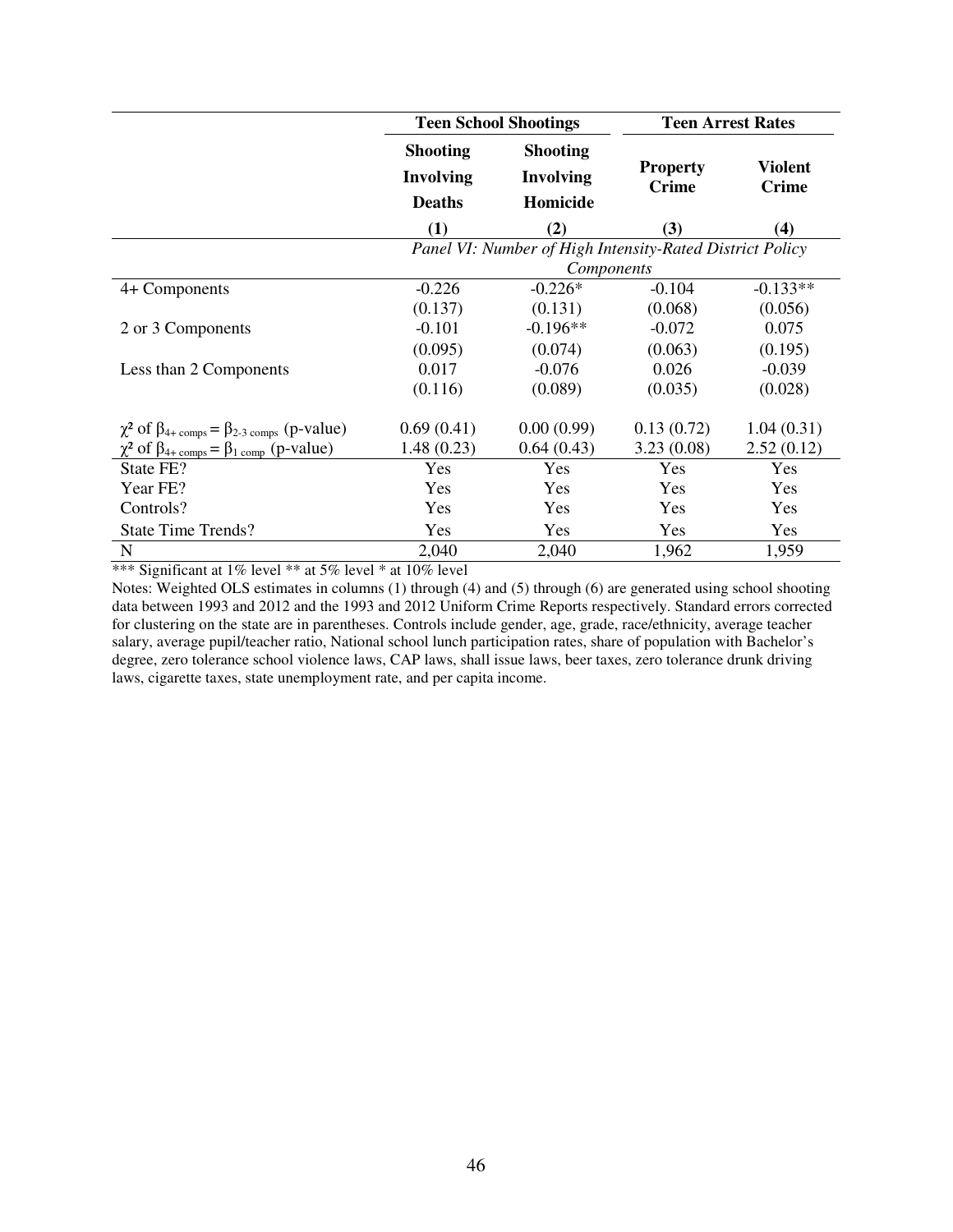| | Teen School Shootings | | Teen Arrest Rates | |
|---|---|---|---|---|
| | **Shooting Involving Deaths** | **Shooting Involving Homicide** | **Property Crime** | **Violent Crime** |
| | **(1)** | **(2)** | **(3)** | **(4)** |
| | *Panel VI: Number of High Intensity-Rated District Policy Components* | | | |
| 4+ Components | -0.226 | -0.226* | -0.104 | -0.133** |
| | (0.137) | (0.131) | (0.068) | (0.056) |
| 2 or 3 Components | -0.101 | -0.196** | -0.072 | 0.075 |
| | (0.095) | (0.074) | (0.063) | (0.195) |
| Less than 2 Components | 0.017 | -0.076 | 0.026 | -0.039 |
| | (0.116) | (0.089) | (0.035) | (0.028) |
| $\chi^2$ of $\beta_{4+\ comps} = \beta_{2\text{-}3\ comps}$ (p-value) | 0.69 (0.41) | 0.00 (0.99) | 0.13 (0.72) | 1.04 (0.31) |
| $\chi^2$ of $\beta_{4+\ comps} = \beta_{1\ comp}$ (p-value) | 1.48 (0.23) | 0.64 (0.43) | 3.23 (0.08) | 2.52 (0.12) |
| State FE? | Yes | Yes | Yes | Yes |
| Year FE? | Yes | Yes | Yes | Yes |
| Controls? | Yes | Yes | Yes | Yes |
| State Time Trends? | Yes | Yes | Yes | Yes |
| N | 2,040 | 2,040 | 1,962 | 1,959 |

*** Significant at 1% level ** at 5% level * at 10% level

Notes: Weighted OLS estimates in columns (1) through (4) and (5) through (6) are generated using school shooting data between 1993 and 2012 and the 1993 and 2012 Uniform Crime Reports respectively. Standard errors corrected for clustering on the state are in parentheses. Controls include gender, age, grade, race/ethnicity, average teacher salary, average pupil/teacher ratio, National school lunch participation rates, share of population with Bachelor's degree, zero tolerance school violence laws, CAP laws, shall issue laws, beer taxes, zero tolerance drunk driving laws, cigarette taxes, state unemployment rate, and per capita income.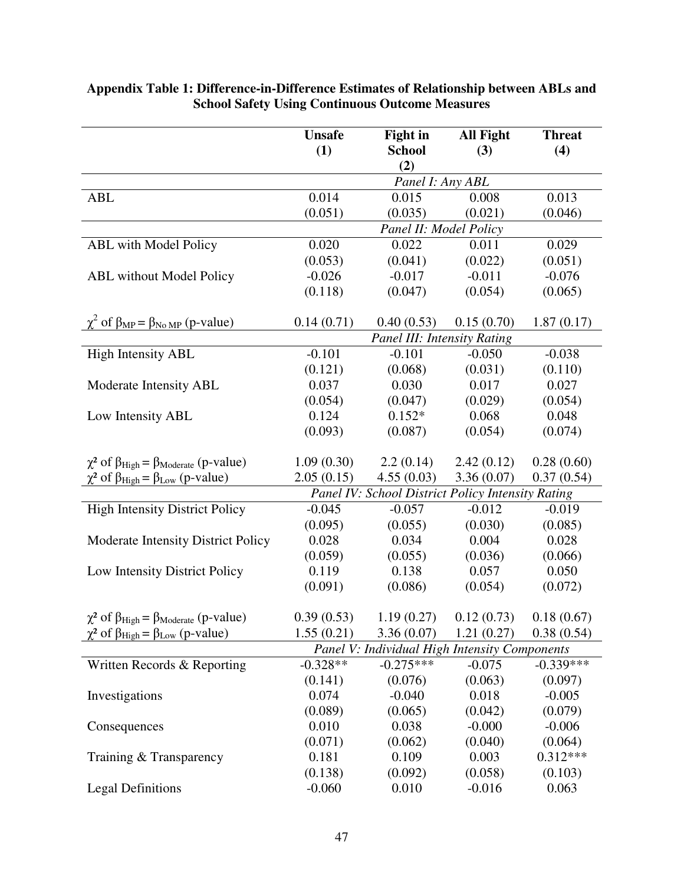**Appendix Table 1: Difference-in-Difference Estimates of Relationship between ABLs and School Safety Using Continuous Outcome Measures**

| | Unsafe (1) | Fight in School (2) | All Fight (3) | Threat (4) |
|---|---|---|---|---|
| | *Panel I: Any ABL* | | | |
| ABL | 0.014 | 0.015 | 0.008 | 0.013 |
| | (0.051) | (0.035) | (0.021) | (0.046) |
| | *Panel II: Model Policy* | | | |
| ABL with Model Policy | 0.020 | 0.022 | 0.011 | 0.029 |
| | (0.053) | (0.041) | (0.022) | (0.051) |
| ABL without Model Policy | -0.026 | -0.017 | -0.011 | -0.076 |
| | (0.118) | (0.047) | (0.054) | (0.065) |
| $\chi^2$ of $\beta_{MP} = \beta_{No\ MP}$ (p-value) | 0.14 (0.71) | 0.40 (0.53) | 0.15 (0.70) | 1.87 (0.17) |
| | *Panel III: Intensity Rating* | | | |
| High Intensity ABL | -0.101 | -0.101 | -0.050 | -0.038 |
| | (0.121) | (0.068) | (0.031) | (0.110) |
| Moderate Intensity ABL | 0.037 | 0.030 | 0.017 | 0.027 |
| | (0.054) | (0.047) | (0.029) | (0.054) |
| Low Intensity ABL | 0.124 | 0.152* | 0.068 | 0.048 |
| | (0.093) | (0.087) | (0.054) | (0.074) |
| $\chi^2$ of $\beta_{High} = \beta_{Moderate}$ (p-value) | 1.09 (0.30) | 2.2 (0.14) | 2.42 (0.12) | 0.28 (0.60) |
| $\chi^2$ of $\beta_{High} = \beta_{Low}$ (p-value) | 2.05 (0.15) | 4.55 (0.03) | 3.36 (0.07) | 0.37 (0.54) |
| | *Panel IV: School District Policy Intensity Rating* | | | |
| High Intensity District Policy | -0.045 | -0.057 | -0.012 | -0.019 |
| | (0.095) | (0.055) | (0.030) | (0.085) |
| Moderate Intensity District Policy | 0.028 | 0.034 | 0.004 | 0.028 |
| | (0.059) | (0.055) | (0.036) | (0.066) |
| Low Intensity District Policy | 0.119 | 0.138 | 0.057 | 0.050 |
| | (0.091) | (0.086) | (0.054) | (0.072) |
| $\chi^2$ of $\beta_{High} = \beta_{Moderate}$ (p-value) | 0.39 (0.53) | 1.19 (0.27) | 0.12 (0.73) | 0.18 (0.67) |
| $\chi^2$ of $\beta_{High} = \beta_{Low}$ (p-value) | 1.55 (0.21) | 3.36 (0.07) | 1.21 (0.27) | 0.38 (0.54) |
| | *Panel V: Individual High Intensity Components* | | | |
| Written Records & Reporting | -0.328** | -0.275*** | -0.075 | -0.339*** |
| | (0.141) | (0.076) | (0.063) | (0.097) |
| Investigations | 0.074 | -0.040 | 0.018 | -0.005 |
| | (0.089) | (0.065) | (0.042) | (0.079) |
| Consequences | 0.010 | 0.038 | -0.000 | -0.006 |
| | (0.071) | (0.062) | (0.040) | (0.064) |
| Training & Transparency | 0.181 | 0.109 | 0.003 | 0.312*** |
| | (0.138) | (0.092) | (0.058) | (0.103) |
| Legal Definitions | -0.060 | 0.010 | -0.016 | 0.063 |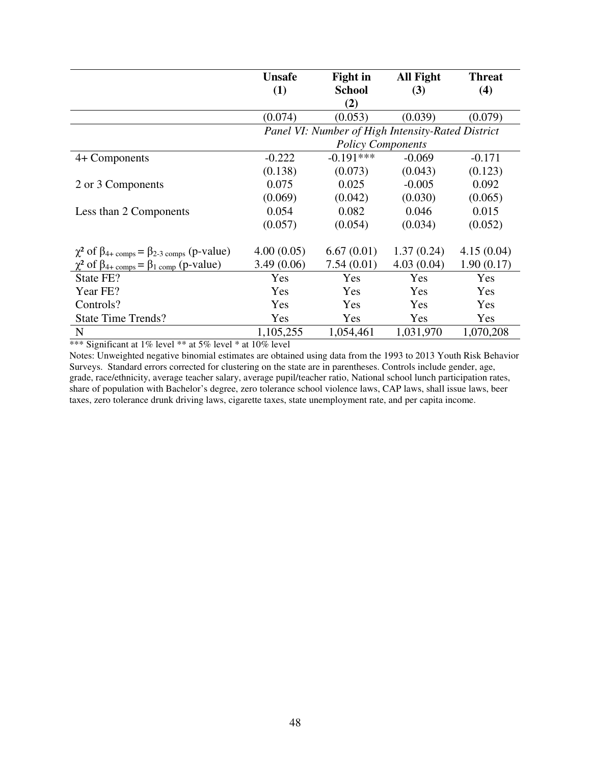| | Unsafe (1) | Fight in School (2) | All Fight (3) | Threat (4) |
|---|---|---|---|---|
| | (0.074) | (0.053) | (0.039) | (0.079) |
| | *Panel VI: Number of High Intensity-Rated District Policy Components* | | | |
| 4+ Components | -0.222 | -0.191*** | -0.069 | -0.171 |
| | (0.138) | (0.073) | (0.043) | (0.123) |
| 2 or 3 Components | 0.075 | 0.025 | -0.005 | 0.092 |
| | (0.069) | (0.042) | (0.030) | (0.065) |
| Less than 2 Components | 0.054 | 0.082 | 0.046 | 0.015 |
| | (0.057) | (0.054) | (0.034) | (0.052) |
| $\chi^2$ of $\beta_{4+ \text{ comps}} = \beta_{2\text{-}3 \text{ comps}}$ (p-value) | 4.00 (0.05) | 6.67 (0.01) | 1.37 (0.24) | 4.15 (0.04) |
| $\chi^2$ of $\beta_{4+ \text{ comps}} = \beta_{1 \text{ comp}}$ (p-value) | 3.49 (0.06) | 7.54 (0.01) | 4.03 (0.04) | 1.90 (0.17) |
| State FE? | Yes | Yes | Yes | Yes |
| Year FE? | Yes | Yes | Yes | Yes |
| Controls? | Yes | Yes | Yes | Yes |
| State Time Trends? | Yes | Yes | Yes | Yes |
| N | 1,105,255 | 1,054,461 | 1,031,970 | 1,070,208 |

*** Significant at 1% level ** at 5% level * at 10% level

Notes: Unweighted negative binomial estimates are obtained using data from the 1993 to 2013 Youth Risk Behavior Surveys. Standard errors corrected for clustering on the state are in parentheses. Controls include gender, age, grade, race/ethnicity, average teacher salary, average pupil/teacher ratio, National school lunch participation rates, share of population with Bachelor's degree, zero tolerance school violence laws, CAP laws, shall issue laws, beer taxes, zero tolerance drunk driving laws, cigarette taxes, state unemployment rate, and per capita income.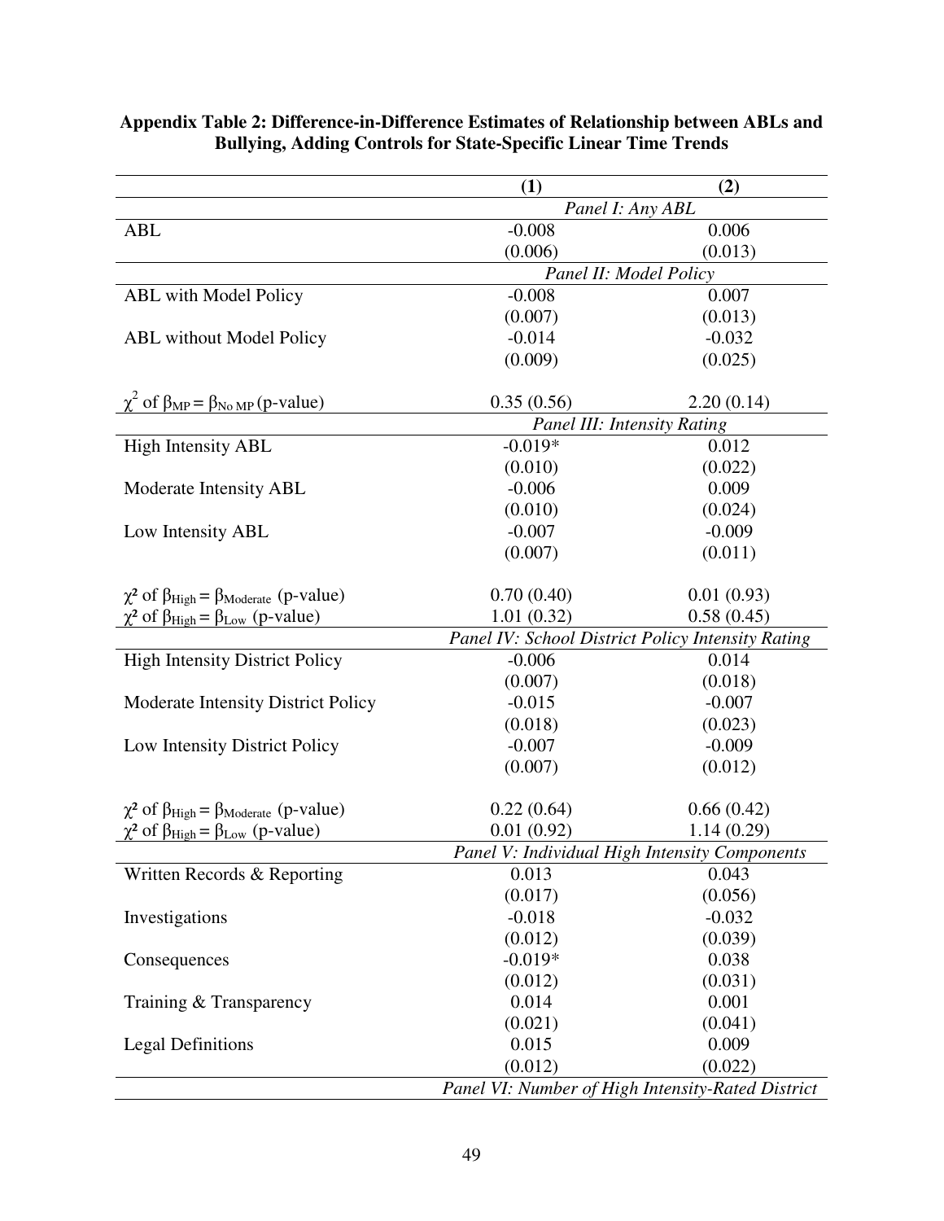**Appendix Table 2: Difference-in-Difference Estimates of Relationship between ABLs and Bullying, Adding Controls for State-Specific Linear Time Trends**

| | (1) | (2) |
|---|---|---|
| | *Panel I: Any ABL* | |
| ABL | -0.008 | 0.006 |
| | (0.006) | (0.013) |
| | *Panel II: Model Policy* | |
| ABL with Model Policy | -0.008 | 0.007 |
| | (0.007) | (0.013) |
| ABL without Model Policy | -0.014 | -0.032 |
| | (0.009) | (0.025) |
| $\chi^2$ of $\beta_{MP} = \beta_{No\ MP}$ (p-value) | 0.35 (0.56) | 2.20 (0.14) |
| | *Panel III: Intensity Rating* | |
| High Intensity ABL | -0.019* | 0.012 |
| | (0.010) | (0.022) |
| Moderate Intensity ABL | -0.006 | 0.009 |
| | (0.010) | (0.024) |
| Low Intensity ABL | -0.007 | -0.009 |
| | (0.007) | (0.011) |
| $\chi^2$ of $\beta_{High} = \beta_{Moderate}$ (p-value) | 0.70 (0.40) | 0.01 (0.93) |
| $\chi^2$ of $\beta_{High} = \beta_{Low}$ (p-value) | 1.01 (0.32) | 0.58 (0.45) |
| | *Panel IV: School District Policy Intensity Rating* | |
| High Intensity District Policy | -0.006 | 0.014 |
| | (0.007) | (0.018) |
| Moderate Intensity District Policy | -0.015 | -0.007 |
| | (0.018) | (0.023) |
| Low Intensity District Policy | -0.007 | -0.009 |
| | (0.007) | (0.012) |
| $\chi^2$ of $\beta_{High} = \beta_{Moderate}$ (p-value) | 0.22 (0.64) | 0.66 (0.42) |
| $\chi^2$ of $\beta_{High} = \beta_{Low}$ (p-value) | 0.01 (0.92) | 1.14 (0.29) |
| | *Panel V: Individual High Intensity Components* | |
| Written Records & Reporting | 0.013 | 0.043 |
| | (0.017) | (0.056) |
| Investigations | -0.018 | -0.032 |
| | (0.012) | (0.039) |
| Consequences | -0.019* | 0.038 |
| | (0.012) | (0.031) |
| Training & Transparency | 0.014 | 0.001 |
| | (0.021) | (0.041) |
| Legal Definitions | 0.015 | 0.009 |
| | (0.012) | (0.022) |
| | *Panel VI: Number of High Intensity-Rated District* | |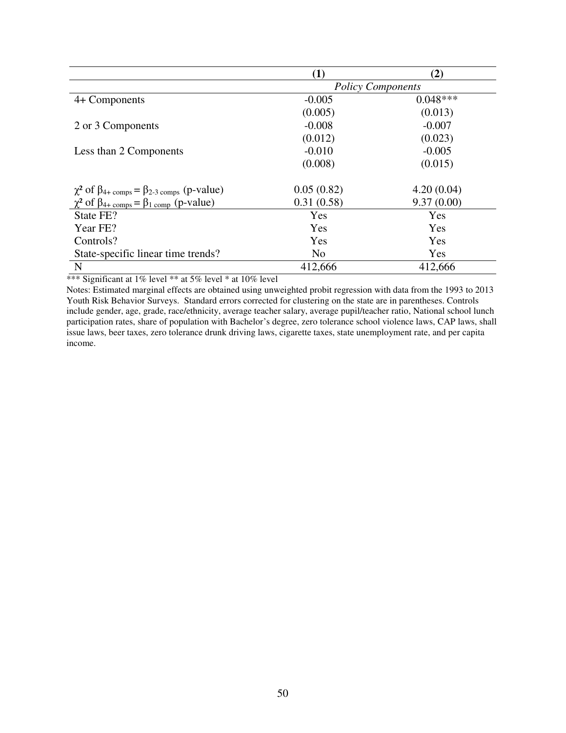| | (1) | (2) |
|---|---|---|
| | *Policy Components* | |
| 4+ Components | -0.005 | 0.048*** |
| | (0.005) | (0.013) |
| 2 or 3 Components | -0.008 | -0.007 |
| | (0.012) | (0.023) |
| Less than 2 Components | -0.010 | -0.005 |
| | (0.008) | (0.015) |
| | | |
| $\chi^2$ of $\beta_{4+\text{ comps}} = \beta_{2\text{-}3\text{ comps}}$ (p-value) | 0.05 (0.82) | 4.20 (0.04) |
| $\chi^2$ of $\beta_{4+\text{ comps}} = \beta_{1\text{ comp}}$ (p-value) | 0.31 (0.58) | 9.37 (0.00) |
| State FE? | Yes | Yes |
| Year FE? | Yes | Yes |
| Controls? | Yes | Yes |
| State-specific linear time trends? | No | Yes |
| N | 412,666 | 412,666 |

*** Significant at 1% level ** at 5% level * at 10% level

Notes: Estimated marginal effects are obtained using unweighted probit regression with data from the 1993 to 2013 Youth Risk Behavior Surveys. Standard errors corrected for clustering on the state are in parentheses. Controls include gender, age, grade, race/ethnicity, average teacher salary, average pupil/teacher ratio, National school lunch participation rates, share of population with Bachelor's degree, zero tolerance school violence laws, CAP laws, shall issue laws, beer taxes, zero tolerance drunk driving laws, cigarette taxes, state unemployment rate, and per capita income.